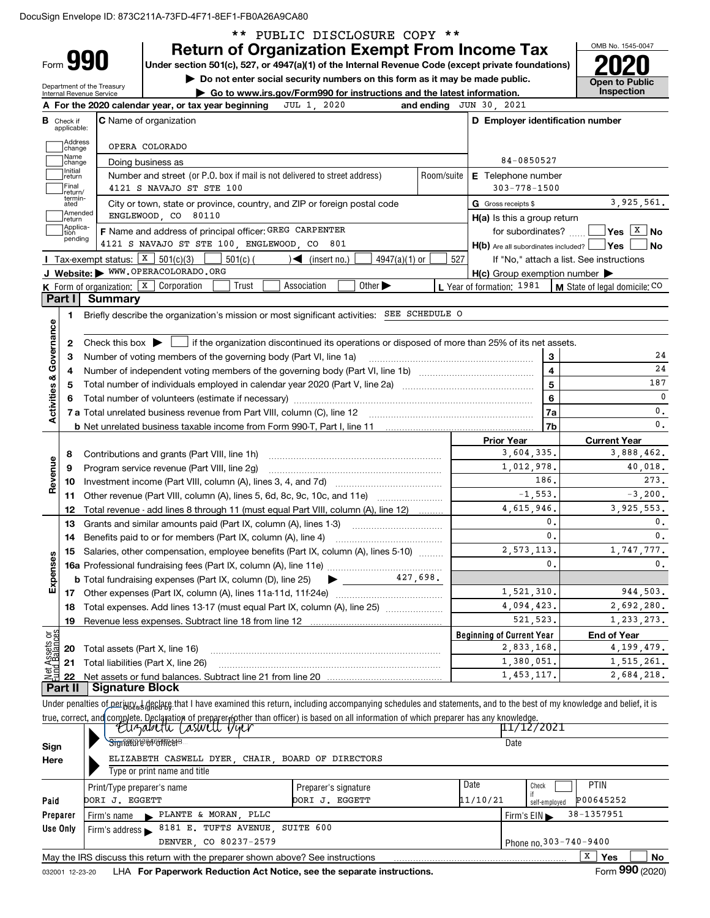DocuSign Envelope ID: 873C211A-73FD-4F71-8EF1-FB0A26A9CA80

** PUBLIC DISCLOSURE COPY **

# Form 990 — Return of Organization Exempt From Income Tax

**Under section 501(c), 527, or 4947(a)(1) of the Internal Revenue Code (except private foundations)**

▶ Do not enter social security numbers on this form as it may be made public.

▶ Go to www.irs.gov/Form990 for instructions and the latest information.

Department of the Treasury
Internal Revenue Service

OMB No. 1545-0047

**2020**

**Open to Public Inspection**

**A** For the 2020 calendar year, or tax year beginning JUL 1, 2020 and ending JUN 30, 2021

**B** Check if applicable: Address change, Name change, Initial return, Final return/terminated, Amended return, Application pending

**C** Name of organization: OPERA COLORADO

Doing business as

Number and street (or P.O. box if mail is not delivered to street address): 4121 S NAVAJO ST STE 100 — Room/suite

City or town, state or province, country, and ZIP or foreign postal code: ENGLEWOOD, CO 80110

**D** Employer identification number: 84-0850527

**E** Telephone number: 303-778-1500

**G** Gross receipts $ 3,925,561.

**F** Name and address of principal officer: GREG CARPENTER, 4121 S NAVAJO ST STE 100, ENGLEWOOD, CO 801

**H(a)** Is this a group return for subordinates? Yes [ ] No [X]

**H(b)** Are all subordinates included? Yes [ ] No [ ]
If "No," attach a list. See instructions

**H(c)** Group exemption number ▶

**I** Tax-exempt status: [X] 501(c)(3) [ ] 501(c) ( ) ◀ (insert no.) [ ] 4947(a)(1) or [ ] 527

**J** Website: ▶ WWW.OPERACOLORADO.ORG

**K** Form of organization: [X] Corporation [ ] Trust [ ] Association [ ] Other ▶

**L** Year of formation: 1981

**M** State of legal domicile: CO

## Part I Summary

**Activities & Governance**

1. Briefly describe the organization's mission or most significant activities: SEE SCHEDULE O
2. Check this box ▶ [ ] if the organization discontinued its operations or disposed of more than 25% of its net assets.

| | | | |
|---|---|---|---|
| 3 | Number of voting members of the governing body (Part VI, line 1a) | 3 | 24 |
| 4 | Number of independent voting members of the governing body (Part VI, line 1b) | 4 | 24 |
| 5 | Total number of individuals employed in calendar year 2020 (Part V, line 2a) | 5 | 187 |
| 6 | Total number of volunteers (estimate if necessary) | 6 | 0 |
| 7a | Total unrelated business revenue from Part VIII, column (C), line 12 | 7a | 0. |
| b | Net unrelated business taxable income from Form 990-T, Part I, line 11 | 7b | 0. |

| | | Prior Year | Current Year |
|---|---|---|---|
| **Revenue** | | | |
| 8 | Contributions and grants (Part VIII, line 1h) | 3,604,335. | 3,888,462. |
| 9 | Program service revenue (Part VIII, line 2g) | 1,012,978. | 40,018. |
| 10 | Investment income (Part VIII, column (A), lines 3, 4, and 7d) | 186. | 273. |
| 11 | Other revenue (Part VIII, column (A), lines 5, 6d, 8c, 9c, 10c, and 11e) | -1,553. | -3,200. |
| 12 | Total revenue - add lines 8 through 11 (must equal Part VIII, column (A), line 12) | 4,615,946. | 3,925,553. |
| **Expenses** | | | |
| 13 | Grants and similar amounts paid (Part IX, column (A), lines 1-3) | 0. | 0. |
| 14 | Benefits paid to or for members (Part IX, column (A), line 4) | 0. | 0. |
| 15 | Salaries, other compensation, employee benefits (Part IX, column (A), lines 5-10) | 2,573,113. | 1,747,777. |
| 16a | Professional fundraising fees (Part IX, column (A), line 11e) | 0. | 0. |
| b | Total fundraising expenses (Part IX, column (D), line 25) ▶ 427,698. | | |
| 17 | Other expenses (Part IX, column (A), lines 11a-11d, 11f-24e) | 1,521,310. | 944,503. |
| 18 | Total expenses. Add lines 13-17 (must equal Part IX, column (A), line 25) | 4,094,423. | 2,692,280. |
| 19 | Revenue less expenses. Subtract line 18 from line 12 | 521,523. | 1,233,273. |

| | **Net Assets or Fund Balances** | Beginning of Current Year | End of Year |
|---|---|---|---|
| 20 | Total assets (Part X, line 16) | 2,833,168. | 4,199,479. |
| 21 | Total liabilities (Part X, line 26) | 1,380,051. | 1,515,261. |
| 22 | Net assets or fund balances. Subtract line 21 from line 20 | 1,453,117. | 2,684,218. |

## Part II Signature Block

Under penalties of perjury, I declare that I have examined this return, including accompanying schedules and statements, and to the best of my knowledge and belief, it is true, correct, and complete. Declaration of preparer (other than officer) is based on all information of which preparer has any knowledge.

**Sign Here**

DocuSigned by: Elizabeth Caswell Dyer — Signature of officer — Date: 11/12/2021

ELIZABETH CASWELL DYER, CHAIR, BOARD OF DIRECTORS
Type or print name and title

**Paid Preparer Use Only**

| Print/Type preparer's name | Preparer's signature | Date | Check [ ] if self-employed | PTIN |
|---|---|---|---|---|
| DORI J. EGGETT | DORI J. EGGETT | 11/10/21 | | P00645252 |

Firm's name ▶ PLANTE & MORAN, PLLC — Firm's EIN ▶ 38-1357951

Firm's address ▶ 8181 E. TUFTS AVENUE, SUITE 600, DENVER, CO 80237-2579 — Phone no. 303-740-9400

May the IRS discuss this return with the preparer shown above? See instructions [X] Yes [ ] No

032001 12-23-20 LHA **For Paperwork Reduction Act Notice, see the separate instructions.** Form **990** (2020)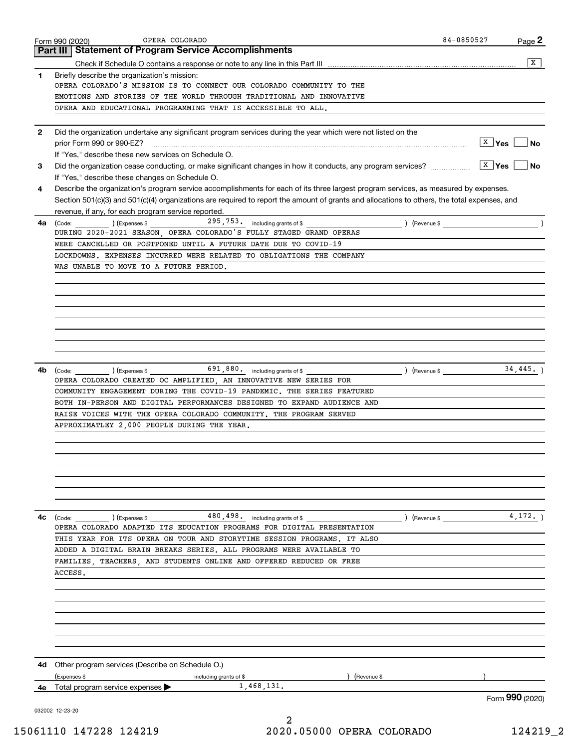Form 990 (2020) OPERA COLORADO 84-0850527 Page 2

## Part III Statement of Program Service Accomplishments

Check if Schedule O contains a response or note to any line in this Part III .................................... [X]

**1** Briefly describe the organization's mission:

OPERA COLORADO'S MISSION IS TO CONNECT OUR COLORADO COMMUNITY TO THE EMOTIONS AND STORIES OF THE WORLD THROUGH TRADITIONAL AND INNOVATIVE OPERA AND EDUCATIONAL PROGRAMMING THAT IS ACCESSIBLE TO ALL.

**2** Did the organization undertake any significant program services during the year which were not listed on the prior Form 990 or 990-EZ? .................... [X] Yes [ ] No

If "Yes," describe these new services on Schedule O.

**3** Did the organization cease conducting, or make significant changes in how it conducts, any program services? .................... [X] Yes [ ] No

If "Yes," describe these changes on Schedule O.

**4** Describe the organization's program service accomplishments for each of its three largest program services, as measured by expenses. Section 501(c)(3) and 501(c)(4) organizations are required to report the amount of grants and allocations to others, the total expenses, and revenue, if any, for each program service reported.

**4a** (Code: ______ ) (Expenses $ 295,753. including grants of $ ______ ) (Revenue $ ______ )

DURING 2020-2021 SEASON, OPERA COLORADO'S FULLY STAGED GRAND OPERAS WERE CANCELLED OR POSTPONED UNTIL A FUTURE DATE DUE TO COVID-19 LOCKDOWNS. EXPENSES INCURRED WERE RELATED TO OBLIGATIONS THE COMPANY WAS UNABLE TO MOVE TO A FUTURE PERIOD.

**4b** (Code: ______ ) (Expenses $ 691,880. including grants of $ ______ ) (Revenue $ 34,445. )

OPERA COLORADO CREATED OC AMPLIFIED, AN INNOVATIVE NEW SERIES FOR COMMUNITY ENGAGEMENT DURING THE COVID-19 PANDEMIC. THE SERIES FEATURED BOTH IN-PERSON AND DIGITAL PERFORMANCES DESIGNED TO EXPAND AUDIENCE AND RAISE VOICES WITH THE OPERA COLORADO COMMUNITY. THE PROGRAM SERVED APPROXIMATLEY 2,000 PEOPLE DURING THE YEAR.

**4c** (Code: ______ ) (Expenses $ 480,498. including grants of $ ______ ) (Revenue $ 4,172. )

OPERA COLORADO ADAPTED ITS EDUCATION PROGRAMS FOR DIGITAL PRESENTATION THIS YEAR FOR ITS OPERA ON TOUR AND STORYTIME SESSION PROGRAMS. IT ALSO ADDED A DIGITAL BRAIN BREAKS SERIES. ALL PROGRAMS WERE AVAILABLE TO FAMILIES, TEACHERS, AND STUDENTS ONLINE AND OFFERED REDUCED OR FREE ACCESS.

**4d** Other program services (Describe on Schedule O.)

(Expenses $ ______ including grants of $ ______ ) (Revenue $ ______ )

**4e** Total program service expenses ▶ 1,468,131.

Form **990** (2020)

032002 12-23-20

15061110 147228 124219 2020.05000 OPERA COLORADO 124219_2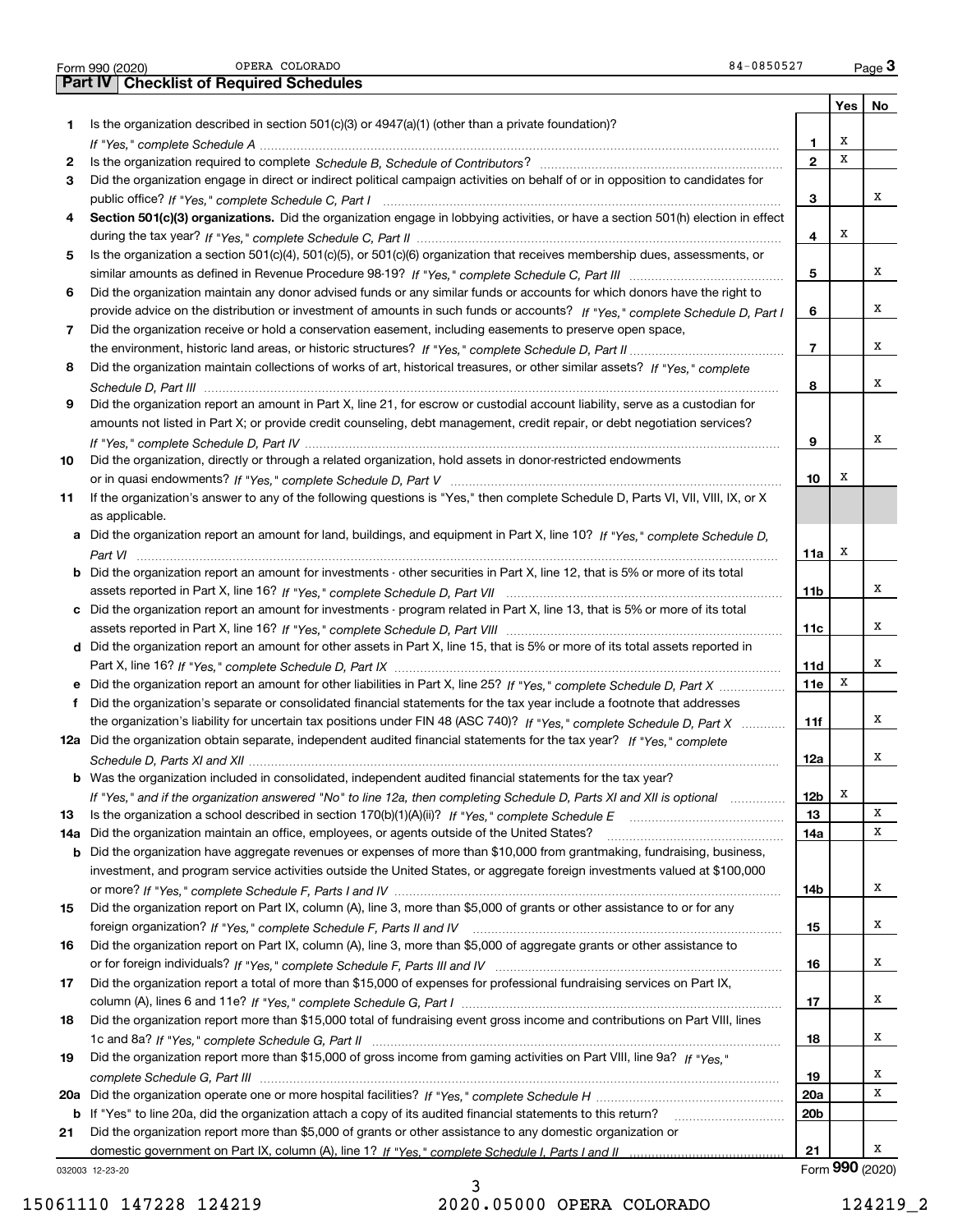Form 990 (2020) OPERA COLORADO 84-0850527

## Part IV Checklist of Required Schedules

| | | | Yes | No |
|---|---|---|---|---|
| 1 | Is the organization described in section 501(c)(3) or 4947(a)(1) (other than a private foundation)? *If "Yes," complete Schedule A* | 1 | X | |
| 2 | Is the organization required to complete *Schedule B, Schedule of Contributors*? | 2 | X | |
| 3 | Did the organization engage in direct or indirect political campaign activities on behalf of or in opposition to candidates for public office? *If "Yes," complete Schedule C, Part I* | 3 | | X |
| 4 | **Section 501(c)(3) organizations.** Did the organization engage in lobbying activities, or have a section 501(h) election in effect during the tax year? *If "Yes," complete Schedule C, Part II* | 4 | X | |
| 5 | Is the organization a section 501(c)(4), 501(c)(5), or 501(c)(6) organization that receives membership dues, assessments, or similar amounts as defined in Revenue Procedure 98-19? *If "Yes," complete Schedule C, Part III* | 5 | | X |
| 6 | Did the organization maintain any donor advised funds or any similar funds or accounts for which donors have the right to provide advice on the distribution or investment of amounts in such funds or accounts? *If "Yes," complete Schedule D, Part I* | 6 | | X |
| 7 | Did the organization receive or hold a conservation easement, including easements to preserve open space, the environment, historic land areas, or historic structures? *If "Yes," complete Schedule D, Part II* | 7 | | X |
| 8 | Did the organization maintain collections of works of art, historical treasures, or other similar assets? *If "Yes," complete Schedule D, Part III* | 8 | | X |
| 9 | Did the organization report an amount in Part X, line 21, for escrow or custodial account liability, serve as a custodian for amounts not listed in Part X; or provide credit counseling, debt management, credit repair, or debt negotiation services? *If "Yes," complete Schedule D, Part IV* | 9 | | X |
| 10 | Did the organization, directly or through a related organization, hold assets in donor-restricted endowments or in quasi endowments? *If "Yes," complete Schedule D, Part V* | 10 | X | |
| 11 | If the organization's answer to any of the following questions is "Yes," then complete Schedule D, Parts VI, VII, VIII, IX, or X as applicable. | | | |
| a | Did the organization report an amount for land, buildings, and equipment in Part X, line 10? *If "Yes," complete Schedule D, Part VI* | 11a | X | |
| b | Did the organization report an amount for investments - other securities in Part X, line 12, that is 5% or more of its total assets reported in Part X, line 16? *If "Yes," complete Schedule D, Part VII* | 11b | | X |
| c | Did the organization report an amount for investments - program related in Part X, line 13, that is 5% or more of its total assets reported in Part X, line 16? *If "Yes," complete Schedule D, Part VIII* | 11c | | X |
| d | Did the organization report an amount for other assets in Part X, line 15, that is 5% or more of its total assets reported in Part X, line 16? *If "Yes," complete Schedule D, Part IX* | 11d | | X |
| e | Did the organization report an amount for other liabilities in Part X, line 25? *If "Yes," complete Schedule D, Part X* | 11e | X | |
| f | Did the organization's separate or consolidated financial statements for the tax year include a footnote that addresses the organization's liability for uncertain tax positions under FIN 48 (ASC 740)? *If "Yes," complete Schedule D, Part X* | 11f | | X |
| 12a | Did the organization obtain separate, independent audited financial statements for the tax year? *If "Yes," complete Schedule D, Parts XI and XII* | 12a | | X |
| b | Was the organization included in consolidated, independent audited financial statements for the tax year? *If "Yes," and if the organization answered "No" to line 12a, then completing Schedule D, Parts XI and XII is optional* | 12b | X | |
| 13 | Is the organization a school described in section 170(b)(1)(A)(ii)? *If "Yes," complete Schedule E* | 13 | | X |
| 14a | Did the organization maintain an office, employees, or agents outside of the United States? | 14a | | X |
| b | Did the organization have aggregate revenues or expenses of more than $10,000 from grantmaking, fundraising, business, investment, and program service activities outside the United States, or aggregate foreign investments valued at $100,000 or more? *If "Yes," complete Schedule F, Parts I and IV* | 14b | | X |
| 15 | Did the organization report on Part IX, column (A), line 3, more than $5,000 of grants or other assistance to or for any foreign organization? *If "Yes," complete Schedule F, Parts II and IV* | 15 | | X |
| 16 | Did the organization report on Part IX, column (A), line 3, more than $5,000 of aggregate grants or other assistance to or for foreign individuals? *If "Yes," complete Schedule F, Parts III and IV* | 16 | | X |
| 17 | Did the organization report a total of more than $15,000 of expenses for professional fundraising services on Part IX, column (A), lines 6 and 11e? *If "Yes," complete Schedule G, Part I* | 17 | | X |
| 18 | Did the organization report more than $15,000 total of fundraising event gross income and contributions on Part VIII, lines 1c and 8a? *If "Yes," complete Schedule G, Part II* | 18 | | X |
| 19 | Did the organization report more than $15,000 of gross income from gaming activities on Part VIII, line 9a? *If "Yes," complete Schedule G, Part III* | 19 | | X |
| 20a | Did the organization operate one or more hospital facilities? *If "Yes," complete Schedule H* | 20a | | X |
| b | If "Yes" to line 20a, did the organization attach a copy of its audited financial statements to this return? | 20b | | |
| 21 | Did the organization report more than $5,000 of grants or other assistance to any domestic organization or domestic government on Part IX, column (A), line 1? *If "Yes," complete Schedule I, Parts I and II* | 21 | | X |

032003 12-23-20 Form **990** (2020)

15061110 147228 124219 2020.05000 OPERA COLORADO 124219_2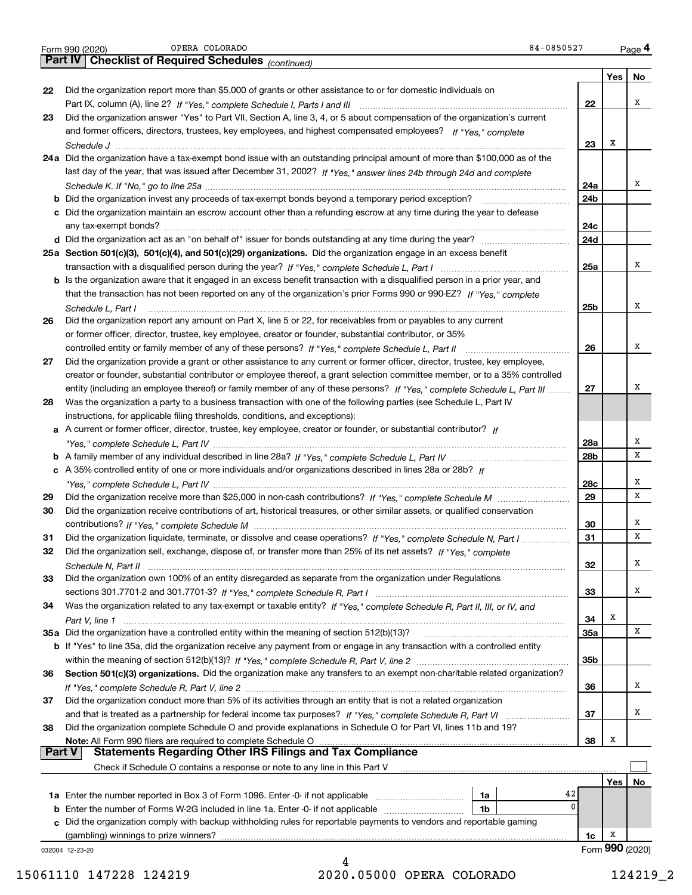Form 990 (2020) OPERA COLORADO 84-0850527 Page 4

## Part IV Checklist of Required Schedules *(continued)*

| | | | Yes | No |
|---|---|---|---|---|
| 22 | Did the organization report more than $5,000 of grants or other assistance to or for domestic individuals on Part IX, column (A), line 2? *If "Yes," complete Schedule I, Parts I and III* | 22 | | X |
| 23 | Did the organization answer "Yes" to Part VII, Section A, line 3, 4, or 5 about compensation of the organization's current and former officers, directors, trustees, key employees, and highest compensated employees? *If "Yes," complete Schedule J* | 23 | X | |
| 24a | Did the organization have a tax-exempt bond issue with an outstanding principal amount of more than $100,000 as of the last day of the year, that was issued after December 31, 2002? *If "Yes," answer lines 24b through 24d and complete Schedule K. If "No," go to line 25a* | 24a | | X |
| b | Did the organization invest any proceeds of tax-exempt bonds beyond a temporary period exception? | 24b | | |
| c | Did the organization maintain an escrow account other than a refunding escrow at any time during the year to defease any tax-exempt bonds? | 24c | | |
| d | Did the organization act as an "on behalf of" issuer for bonds outstanding at any time during the year? | 24d | | |
| 25a | **Section 501(c)(3), 501(c)(4), and 501(c)(29) organizations.** Did the organization engage in an excess benefit transaction with a disqualified person during the year? *If "Yes," complete Schedule L, Part I* | 25a | | X |
| b | Is the organization aware that it engaged in an excess benefit transaction with a disqualified person in a prior year, and that the transaction has not been reported on any of the organization's prior Forms 990 or 990-EZ? *If "Yes," complete Schedule L, Part I* | 25b | | X |
| 26 | Did the organization report any amount on Part X, line 5 or 22, for receivables from or payables to any current or former officer, director, trustee, key employee, creator or founder, substantial contributor, or 35% controlled entity or family member of any of these persons? *If "Yes," complete Schedule L, Part II* | 26 | | X |
| 27 | Did the organization provide a grant or other assistance to any current or former officer, director, trustee, key employee, creator or founder, substantial contributor or employee thereof, a grant selection committee member, or to a 35% controlled entity (including an employee thereof) or family member of any of these persons? *If "Yes," complete Schedule L, Part III* | 27 | | X |
| 28 | Was the organization a party to a business transaction with one of the following parties (see Schedule L, Part IV instructions, for applicable filing thresholds, conditions, and exceptions): | | | |
| a | A current or former officer, director, trustee, key employee, creator or founder, or substantial contributor? *If "Yes," complete Schedule L, Part IV* | 28a | | X |
| b | A family member of any individual described in line 28a? *If "Yes," complete Schedule L, Part IV* | 28b | | X |
| c | A 35% controlled entity of one or more individuals and/or organizations described in lines 28a or 28b? *If "Yes," complete Schedule L, Part IV* | 28c | | X |
| 29 | Did the organization receive more than $25,000 in non-cash contributions? *If "Yes," complete Schedule M* | 29 | | X |
| 30 | Did the organization receive contributions of art, historical treasures, or other similar assets, or qualified conservation contributions? *If "Yes," complete Schedule M* | 30 | | X |
| 31 | Did the organization liquidate, terminate, or dissolve and cease operations? *If "Yes," complete Schedule N, Part I* | 31 | | X |
| 32 | Did the organization sell, exchange, dispose of, or transfer more than 25% of its net assets? *If "Yes," complete Schedule N, Part II* | 32 | | X |
| 33 | Did the organization own 100% of an entity disregarded as separate from the organization under Regulations sections 301.7701-2 and 301.7701-3? *If "Yes," complete Schedule R, Part I* | 33 | | X |
| 34 | Was the organization related to any tax-exempt or taxable entity? *If "Yes," complete Schedule R, Part II, III, or IV, and Part V, line 1* | 34 | X | |
| 35a | Did the organization have a controlled entity within the meaning of section 512(b)(13)? | 35a | | X |
| b | If "Yes" to line 35a, did the organization receive any payment from or engage in any transaction with a controlled entity within the meaning of section 512(b)(13)? *If "Yes," complete Schedule R, Part V, line 2* | 35b | | |
| 36 | **Section 501(c)(3) organizations.** Did the organization make any transfers to an exempt non-charitable related organization? *If "Yes," complete Schedule R, Part V, line 2* | 36 | | X |
| 37 | Did the organization conduct more than 5% of its activities through an entity that is not a related organization and that is treated as a partnership for federal income tax purposes? *If "Yes," complete Schedule R, Part VI* | 37 | | X |
| 38 | Did the organization complete Schedule O and provide explanations in Schedule O for Part VI, lines 11b and 19? **Note:** All Form 990 filers are required to complete Schedule O | 38 | X | |

## Part V Statements Regarding Other IRS Filings and Tax Compliance

Check if Schedule O contains a response or note to any line in this Part V ☐

| | | | | | Yes | No |
|---|---|---|---|---|---|---|
| 1a | Enter the number reported in Box 3 of Form 1096. Enter -0- if not applicable | 1a | 42 | | | |
| b | Enter the number of Forms W-2G included in line 1a. Enter -0- if not applicable | 1b | 0 | | | |
| c | Did the organization comply with backup withholding rules for reportable payments to vendors and reportable gaming (gambling) winnings to prize winners? | | | 1c | X | |

032004 12-23-20

Form **990** (2020)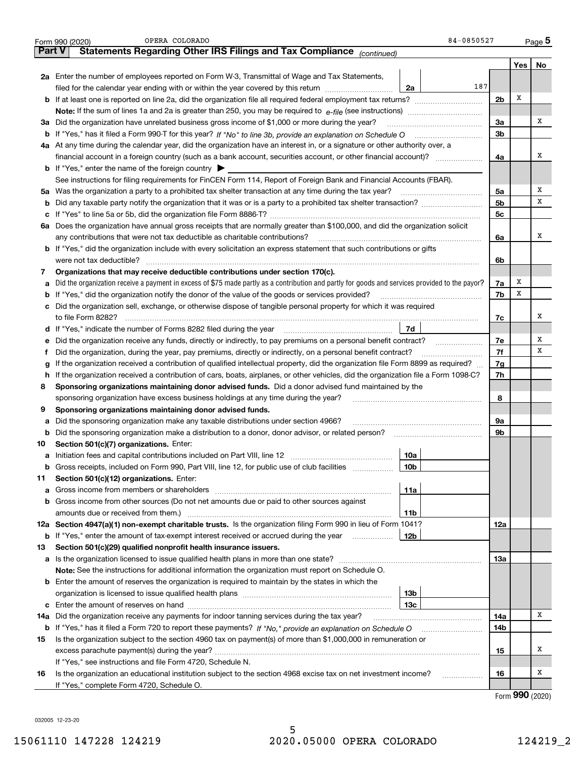Form 990 (2020) OPERA COLORADO 84-0850527 Page 5

## Part V Statements Regarding Other IRS Filings and Tax Compliance *(continued)*

| | | | | | Yes | No |
|---|---|---|---|---|---|---|
| **2a** | Enter the number of employees reported on Form W-3, Transmittal of Wage and Tax Statements, filed for the calendar year ending with or within the year covered by this return | 2a | 187 | | | |
| **b** | If at least one is reported on line 2a, did the organization file all required federal employment tax returns? | | | 2b | X | |
| | **Note:** If the sum of lines 1a and 2a is greater than 250, you may be required to *e-file* (see instructions) | | | | | |
| **3a** | Did the organization have unrelated business gross income of $1,000 or more during the year? | | | 3a | | X |
| **b** | If "Yes," has it filed a Form 990-T for this year? *If "No" to line 3b, provide an explanation on Schedule O* | | | 3b | | |
| **4a** | At any time during the calendar year, did the organization have an interest in, or a signature or other authority over, a financial account in a foreign country (such as a bank account, securities account, or other financial account)? | | | 4a | | X |
| **b** | If "Yes," enter the name of the foreign country ▶ | | | | | |
| | See instructions for filing requirements for FinCEN Form 114, Report of Foreign Bank and Financial Accounts (FBAR). | | | | | |
| **5a** | Was the organization a party to a prohibited tax shelter transaction at any time during the tax year? | | | 5a | | X |
| **b** | Did any taxable party notify the organization that it was or is a party to a prohibited tax shelter transaction? | | | 5b | | X |
| **c** | If "Yes" to line 5a or 5b, did the organization file Form 8886-T? | | | 5c | | |
| **6a** | Does the organization have annual gross receipts that are normally greater than $100,000, and did the organization solicit any contributions that were not tax deductible as charitable contributions? | | | 6a | | X |
| **b** | If "Yes," did the organization include with every solicitation an express statement that such contributions or gifts were not tax deductible? | | | 6b | | |
| **7** | **Organizations that may receive deductible contributions under section 170(c).** | | | | | |
| **a** | Did the organization receive a payment in excess of $75 made partly as a contribution and partly for goods and services provided to the payor? | | | 7a | X | |
| **b** | If "Yes," did the organization notify the donor of the value of the goods or services provided? | | | 7b | X | |
| **c** | Did the organization sell, exchange, or otherwise dispose of tangible personal property for which it was required to file Form 8282? | | | 7c | | X |
| **d** | If "Yes," indicate the number of Forms 8282 filed during the year | 7d | | | | |
| **e** | Did the organization receive any funds, directly or indirectly, to pay premiums on a personal benefit contract? | | | 7e | | X |
| **f** | Did the organization, during the year, pay premiums, directly or indirectly, on a personal benefit contract? | | | 7f | | X |
| **g** | If the organization received a contribution of qualified intellectual property, did the organization file Form 8899 as required? | | | 7g | | |
| **h** | If the organization received a contribution of cars, boats, airplanes, or other vehicles, did the organization file a Form 1098-C? | | | 7h | | |
| **8** | **Sponsoring organizations maintaining donor advised funds.** Did a donor advised fund maintained by the sponsoring organization have excess business holdings at any time during the year? | | | 8 | | |
| **9** | **Sponsoring organizations maintaining donor advised funds.** | | | | | |
| **a** | Did the sponsoring organization make any taxable distributions under section 4966? | | | 9a | | |
| **b** | Did the sponsoring organization make a distribution to a donor, donor advisor, or related person? | | | 9b | | |
| **10** | **Section 501(c)(7) organizations.** Enter: | | | | | |
| **a** | Initiation fees and capital contributions included on Part VIII, line 12 | 10a | | | | |
| **b** | Gross receipts, included on Form 990, Part VIII, line 12, for public use of club facilities | 10b | | | | |
| **11** | **Section 501(c)(12) organizations.** Enter: | | | | | |
| **a** | Gross income from members or shareholders | 11a | | | | |
| **b** | Gross income from other sources (Do not net amounts due or paid to other sources against amounts due or received from them.) | 11b | | | | |
| **12a** | **Section 4947(a)(1) non-exempt charitable trusts.** Is the organization filing Form 990 in lieu of Form 1041? | | | 12a | | |
| **b** | If "Yes," enter the amount of tax-exempt interest received or accrued during the year | 12b | | | | |
| **13** | **Section 501(c)(29) qualified nonprofit health insurance issuers.** | | | | | |
| **a** | Is the organization licensed to issue qualified health plans in more than one state? | | | 13a | | |
| | **Note:** See the instructions for additional information the organization must report on Schedule O. | | | | | |
| **b** | Enter the amount of reserves the organization is required to maintain by the states in which the organization is licensed to issue qualified health plans | 13b | | | | |
| **c** | Enter the amount of reserves on hand | 13c | | | | |
| **14a** | Did the organization receive any payments for indoor tanning services during the tax year? | | | 14a | | X |
| **b** | If "Yes," has it filed a Form 720 to report these payments? *If "No," provide an explanation on Schedule O* | | | 14b | | |
| **15** | Is the organization subject to the section 4960 tax on payment(s) of more than $1,000,000 in remuneration or excess parachute payment(s) during the year? | | | 15 | | X |
| | If "Yes," see instructions and file Form 4720, Schedule N. | | | | | |
| **16** | Is the organization an educational institution subject to the section 4968 excise tax on net investment income? | | | 16 | | X |
| | If "Yes," complete Form 4720, Schedule O. | | | | | |

Form **990** (2020)

032005 12-23-20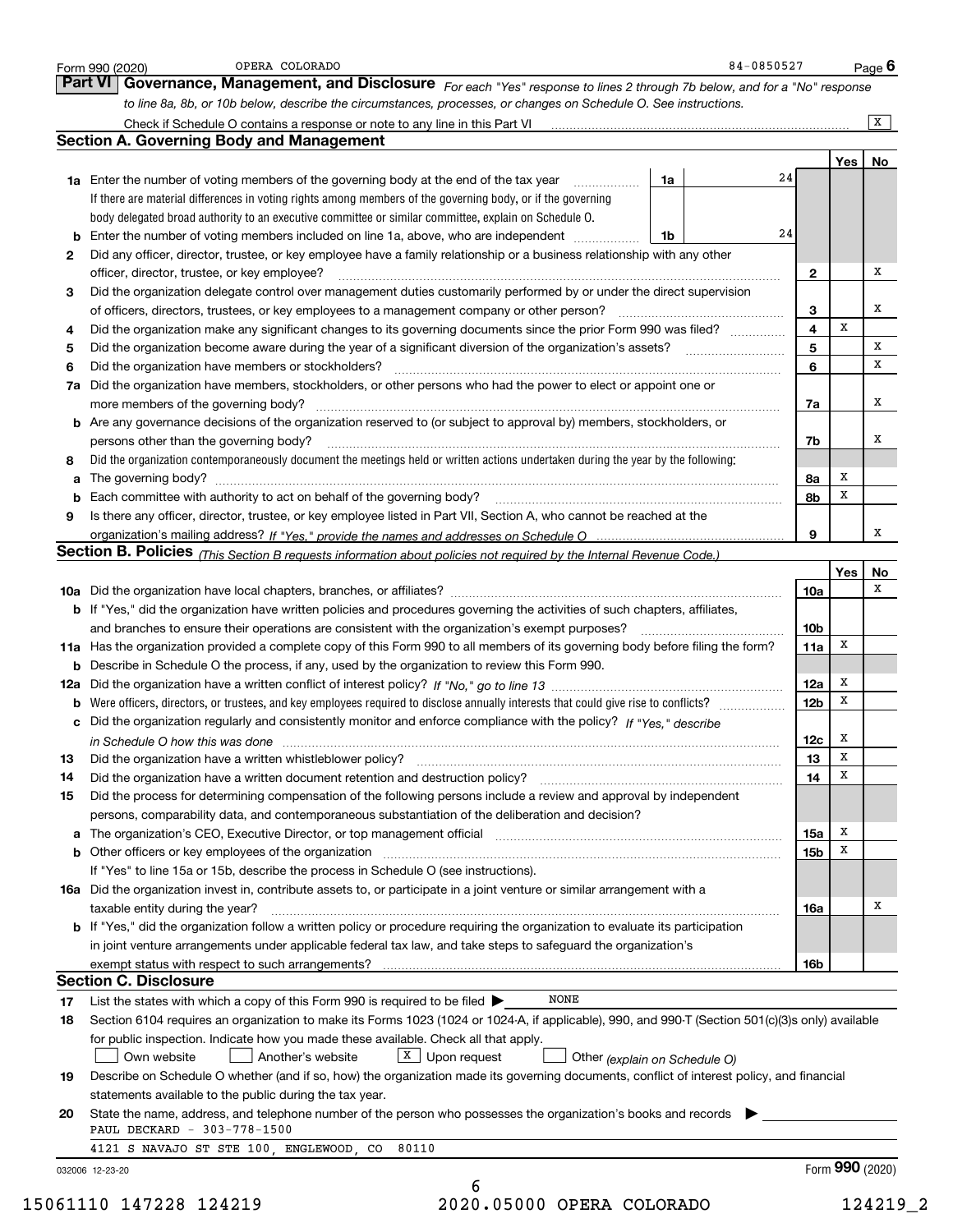Form 990 (2020) OPERA COLORADO 84-0850527 Page **6**

## Part VI Governance, Management, and Disclosure

*For each "Yes" response to lines 2 through 7b below, and for a "No" response to line 8a, 8b, or 10b below, describe the circumstances, processes, or changes on Schedule O. See instructions.*

Check if Schedule O contains a response or note to any line in this Part VI ..... [X]

### Section A. Governing Body and Management

| | | | | Yes | No |
|---|---|---|---|---|---|
| **1a** | Enter the number of voting members of the governing body at the end of the tax year — **1a** 24. If there are material differences in voting rights among members of the governing body, or if the governing body delegated broad authority to an executive committee or similar committee, explain on Schedule O. | | | | |
| **b** | Enter the number of voting members included on line 1a, above, who are independent — **1b** 24 | | | | |
| **2** | Did any officer, director, trustee, or key employee have a family relationship or a business relationship with any other officer, director, trustee, or key employee? | **2** | | | X |
| **3** | Did the organization delegate control over management duties customarily performed by or under the direct supervision of officers, directors, trustees, or key employees to a management company or other person? | **3** | | | X |
| **4** | Did the organization make any significant changes to its governing documents since the prior Form 990 was filed? | **4** | | X | |
| **5** | Did the organization become aware during the year of a significant diversion of the organization's assets? | **5** | | | X |
| **6** | Did the organization have members or stockholders? | **6** | | | X |
| **7a** | Did the organization have members, stockholders, or other persons who had the power to elect or appoint one or more members of the governing body? | **7a** | | | X |
| **b** | Are any governance decisions of the organization reserved to (or subject to approval by) members, stockholders, or persons other than the governing body? | **7b** | | | X |
| **8** | Did the organization contemporaneously document the meetings held or written actions undertaken during the year by the following: | | | | |
| **a** | The governing body? | **8a** | | X | |
| **b** | Each committee with authority to act on behalf of the governing body? | **8b** | | X | |
| **9** | Is there any officer, director, trustee, or key employee listed in Part VII, Section A, who cannot be reached at the organization's mailing address? *If "Yes," provide the names and addresses on Schedule O* | **9** | | | X |

### Section B. Policies *(This Section B requests information about policies not required by the Internal Revenue Code.)*

| | | | Yes | No |
|---|---|---|---|---|
| **10a** | Did the organization have local chapters, branches, or affiliates? | **10a** | | X |
| **b** | If "Yes," did the organization have written policies and procedures governing the activities of such chapters, affiliates, and branches to ensure their operations are consistent with the organization's exempt purposes? | **10b** | | |
| **11a** | Has the organization provided a complete copy of this Form 990 to all members of its governing body before filing the form? | **11a** | X | |
| **b** | Describe in Schedule O the process, if any, used by the organization to review this Form 990. | | | |
| **12a** | Did the organization have a written conflict of interest policy? *If "No," go to line 13* | **12a** | X | |
| **b** | Were officers, directors, or trustees, and key employees required to disclose annually interests that could give rise to conflicts? | **12b** | X | |
| **c** | Did the organization regularly and consistently monitor and enforce compliance with the policy? *If "Yes," describe in Schedule O how this was done* | **12c** | X | |
| **13** | Did the organization have a written whistleblower policy? | **13** | X | |
| **14** | Did the organization have a written document retention and destruction policy? | **14** | X | |
| **15** | Did the process for determining compensation of the following persons include a review and approval by independent persons, comparability data, and contemporaneous substantiation of the deliberation and decision? | | | |
| **a** | The organization's CEO, Executive Director, or top management official | **15a** | X | |
| **b** | Other officers or key employees of the organization | **15b** | X | |
| | If "Yes" to line 15a or 15b, describe the process in Schedule O (see instructions). | | | |
| **16a** | Did the organization invest in, contribute assets to, or participate in a joint venture or similar arrangement with a taxable entity during the year? | **16a** | | X |
| **b** | If "Yes," did the organization follow a written policy or procedure requiring the organization to evaluate its participation in joint venture arrangements under applicable federal tax law, and take steps to safeguard the organization's exempt status with respect to such arrangements? | **16b** | | |

### Section C. Disclosure

**17** List the states with which a copy of this Form 990 is required to be filed ▶ NONE

**18** Section 6104 requires an organization to make its Forms 1023 (1024 or 1024-A, if applicable), 990, and 990-T (Section 501(c)(3)s only) available for public inspection. Indicate how you made these available. Check all that apply.

[ ] Own website [ ] Another's website [X] Upon request [ ] Other *(explain on Schedule O)*

**19** Describe on Schedule O whether (and if so, how) the organization made its governing documents, conflict of interest policy, and financial statements available to the public during the tax year.

**20** State the name, address, and telephone number of the person who possesses the organization's books and records ▶

PAUL DECKARD - 303-778-1500
4121 S NAVAJO ST STE 100, ENGLEWOOD, CO 80110

032006 12-23-20 Form **990** (2020)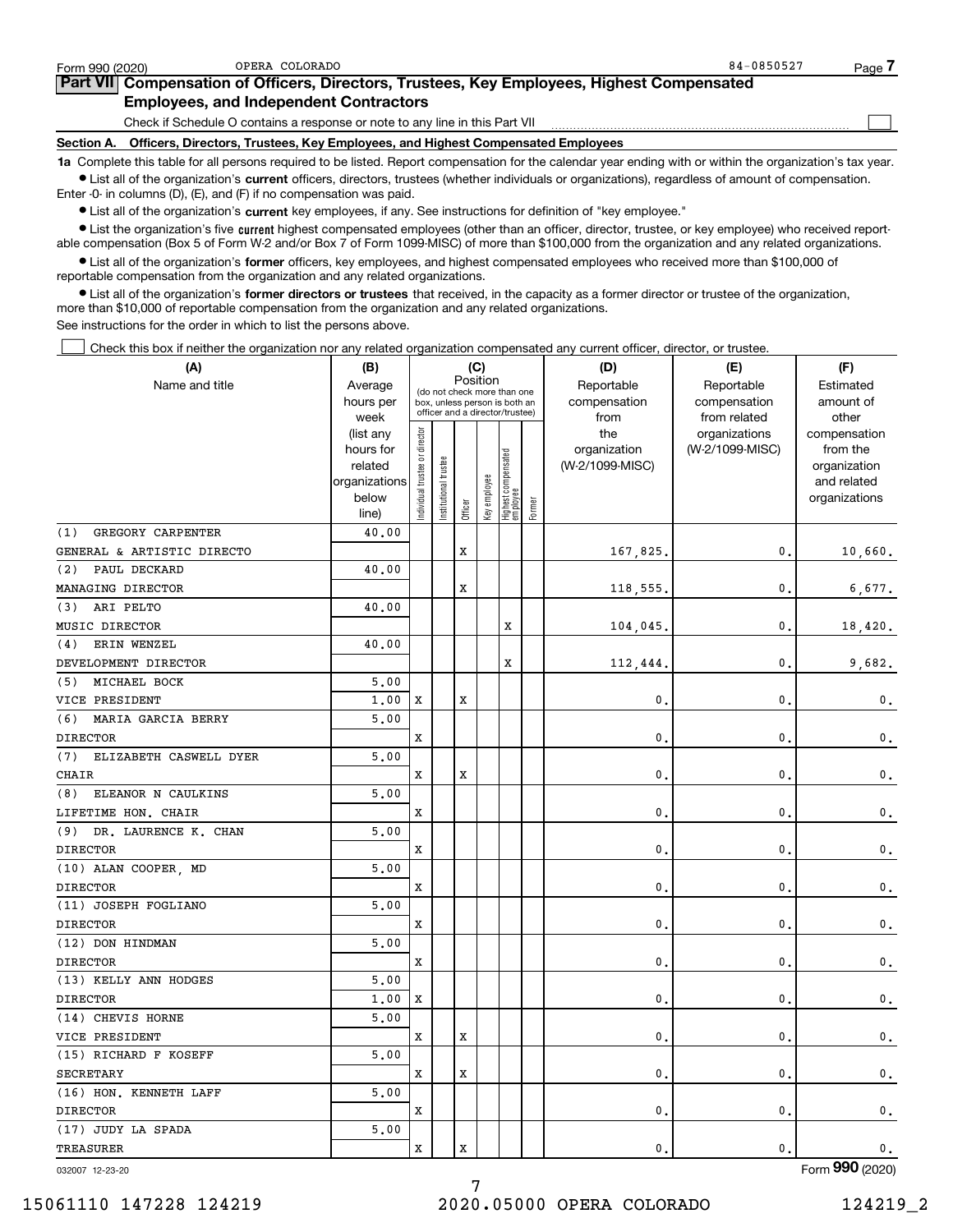Form 990 (2020) OPERA COLORADO 84-0850527

## Part VII Compensation of Officers, Directors, Trustees, Key Employees, Highest Compensated Employees, and Independent Contractors

Check if Schedule O contains a response or note to any line in this Part VII ☐

### Section A. Officers, Directors, Trustees, Key Employees, and Highest Compensated Employees

**1a** Complete this table for all persons required to be listed. Report compensation for the calendar year ending with or within the organization's tax year.

- List all of the organization's **current** officers, directors, trustees (whether individuals or organizations), regardless of amount of compensation. Enter -0- in columns (D), (E), and (F) if no compensation was paid.
- List all of the organization's **current** key employees, if any. See instructions for definition of "key employee."
- List the organization's five **current** highest compensated employees (other than an officer, director, trustee, or key employee) who received reportable compensation (Box 5 of Form W-2 and/or Box 7 of Form 1099-MISC) of more than $100,000 from the organization and any related organizations.
- List all of the organization's **former** officers, key employees, and highest compensated employees who received more than $100,000 of reportable compensation from the organization and any related organizations.
- List all of the organization's **former directors or trustees** that received, in the capacity as a former director or trustee of the organization, more than $10,000 of reportable compensation from the organization and any related organizations.

See instructions for the order in which to list the persons above.

☐ Check this box if neither the organization nor any related organization compensated any current officer, director, or trustee.

| (A) Name and title | (B) Average hours per week (list any hours for related organizations below line) | (C) Position: Individual trustee or director | Institutional trustee | Officer | Key employee | Highest compensated employee | Former | (D) Reportable compensation from the organization (W-2/1099-MISC) | (E) Reportable compensation from related organizations (W-2/1099-MISC) | (F) Estimated amount of other compensation from the organization and related organizations |
|---|---|---|---|---|---|---|---|---|---|---|
| (1) GREGORY CARPENTER<br>GENERAL & ARTISTIC DIRECTO | 40.00 | | | X | | | | 167,825. | 0. | 10,660. |
| (2) PAUL DECKARD<br>MANAGING DIRECTOR | 40.00 | | | X | | | | 118,555. | 0. | 6,677. |
| (3) ARI PELTO<br>MUSIC DIRECTOR | 40.00 | | | | | X | | 104,045. | 0. | 18,420. |
| (4) ERIN WENZEL<br>DEVELOPMENT DIRECTOR | 40.00 | | | | | X | | 112,444. | 0. | 9,682. |
| (5) MICHAEL BOCK<br>VICE PRESIDENT | 5.00<br>1.00 | X | | X | | | | 0. | 0. | 0. |
| (6) MARIA GARCIA BERRY<br>DIRECTOR | 5.00 | X | | | | | | 0. | 0. | 0. |
| (7) ELIZABETH CASWELL DYER<br>CHAIR | 5.00 | X | | X | | | | 0. | 0. | 0. |
| (8) ELEANOR N CAULKINS<br>LIFETIME HON. CHAIR | 5.00 | X | | | | | | 0. | 0. | 0. |
| (9) DR. LAURENCE K. CHAN<br>DIRECTOR | 5.00 | X | | | | | | 0. | 0. | 0. |
| (10) ALAN COOPER, MD<br>DIRECTOR | 5.00 | X | | | | | | 0. | 0. | 0. |
| (11) JOSEPH FOGLIANO<br>DIRECTOR | 5.00 | X | | | | | | 0. | 0. | 0. |
| (12) DON HINDMAN<br>DIRECTOR | 5.00 | X | | | | | | 0. | 0. | 0. |
| (13) KELLY ANN HODGES<br>DIRECTOR | 5.00<br>1.00 | X | | | | | | 0. | 0. | 0. |
| (14) CHEVIS HORNE<br>VICE PRESIDENT | 5.00 | X | | X | | | | 0. | 0. | 0. |
| (15) RICHARD F KOSEFF<br>SECRETARY | 5.00 | X | | X | | | | 0. | 0. | 0. |
| (16) HON. KENNETH LAFF<br>DIRECTOR | 5.00 | X | | | | | | 0. | 0. | 0. |
| (17) JUDY LA SPADA<br>TREASURER | 5.00 | X | | X | | | | 0. | 0. | 0. |

032007 12-23-20 Form **990** (2020)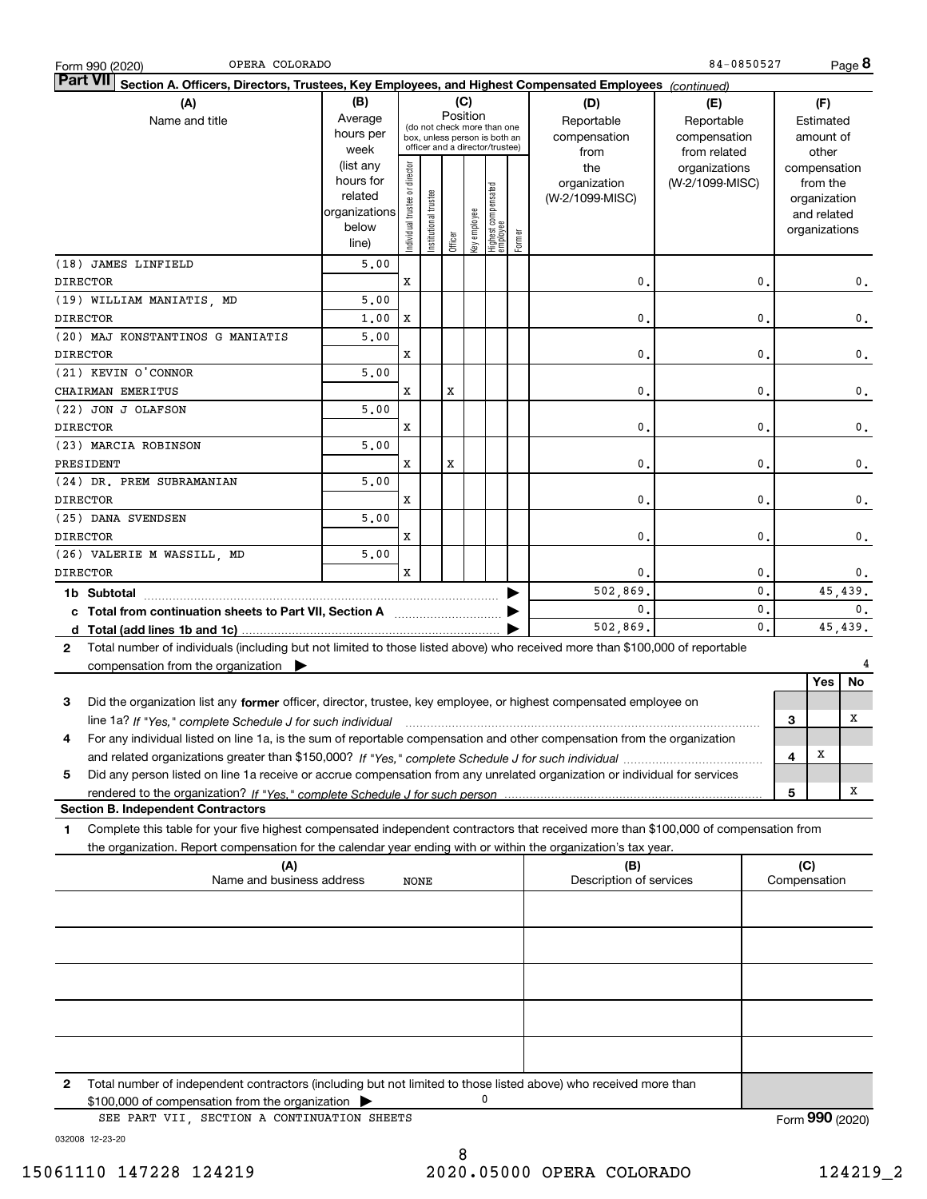Form 990 (2020) OPERA COLORADO 84-0850527 Page **8**

**Part VII Section A. Officers, Directors, Trustees, Key Employees, and Highest Compensated Employees** *(continued)*

| (A) Name and title | (B) Average hours per week (list any hours for related organizations below line) | (C) Position: Individual trustee or director | Institutional trustee | Officer | Key employee | Highest compensated employee | Former | (D) Reportable compensation from the organization (W-2/1099-MISC) | (E) Reportable compensation from related organizations (W-2/1099-MISC) | (F) Estimated amount of other compensation from the organization and related organizations |
|---|---|---|---|---|---|---|---|---|---|---|
| (18) JAMES LINFIELD<br>DIRECTOR | 5.00 | X | | | | | | 0. | 0. | 0. |
| (19) WILLIAM MANIATIS, MD<br>DIRECTOR | 5.00<br>1.00 | X | | | | | | 0. | 0. | 0. |
| (20) MAJ KONSTANTINOS G MANIATIS<br>DIRECTOR | 5.00 | X | | | | | | 0. | 0. | 0. |
| (21) KEVIN O'CONNOR<br>CHAIRMAN EMERITUS | 5.00 | X | | X | | | | 0. | 0. | 0. |
| (22) JON J OLAFSON<br>DIRECTOR | 5.00 | X | | | | | | 0. | 0. | 0. |
| (23) MARCIA ROBINSON<br>PRESIDENT | 5.00 | X | | X | | | | 0. | 0. | 0. |
| (24) DR. PREM SUBRAMANIAN<br>DIRECTOR | 5.00 | X | | | | | | 0. | 0. | 0. |
| (25) DANA SVENDSEN<br>DIRECTOR | 5.00 | X | | | | | | 0. | 0. | 0. |
| (26) VALERIE M WASSILL, MD<br>DIRECTOR | 5.00 | X | | | | | | 0. | 0. | 0. |
| **1b Subtotal** | | | | | | | | 502,869. | 0. | 45,439. |
| **c Total from continuation sheets to Part VII, Section A** | | | | | | | | 0. | 0. | 0. |
| **d Total (add lines 1b and 1c)** | | | | | | | | 502,869. | 0. | 45,439. |

**2** Total number of individuals (including but not limited to those listed above) who received more than $100,000 of reportable compensation from the organization ▶ 4

| | | Yes | No |
|---|---|---|---|
| **3** Did the organization list any **former** officer, director, trustee, key employee, or highest compensated employee on line 1a? *If "Yes," complete Schedule J for such individual* | 3 | | X |
| **4** For any individual listed on line 1a, is the sum of reportable compensation and other compensation from the organization and related organizations greater than $150,000? *If "Yes," complete Schedule J for such individual* | 4 | X | |
| **5** Did any person listed on line 1a receive or accrue compensation from any unrelated organization or individual for services rendered to the organization? *If "Yes," complete Schedule J for such person* | 5 | | X |

**Section B. Independent Contractors**

**1** Complete this table for your five highest compensated independent contractors that received more than $100,000 of compensation from the organization. Report compensation for the calendar year ending with or within the organization's tax year.

| (A) Name and business address | (B) Description of services | (C) Compensation |
|---|---|---|
| NONE | | |
| | | |
| | | |
| | | |
| | | |

**2** Total number of independent contractors (including but not limited to those listed above) who received more than $100,000 of compensation from the organization ▶ 0

SEE PART VII, SECTION A CONTINUATION SHEETS

Form **990** (2020)

032008 12-23-20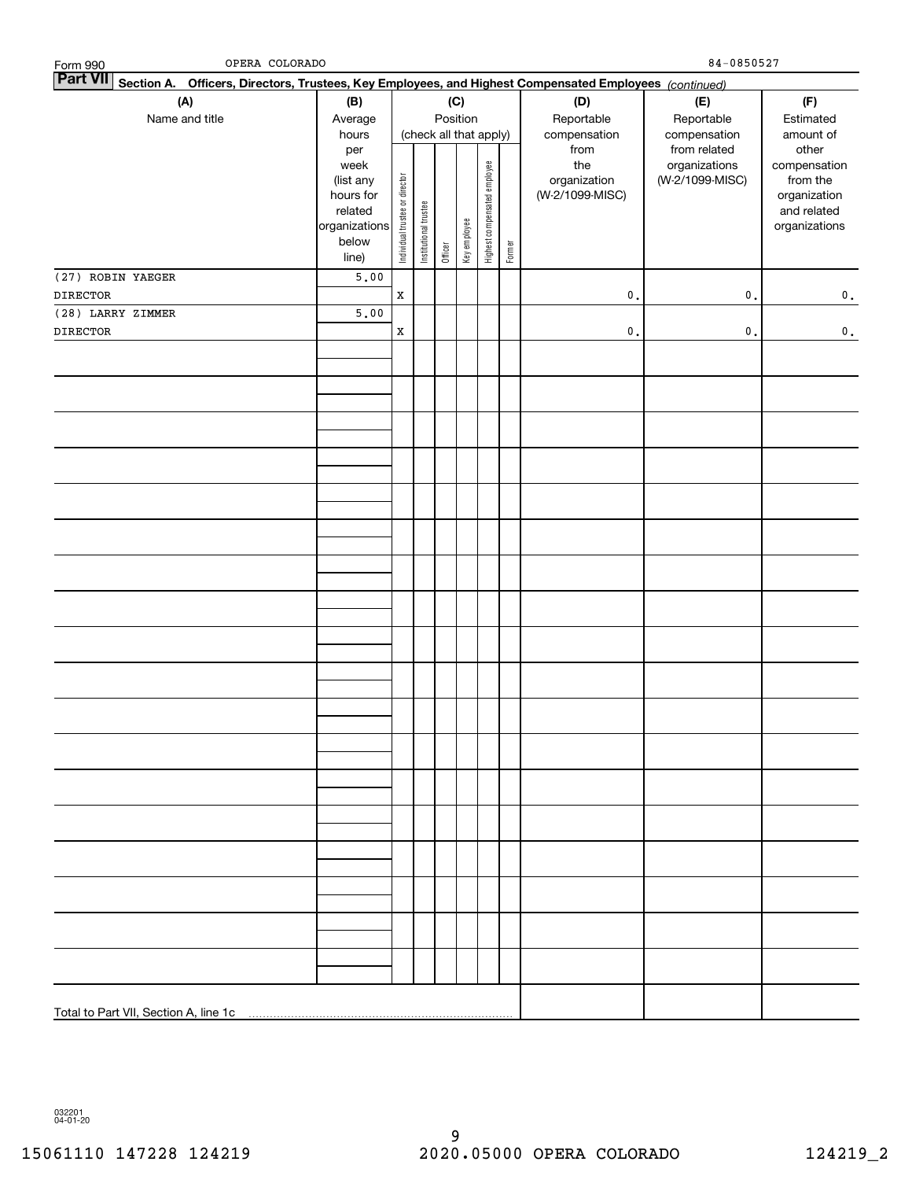Form 990 OPERA COLORADO 84-0850527

**Part VII Section A. Officers, Directors, Trustees, Key Employees, and Highest Compensated Employees** *(continued)*

| (A) Name and title | (B) Average hours per week (list any hours for related organizations below line) | (C) Position (check all that apply): Individual trustee or director | Institutional trustee | Officer | Key employee | Highest compensated employee | Former | (D) Reportable compensation from the organization (W-2/1099-MISC) | (E) Reportable compensation from related organizations (W-2/1099-MISC) | (F) Estimated amount of other compensation from the organization and related organizations |
|---|---|---|---|---|---|---|---|---|---|---|
| (27) ROBIN YAEGER DIRECTOR | 5.00 | X | | | | | | 0. | 0. | 0. |
| (28) LARRY ZIMMER DIRECTOR | 5.00 | X | | | | | | 0. | 0. | 0. |
| | | | | | | | | | | |
| Total to Part VII, Section A, line 1c | | | | | | | | | | |

032201 04-01-20

15061110 147228 124219 2020.05000 OPERA COLORADO 124219_2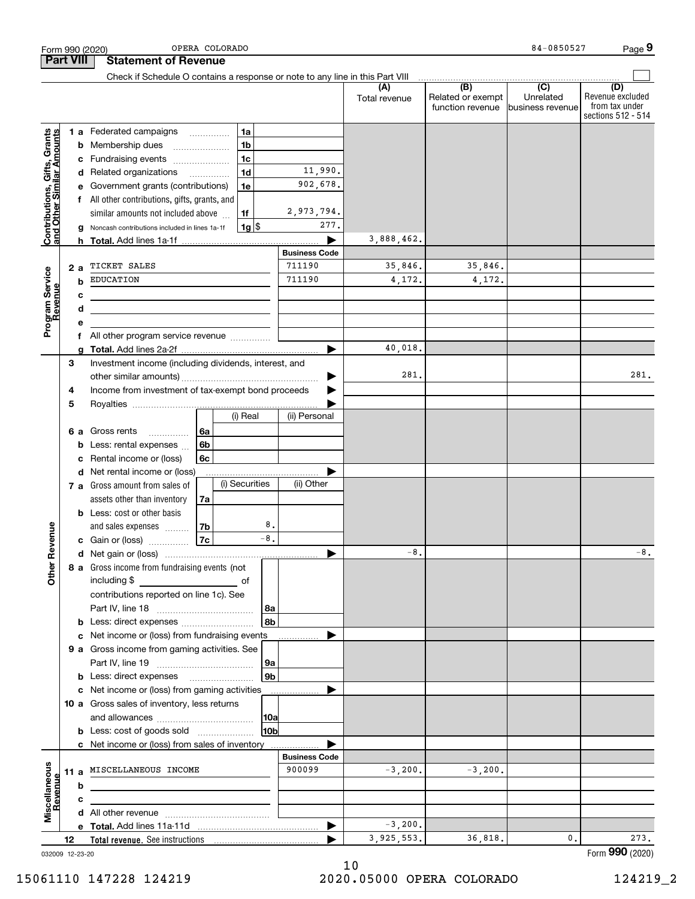Form 990 (2020) OPERA COLORADO 84-0850527 Page 9

## Part VIII Statement of Revenue

Check if Schedule O contains a response or note to any line in this Part VIII

| | | | | (A) Total revenue | (B) Related or exempt function revenue | (C) Unrelated business revenue | (D) Revenue excluded from tax under sections 512 - 514 |
|---|---|---|---|---|---|---|---|
| Contributions, Gifts, Grants and Other Similar Amounts | 1 a Federated campaigns | 1a | | | | | |
| | b Membership dues | 1b | | | | | |
| | c Fundraising events | 1c | | | | | |
| | d Related organizations | 1d | 11,990. | | | | |
| | e Government grants (contributions) | 1e | 902,678. | | | | |
| | f All other contributions, gifts, grants, and similar amounts not included above | 1f | 2,973,794. | | | | |
| | g Noncash contributions included in lines 1a-1f | 1g $ | 277. | | | | |
| | h Total. Add lines 1a-1f | | | 3,888,462. | | | |
| | | | Business Code | | | | |
| Program Service Revenue | 2 a TICKET SALES | | 711190 | 35,846. | 35,846. | | |
| | b EDUCATION | | 711190 | 4,172. | 4,172. | | |
| | c | | | | | | |
| | d | | | | | | |
| | e | | | | | | |
| | f All other program service revenue | | | | | | |
| | g Total. Add lines 2a-2f | | | 40,018. | | | |
| Other Revenue | 3 Investment income (including dividends, interest, and other similar amounts) | | | 281. | | | 281. |
| | 4 Income from investment of tax-exempt bond proceeds | | | | | | |
| | 5 Royalties | | | | | | |
| | | | (i) Real / (ii) Personal | | | | |
| | 6 a Gross rents | 6a | | | | | |
| | b Less: rental expenses | 6b | | | | | |
| | c Rental income or (loss) | 6c | | | | | |
| | d Net rental income or (loss) | | | | | | |
| | | | (i) Securities / (ii) Other | | | | |
| | 7 a Gross amount from sales of assets other than inventory | 7a | | | | | |
| | b Less: cost or other basis and sales expenses | 7b | 8. | | | | |
| | c Gain or (loss) | 7c | -8. | | | | |
| | d Net gain or (loss) | | | -8. | | | -8. |
| | 8 a Gross income from fundraising events (not including $ of contributions reported on line 1c). See Part IV, line 18 | 8a | | | | | |
| | b Less: direct expenses | 8b | | | | | |
| | c Net income or (loss) from fundraising events | | | | | | |
| | 9 a Gross income from gaming activities. See Part IV, line 19 | 9a | | | | | |
| | b Less: direct expenses | 9b | | | | | |
| | c Net income or (loss) from gaming activities | | | | | | |
| | 10 a Gross sales of inventory, less returns and allowances | 10a | | | | | |
| | b Less: cost of goods sold | 10b | | | | | |
| | c Net income or (loss) from sales of inventory | | | | | | |
| | | | Business Code | | | | |
| Miscellaneous Revenue | 11 a MISCELLANEOUS INCOME | | 900099 | -3,200. | -3,200. | | |
| | b | | | | | | |
| | c | | | | | | |
| | d All other revenue | | | | | | |
| | e Total. Add lines 11a-11d | | | -3,200. | | | |
| | 12 Total revenue. See instructions | | | 3,925,553. | 36,818. | 0. | 273. |

032009 12-23-20

Form 990 (2020)

15061110 147228 124219 2020.05000 OPERA COLORADO 124219_2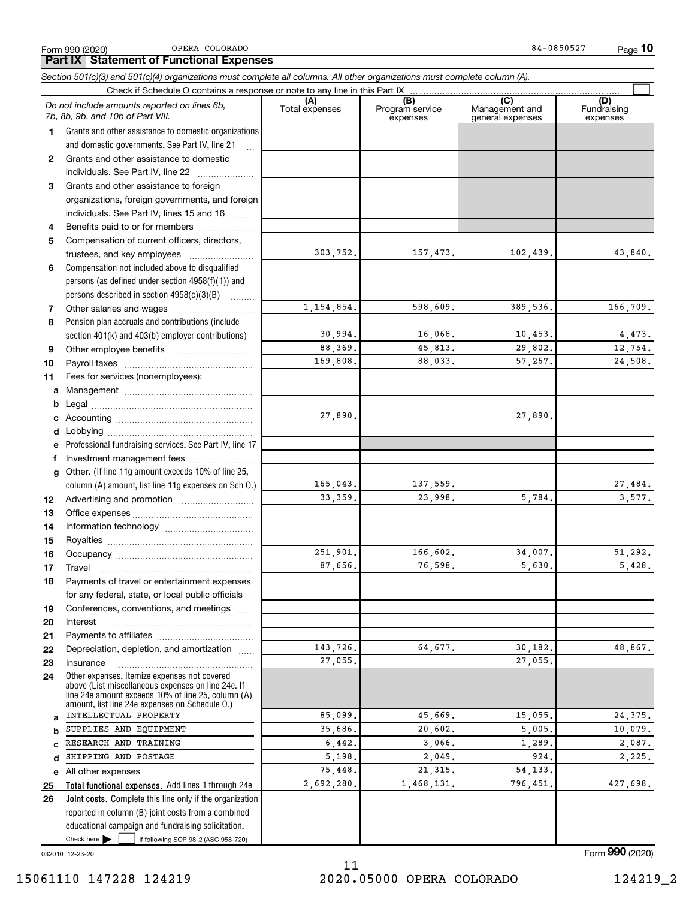Form 990 (2020) OPERA COLORADO 84-0850527

## Part IX Statement of Functional Expenses

*Section 501(c)(3) and 501(c)(4) organizations must complete all columns. All other organizations must complete column (A).*

Check if Schedule O contains a response or note to any line in this Part IX ☐

| *Do not include amounts reported on lines 6b, 7b, 8b, 9b, and 10b of Part VIII.* | (A) Total expenses | (B) Program service expenses | (C) Management and general expenses | (D) Fundraising expenses |
|---|---|---|---|---|
| 1 Grants and other assistance to domestic organizations and domestic governments. See Part IV, line 21 | | | | |
| 2 Grants and other assistance to domestic individuals. See Part IV, line 22 | | | | |
| 3 Grants and other assistance to foreign organizations, foreign governments, and foreign individuals. See Part IV, lines 15 and 16 | | | | |
| 4 Benefits paid to or for members | | | | |
| 5 Compensation of current officers, directors, trustees, and key employees | 303,752. | 157,473. | 102,439. | 43,840. |
| 6 Compensation not included above to disqualified persons (as defined under section 4958(f)(1)) and persons described in section 4958(c)(3)(B) | | | | |
| 7 Other salaries and wages | 1,154,854. | 598,609. | 389,536. | 166,709. |
| 8 Pension plan accruals and contributions (include section 401(k) and 403(b) employer contributions) | 30,994. | 16,068. | 10,453. | 4,473. |
| 9 Other employee benefits | 88,369. | 45,813. | 29,802. | 12,754. |
| 10 Payroll taxes | 169,808. | 88,033. | 57,267. | 24,508. |
| 11 Fees for services (nonemployees): | | | | |
| a Management | | | | |
| b Legal | | | | |
| c Accounting | 27,890. | | 27,890. | |
| d Lobbying | | | | |
| e Professional fundraising services. See Part IV, line 17 | | | | |
| f Investment management fees | | | | |
| g Other. (If line 11g amount exceeds 10% of line 25, column (A) amount, list line 11g expenses on Sch O.) | 165,043. | 137,559. | | 27,484. |
| 12 Advertising and promotion | 33,359. | 23,998. | 5,784. | 3,577. |
| 13 Office expenses | | | | |
| 14 Information technology | | | | |
| 15 Royalties | | | | |
| 16 Occupancy | 251,901. | 166,602. | 34,007. | 51,292. |
| 17 Travel | 87,656. | 76,598. | 5,630. | 5,428. |
| 18 Payments of travel or entertainment expenses for any federal, state, or local public officials | | | | |
| 19 Conferences, conventions, and meetings | | | | |
| 20 Interest | | | | |
| 21 Payments to affiliates | | | | |
| 22 Depreciation, depletion, and amortization | 143,726. | 64,677. | 30,182. | 48,867. |
| 23 Insurance | 27,055. | | 27,055. | |
| 24 Other expenses. Itemize expenses not covered above (List miscellaneous expenses on line 24e. If line 24e amount exceeds 10% of line 25, column (A) amount, list line 24e expenses on Schedule O.) | | | | |
| a INTELLECTUAL PROPERTY | 85,099. | 45,669. | 15,055. | 24,375. |
| b SUPPLIES AND EQUIPMENT | 35,686. | 20,602. | 5,005. | 10,079. |
| c RESEARCH AND TRAINING | 6,442. | 3,066. | 1,289. | 2,087. |
| d SHIPPING AND POSTAGE | 5,198. | 2,049. | 924. | 2,225. |
| e All other expenses | 75,448. | 21,315. | 54,133. | |
| 25 **Total functional expenses.** Add lines 1 through 24e | 2,692,280. | 1,468,131. | 796,451. | 427,698. |
| 26 **Joint costs.** Complete this line only if the organization reported in column (B) joint costs from a combined educational campaign and fundraising solicitation. Check here ☐ if following SOP 98-2 (ASC 958-720) | | | | |

032010 12-23-20

Form **990** (2020)

15061110 147228 124219 2020.05000 OPERA COLORADO 124219_2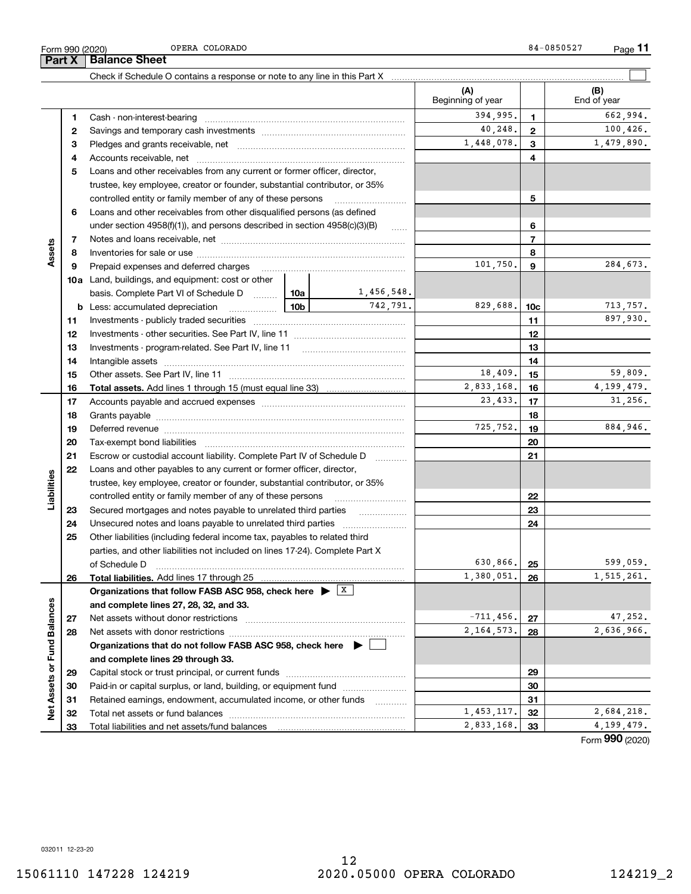Form 990 (2020) OPERA COLORADO 84-0850527 Page 11

## Part X Balance Sheet

Check if Schedule O contains a response or note to any line in this Part X

| | | | | (A) Beginning of year | | (B) End of year |
|---|---|---|---|---|---|---|
| Assets | 1 | Cash - non-interest-bearing | | 394,995. | 1 | 662,994. |
| | 2 | Savings and temporary cash investments | | 40,248. | 2 | 100,426. |
| | 3 | Pledges and grants receivable, net | | 1,448,078. | 3 | 1,479,890. |
| | 4 | Accounts receivable, net | | | 4 | |
| | 5 | Loans and other receivables from any current or former officer, director, trustee, key employee, creator or founder, substantial contributor, or 35% controlled entity or family member of any of these persons | | | 5 | |
| | 6 | Loans and other receivables from other disqualified persons (as defined under section 4958(f)(1)), and persons described in section 4958(c)(3)(B) | | | 6 | |
| | 7 | Notes and loans receivable, net | | | 7 | |
| | 8 | Inventories for sale or use | | | 8 | |
| | 9 | Prepaid expenses and deferred charges | | 101,750. | 9 | 284,673. |
| | 10a | Land, buildings, and equipment: cost or other basis. Complete Part VI of Schedule D | 10a 1,456,548. | | | |
| | b | Less: accumulated depreciation | 10b 742,791. | 829,688. | 10c | 713,757. |
| | 11 | Investments - publicly traded securities | | | 11 | 897,930. |
| | 12 | Investments - other securities. See Part IV, line 11 | | | 12 | |
| | 13 | Investments - program-related. See Part IV, line 11 | | | 13 | |
| | 14 | Intangible assets | | | 14 | |
| | 15 | Other assets. See Part IV, line 11 | | 18,409. | 15 | 59,809. |
| | 16 | **Total assets.** Add lines 1 through 15 (must equal line 33) | | 2,833,168. | 16 | 4,199,479. |
| Liabilities | 17 | Accounts payable and accrued expenses | | 23,433. | 17 | 31,256. |
| | 18 | Grants payable | | | 18 | |
| | 19 | Deferred revenue | | 725,752. | 19 | 884,946. |
| | 20 | Tax-exempt bond liabilities | | | 20 | |
| | 21 | Escrow or custodial account liability. Complete Part IV of Schedule D | | | 21 | |
| | 22 | Loans and other payables to any current or former officer, director, trustee, key employee, creator or founder, substantial contributor, or 35% controlled entity or family member of any of these persons | | | 22 | |
| | 23 | Secured mortgages and notes payable to unrelated third parties | | | 23 | |
| | 24 | Unsecured notes and loans payable to unrelated third parties | | | 24 | |
| | 25 | Other liabilities (including federal income tax, payables to related third parties, and other liabilities not included on lines 17-24). Complete Part X of Schedule D | | 630,866. | 25 | 599,059. |
| | 26 | **Total liabilities.** Add lines 17 through 25 | | 1,380,051. | 26 | 1,515,261. |
| Net Assets or Fund Balances | | **Organizations that follow FASB ASC 958, check here** ▶ [X] **and complete lines 27, 28, 32, and 33.** | | | | |
| | 27 | Net assets without donor restrictions | | -711,456. | 27 | 47,252. |
| | 28 | Net assets with donor restrictions | | 2,164,573. | 28 | 2,636,966. |
| | | **Organizations that do not follow FASB ASC 958, check here** ▶ [ ] **and complete lines 29 through 33.** | | | | |
| | 29 | Capital stock or trust principal, or current funds | | | 29 | |
| | 30 | Paid-in or capital surplus, or land, building, or equipment fund | | | 30 | |
| | 31 | Retained earnings, endowment, accumulated income, or other funds | | | 31 | |
| | 32 | Total net assets or fund balances | | 1,453,117. | 32 | 2,684,218. |
| | 33 | Total liabilities and net assets/fund balances | | 2,833,168. | 33 | 4,199,479. |

Form **990** (2020)

032011 12-23-20

15061110 147228 124219 2020.05000 OPERA COLORADO 124219_2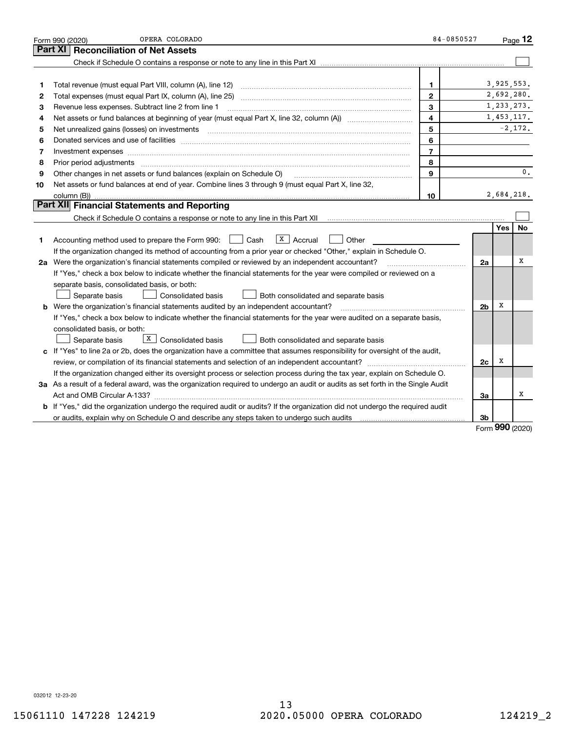Form 990 (2020) OPERA COLORADO 84-0850527 Page **12**

## Part XI Reconciliation of Net Assets

Check if Schedule O contains a response or note to any line in this Part XI ☐

| | | | |
|---|---|---|---|
| 1 | Total revenue (must equal Part VIII, column (A), line 12) | 1 | 3,925,553. |
| 2 | Total expenses (must equal Part IX, column (A), line 25) | 2 | 2,692,280. |
| 3 | Revenue less expenses. Subtract line 2 from line 1 | 3 | 1,233,273. |
| 4 | Net assets or fund balances at beginning of year (must equal Part X, line 32, column (A)) | 4 | 1,453,117. |
| 5 | Net unrealized gains (losses) on investments | 5 | -2,172. |
| 6 | Donated services and use of facilities | 6 | |
| 7 | Investment expenses | 7 | |
| 8 | Prior period adjustments | 8 | |
| 9 | Other changes in net assets or fund balances (explain on Schedule O) | 9 | 0. |
| 10 | Net assets or fund balances at end of year. Combine lines 3 through 9 (must equal Part X, line 32, column (B)) | 10 | 2,684,218. |

## Part XII Financial Statements and Reporting

Check if Schedule O contains a response or note to any line in this Part XII ☐

| | | | Yes | No |
|---|---|---|---|---|
| 1 | Accounting method used to prepare the Form 990: ☐ Cash ☒ Accrual ☐ Other<br>If the organization changed its method of accounting from a prior year or checked "Other," explain in Schedule O. | | | |
| 2a | Were the organization's financial statements compiled or reviewed by an independent accountant?<br>If "Yes," check a box below to indicate whether the financial statements for the year were compiled or reviewed on a separate basis, consolidated basis, or both:<br>☐ Separate basis ☐ Consolidated basis ☐ Both consolidated and separate basis | 2a | | X |
| b | Were the organization's financial statements audited by an independent accountant?<br>If "Yes," check a box below to indicate whether the financial statements for the year were audited on a separate basis, consolidated basis, or both:<br>☐ Separate basis ☒ Consolidated basis ☐ Both consolidated and separate basis | 2b | X | |
| c | If "Yes" to line 2a or 2b, does the organization have a committee that assumes responsibility for oversight of the audit, review, or compilation of its financial statements and selection of an independent accountant?<br>If the organization changed either its oversight process or selection process during the tax year, explain on Schedule O. | 2c | X | |
| 3a | As a result of a federal award, was the organization required to undergo an audit or audits as set forth in the Single Audit Act and OMB Circular A-133? | 3a | | X |
| b | If "Yes," did the organization undergo the required audit or audits? If the organization did not undergo the required audit or audits, explain why on Schedule O and describe any steps taken to undergo such audits | 3b | | |

Form **990** (2020)

032012 12-23-20

15061110 147228 124219 2020.05000 OPERA COLORADO 124219_2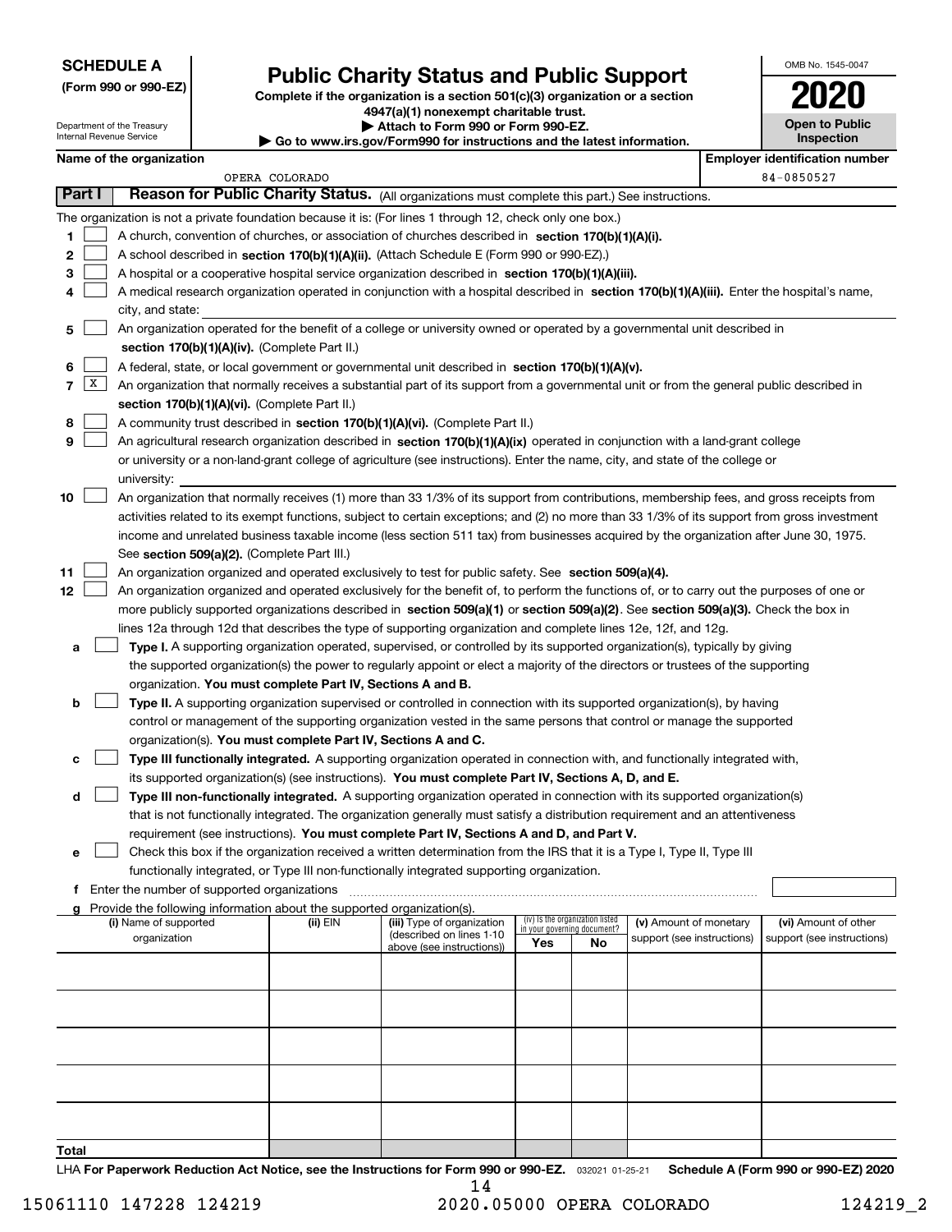**SCHEDULE A**
**(Form 990 or 990-EZ)**

Department of the Treasury
Internal Revenue Service

# Public Charity Status and Public Support

**Complete if the organization is a section 501(c)(3) organization or a section 4947(a)(1) nonexempt charitable trust.**
**▶ Attach to Form 990 or Form 990-EZ.**
**▶ Go to www.irs.gov/Form990 for instructions and the latest information.**

OMB No. 1545-0047
**2020**
**Open to Public Inspection**

**Name of the organization:** OPERA COLORADO
**Employer identification number:** 84-0850527

## Part I Reason for Public Charity Status. (All organizations must complete this part.) See instructions.

The organization is not a private foundation because it is: (For lines 1 through 12, check only one box.)

1. [ ] A church, convention of churches, or association of churches described in **section 170(b)(1)(A)(i).**
2. [ ] A school described in **section 170(b)(1)(A)(ii).** (Attach Schedule E (Form 990 or 990-EZ).)
3. [ ] A hospital or a cooperative hospital service organization described in **section 170(b)(1)(A)(iii).**
4. [ ] A medical research organization operated in conjunction with a hospital described in **section 170(b)(1)(A)(iii).** Enter the hospital's name, city, and state:
5. [ ] An organization operated for the benefit of a college or university owned or operated by a governmental unit described in **section 170(b)(1)(A)(iv).** (Complete Part II.)
6. [ ] A federal, state, or local government or governmental unit described in **section 170(b)(1)(A)(v).**
7. [X] An organization that normally receives a substantial part of its support from a governmental unit or from the general public described in **section 170(b)(1)(A)(vi).** (Complete Part II.)
8. [ ] A community trust described in **section 170(b)(1)(A)(vi).** (Complete Part II.)
9. [ ] An agricultural research organization described in **section 170(b)(1)(A)(ix)** operated in conjunction with a land-grant college or university or a non-land-grant college of agriculture (see instructions). Enter the name, city, and state of the college or university:
10. [ ] An organization that normally receives (1) more than 33 1/3% of its support from contributions, membership fees, and gross receipts from activities related to its exempt functions, subject to certain exceptions; and (2) no more than 33 1/3% of its support from gross investment income and unrelated business taxable income (less section 511 tax) from businesses acquired by the organization after June 30, 1975. See **section 509(a)(2).** (Complete Part III.)
11. [ ] An organization organized and operated exclusively to test for public safety. See **section 509(a)(4).**
12. [ ] An organization organized and operated exclusively for the benefit of, to perform the functions of, or to carry out the purposes of one or more publicly supported organizations described in **section 509(a)(1)** or **section 509(a)(2).** See **section 509(a)(3).** Check the box in lines 12a through 12d that describes the type of supporting organization and complete lines 12e, 12f, and 12g.
   - **a** [ ] **Type I.** A supporting organization operated, supervised, or controlled by its supported organization(s), typically by giving the supported organization(s) the power to regularly appoint or elect a majority of the directors or trustees of the supporting organization. **You must complete Part IV, Sections A and B.**
   - **b** [ ] **Type II.** A supporting organization supervised or controlled in connection with its supported organization(s), by having control or management of the supporting organization vested in the same persons that control or manage the supported organization(s). **You must complete Part IV, Sections A and C.**
   - **c** [ ] **Type III functionally integrated.** A supporting organization operated in connection with, and functionally integrated with, its supported organization(s) (see instructions). **You must complete Part IV, Sections A, D, and E.**
   - **d** [ ] **Type III non-functionally integrated.** A supporting organization operated in connection with its supported organization(s) that is not functionally integrated. The organization generally must satisfy a distribution requirement and an attentiveness requirement (see instructions). **You must complete Part IV, Sections A and D, and Part V.**
   - **e** [ ] Check this box if the organization received a written determination from the IRS that it is a Type I, Type II, Type III functionally integrated, or Type III non-functionally integrated supporting organization.
   - **f** Enter the number of supported organizations
   - **g** Provide the following information about the supported organization(s).

| (i) Name of supported organization | (ii) EIN | (iii) Type of organization (described on lines 1-10 above (see instructions)) | (iv) Is the organization listed in your governing document? Yes | No | (v) Amount of monetary support (see instructions) | (vi) Amount of other support (see instructions) |
|---|---|---|---|---|---|---|
| | | | | | | |
| | | | | | | |
| | | | | | | |
| | | | | | | |
| | | | | | | |
| **Total** | | | | | | |

LHA **For Paperwork Reduction Act Notice, see the Instructions for Form 990 or 990-EZ.** 032021 01-25-21 **Schedule A (Form 990 or 990-EZ) 2020**

15061110 147228 124219 2020.05000 OPERA COLORADO 124219_2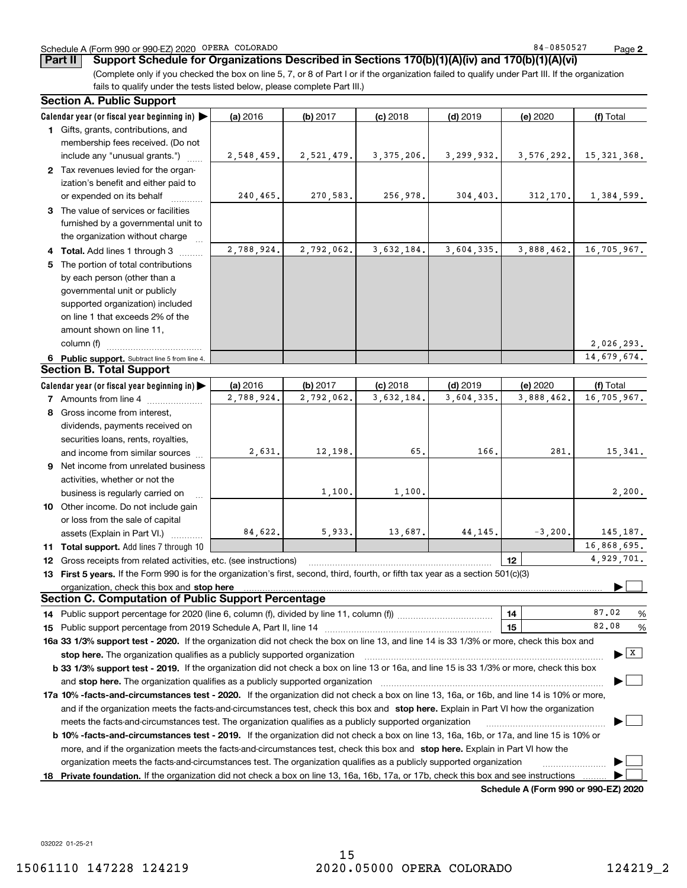Schedule A (Form 990 or 990-EZ) 2020 OPERA COLORADO 84-0850527

## Part II Support Schedule for Organizations Described in Sections 170(b)(1)(A)(iv) and 170(b)(1)(A)(vi)

(Complete only if you checked the box on line 5, 7, or 8 of Part I or if the organization failed to qualify under Part III. If the organization fails to qualify under the tests listed below, please complete Part III.)

### Section A. Public Support

| Calendar year (or fiscal year beginning in) ▶ | (a) 2016 | (b) 2017 | (c) 2018 | (d) 2019 | (e) 2020 | (f) Total |
|---|---|---|---|---|---|---|
| 1 Gifts, grants, contributions, and membership fees received. (Do not include any "unusual grants.") | 2,548,459. | 2,521,479. | 3,375,206. | 3,299,932. | 3,576,292. | 15,321,368. |
| 2 Tax revenues levied for the organization's benefit and either paid to or expended on its behalf | 240,465. | 270,583. | 256,978. | 304,403. | 312,170. | 1,384,599. |
| 3 The value of services or facilities furnished by a governmental unit to the organization without charge | | | | | | |
| 4 Total. Add lines 1 through 3 | 2,788,924. | 2,792,062. | 3,632,184. | 3,604,335. | 3,888,462. | 16,705,967. |
| 5 The portion of total contributions by each person (other than a governmental unit or publicly supported organization) included on line 1 that exceeds 2% of the amount shown on line 11, column (f) | | | | | | 2,026,293. |
| 6 Public support. Subtract line 5 from line 4. | | | | | | 14,679,674. |

### Section B. Total Support

| Calendar year (or fiscal year beginning in) ▶ | (a) 2016 | (b) 2017 | (c) 2018 | (d) 2019 | (e) 2020 | (f) Total |
|---|---|---|---|---|---|---|
| 7 Amounts from line 4 | 2,788,924. | 2,792,062. | 3,632,184. | 3,604,335. | 3,888,462. | 16,705,967. |
| 8 Gross income from interest, dividends, payments received on securities loans, rents, royalties, and income from similar sources | 2,631. | 12,198. | 65. | 166. | 281. | 15,341. |
| 9 Net income from unrelated business activities, whether or not the business is regularly carried on | | 1,100. | 1,100. | | | 2,200. |
| 10 Other income. Do not include gain or loss from the sale of capital assets (Explain in Part VI.) | 84,622. | 5,933. | 13,687. | 44,145. | -3,200. | 145,187. |
| 11 Total support. Add lines 7 through 10 | | | | | | 16,868,695. |
| 12 Gross receipts from related activities, etc. (see instructions) | | | | | 12 | 4,929,701. |

13 **First 5 years.** If the Form 990 is for the organization's first, second, third, fourth, or fifth tax year as a section 501(c)(3) organization, check this box and **stop here** ▶ ☐

### Section C. Computation of Public Support Percentage

14 Public support percentage for 2020 (line 6, column (f), divided by line 11, column (f)) — 14 — 87.02 %

15 Public support percentage from 2019 Schedule A, Part II, line 14 — 15 — 82.08 %

16a **33 1/3% support test - 2020.** If the organization did not check the box on line 13, and line 14 is 33 1/3% or more, check this box and **stop here.** The organization qualifies as a publicly supported organization ▶ ☒

b **33 1/3% support test - 2019.** If the organization did not check a box on line 13 or 16a, and line 15 is 33 1/3% or more, check this box and **stop here.** The organization qualifies as a publicly supported organization ▶ ☐

17a **10% -facts-and-circumstances test - 2020.** If the organization did not check a box on line 13, 16a, or 16b, and line 14 is 10% or more, and if the organization meets the facts-and-circumstances test, check this box and **stop here.** Explain in Part VI how the organization meets the facts-and-circumstances test. The organization qualifies as a publicly supported organization ▶ ☐

b **10% -facts-and-circumstances test - 2019.** If the organization did not check a box on line 13, 16a, 16b, or 17a, and line 15 is 10% or more, and if the organization meets the facts-and-circumstances test, check this box and **stop here.** Explain in Part VI how the organization meets the facts-and-circumstances test. The organization qualifies as a publicly supported organization ▶ ☐

18 **Private foundation.** If the organization did not check a box on line 13, 16a, 16b, 17a, or 17b, check this box and see instructions ▶ ☐

**Schedule A (Form 990 or 990-EZ) 2020**

032022 01-25-21

15061110 147228 124219 2020.05000 OPERA COLORADO 124219_2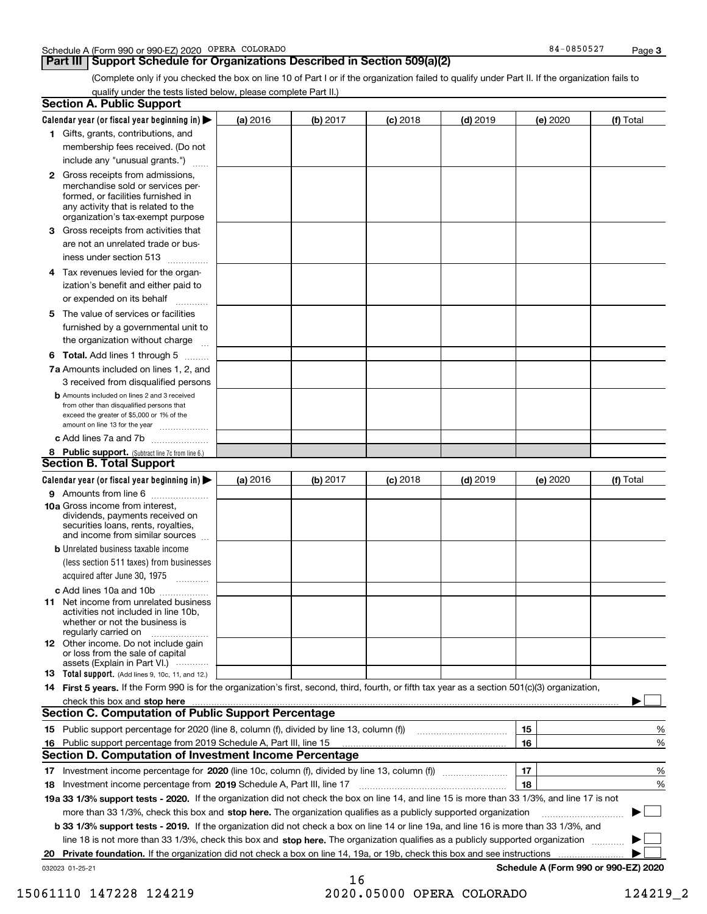Schedule A (Form 990 or 990-EZ) 2020 OPERA COLORADO 84-0850527 Page 3

## Part III Support Schedule for Organizations Described in Section 509(a)(2)

(Complete only if you checked the box on line 10 of Part I or if the organization failed to qualify under Part II. If the organization fails to qualify under the tests listed below, please complete Part II.)

### Section A. Public Support

| Calendar year (or fiscal year beginning in) ▶ | (a) 2016 | (b) 2017 | (c) 2018 | (d) 2019 | (e) 2020 | (f) Total |
|---|---|---|---|---|---|---|
| 1 Gifts, grants, contributions, and membership fees received. (Do not include any "unusual grants.") | | | | | | |
| 2 Gross receipts from admissions, merchandise sold or services performed, or facilities furnished in any activity that is related to the organization's tax-exempt purpose | | | | | | |
| 3 Gross receipts from activities that are not an unrelated trade or business under section 513 | | | | | | |
| 4 Tax revenues levied for the organization's benefit and either paid to or expended on its behalf | | | | | | |
| 5 The value of services or facilities furnished by a governmental unit to the organization without charge | | | | | | |
| 6 **Total.** Add lines 1 through 5 | | | | | | |
| 7a Amounts included on lines 1, 2, and 3 received from disqualified persons | | | | | | |
| b Amounts included on lines 2 and 3 received from other than disqualified persons that exceed the greater of $5,000 or 1% of the amount on line 13 for the year | | | | | | |
| c Add lines 7a and 7b | | | | | | |
| 8 **Public support.** (Subtract line 7c from line 6.) | | | | | | |

### Section B. Total Support

| Calendar year (or fiscal year beginning in) ▶ | (a) 2016 | (b) 2017 | (c) 2018 | (d) 2019 | (e) 2020 | (f) Total |
|---|---|---|---|---|---|---|
| 9 Amounts from line 6 | | | | | | |
| 10a Gross income from interest, dividends, payments received on securities loans, rents, royalties, and income from similar sources | | | | | | |
| b Unrelated business taxable income (less section 511 taxes) from businesses acquired after June 30, 1975 | | | | | | |
| c Add lines 10a and 10b | | | | | | |
| 11 Net income from unrelated business activities not included in line 10b, whether or not the business is regularly carried on | | | | | | |
| 12 Other income. Do not include gain or loss from the sale of capital assets (Explain in Part VI.) | | | | | | |
| 13 **Total support.** (Add lines 9, 10c, 11, and 12.) | | | | | | |

14 **First 5 years.** If the Form 990 is for the organization's first, second, third, fourth, or fifth tax year as a section 501(c)(3) organization, check this box and **stop here** ▶ ☐

### Section C. Computation of Public Support Percentage

| | | | |
|---|---|---|---|
| 15 | Public support percentage for 2020 (line 8, column (f), divided by line 13, column (f)) | 15 | % |
| 16 | Public support percentage from 2019 Schedule A, Part III, line 15 | 16 | % |

### Section D. Computation of Investment Income Percentage

| | | | |
|---|---|---|---|
| 17 | Investment income percentage for **2020** (line 10c, column (f), divided by line 13, column (f)) | 17 | % |
| 18 | Investment income percentage from **2019** Schedule A, Part III, line 17 | 18 | % |

**19a 33 1/3% support tests - 2020.** If the organization did not check the box on line 14, and line 15 is more than 33 1/3%, and line 17 is not more than 33 1/3%, check this box and **stop here.** The organization qualifies as a publicly supported organization ▶ ☐

**b 33 1/3% support tests - 2019.** If the organization did not check a box on line 14 or line 19a, and line 16 is more than 33 1/3%, and line 18 is not more than 33 1/3%, check this box and **stop here.** The organization qualifies as a publicly supported organization ▶ ☐

**20 Private foundation.** If the organization did not check a box on line 14, 19a, or 19b, check this box and see instructions ▶ ☐

032023 01-25-21 **Schedule A (Form 990 or 990-EZ) 2020**

15061110 147228 124219 2020.05000 OPERA COLORADO 124219_2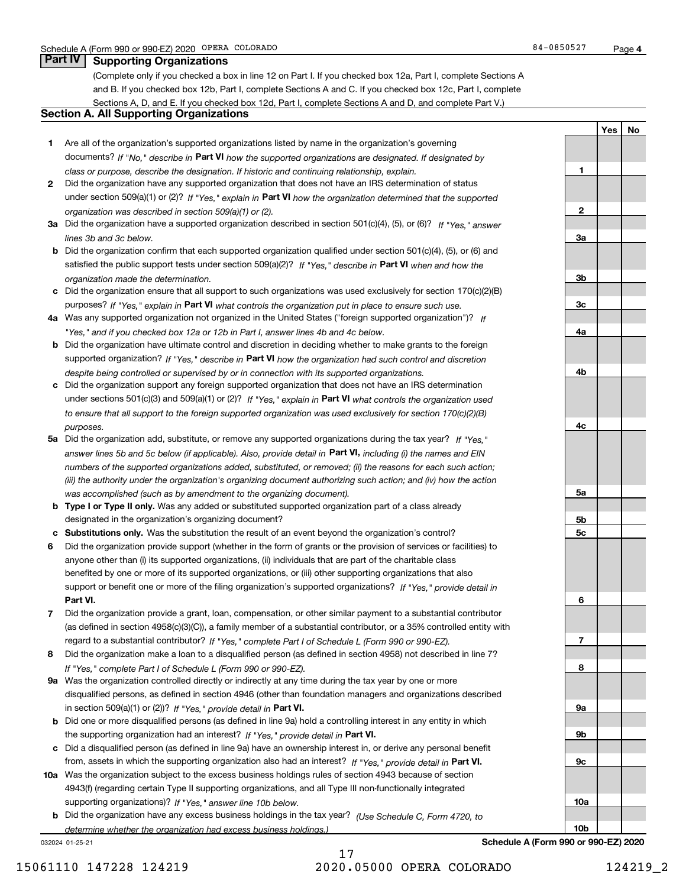## Part IV Supporting Organizations

(Complete only if you checked a box in line 12 on Part I. If you checked box 12a, Part I, complete Sections A and B. If you checked box 12b, Part I, complete Sections A and C. If you checked box 12c, Part I, complete Sections A, D, and E. If you checked box 12d, Part I, complete Sections A and D, and complete Part V.)

### Section A. All Supporting Organizations

| | | | Yes | No |
|---|---|---|---|---|
| **1** | Are all of the organization's supported organizations listed by name in the organization's governing documents? *If "No," describe in* **Part VI** *how the supported organizations are designated. If designated by class or purpose, describe the designation. If historic and continuing relationship, explain.* | **1** | | |
| **2** | Did the organization have any supported organization that does not have an IRS determination of status under section 509(a)(1) or (2)? *If "Yes," explain in* **Part VI** *how the organization determined that the supported organization was described in section 509(a)(1) or (2).* | **2** | | |
| **3a** | Did the organization have a supported organization described in section 501(c)(4), (5), or (6)? *If "Yes," answer lines 3b and 3c below.* | **3a** | | |
| **b** | Did the organization confirm that each supported organization qualified under section 501(c)(4), (5), or (6) and satisfied the public support tests under section 509(a)(2)? *If "Yes," describe in* **Part VI** *when and how the organization made the determination.* | **3b** | | |
| **c** | Did the organization ensure that all support to such organizations was used exclusively for section 170(c)(2)(B) purposes? *If "Yes," explain in* **Part VI** *what controls the organization put in place to ensure such use.* | **3c** | | |
| **4a** | Was any supported organization not organized in the United States ("foreign supported organization")? *If "Yes," and if you checked box 12a or 12b in Part I, answer lines 4b and 4c below.* | **4a** | | |
| **b** | Did the organization have ultimate control and discretion in deciding whether to make grants to the foreign supported organization? *If "Yes," describe in* **Part VI** *how the organization had such control and discretion despite being controlled or supervised by or in connection with its supported organizations.* | **4b** | | |
| **c** | Did the organization support any foreign supported organization that does not have an IRS determination under sections 501(c)(3) and 509(a)(1) or (2)? *If "Yes," explain in* **Part VI** *what controls the organization used to ensure that all support to the foreign supported organization was used exclusively for section 170(c)(2)(B) purposes.* | **4c** | | |
| **5a** | Did the organization add, substitute, or remove any supported organizations during the tax year? *If "Yes," answer lines 5b and 5c below (if applicable). Also, provide detail in* **Part VI,** *including (i) the names and EIN numbers of the supported organizations added, substituted, or removed; (ii) the reasons for each such action; (iii) the authority under the organization's organizing document authorizing such action; and (iv) how the action was accomplished (such as by amendment to the organizing document).* | **5a** | | |
| **b** | **Type I or Type II only.** Was any added or substituted supported organization part of a class already designated in the organization's organizing document? | **5b** | | |
| **c** | **Substitutions only.** Was the substitution the result of an event beyond the organization's control? | **5c** | | |
| **6** | Did the organization provide support (whether in the form of grants or the provision of services or facilities) to anyone other than (i) its supported organizations, (ii) individuals that are part of the charitable class benefited by one or more of its supported organizations, or (iii) other supporting organizations that also support or benefit one or more of the filing organization's supported organizations? *If "Yes," provide detail in* **Part VI.** | **6** | | |
| **7** | Did the organization provide a grant, loan, compensation, or other similar payment to a substantial contributor (as defined in section 4958(c)(3)(C)), a family member of a substantial contributor, or a 35% controlled entity with regard to a substantial contributor? *If "Yes," complete Part I of Schedule L (Form 990 or 990-EZ).* | **7** | | |
| **8** | Did the organization make a loan to a disqualified person (as defined in section 4958) not described in line 7? *If "Yes," complete Part I of Schedule L (Form 990 or 990-EZ).* | **8** | | |
| **9a** | Was the organization controlled directly or indirectly at any time during the tax year by one or more disqualified persons, as defined in section 4946 (other than foundation managers and organizations described in section 509(a)(1) or (2))? *If "Yes," provide detail in* **Part VI.** | **9a** | | |
| **b** | Did one or more disqualified persons (as defined in line 9a) hold a controlling interest in any entity in which the supporting organization had an interest? *If "Yes," provide detail in* **Part VI.** | **9b** | | |
| **c** | Did a disqualified person (as defined in line 9a) have an ownership interest in, or derive any personal benefit from, assets in which the supporting organization also had an interest? *If "Yes," provide detail in* **Part VI.** | **9c** | | |
| **10a** | Was the organization subject to the excess business holdings rules of section 4943 because of section 4943(f) (regarding certain Type II supporting organizations, and all Type III non-functionally integrated supporting organizations)? *If "Yes," answer line 10b below.* | **10a** | | |
| **b** | Did the organization have any excess business holdings in the tax year? *(Use Schedule C, Form 4720, to determine whether the organization had excess business holdings.)* | **10b** | | |

**Schedule A (Form 990 or 990-EZ) 2020**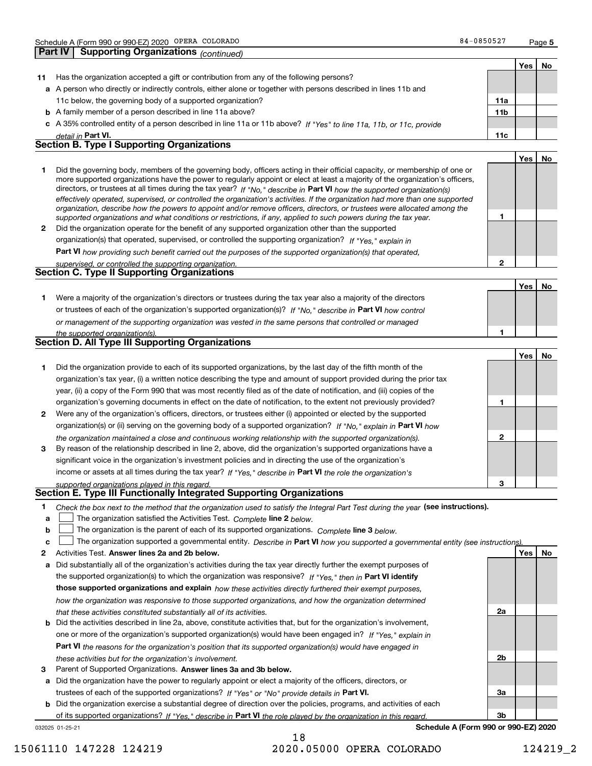Schedule A (Form 990 or 990-EZ) 2020 OPERA COLORADO 84-0850527 Page 5

**Part IV Supporting Organizations** *(continued)*

| | | | Yes | No |
|---|---|---|---|---|
| **11** | Has the organization accepted a gift or contribution from any of the following persons? | | | |
| **a** | A person who directly or indirectly controls, either alone or together with persons described in lines 11b and 11c below, the governing body of a supported organization? | 11a | | |
| **b** | A family member of a person described in line 11a above? | 11b | | |
| **c** | A 35% controlled entity of a person described in line 11a or 11b above? *If "Yes" to line 11a, 11b, or 11c, provide detail in* **Part VI.** | 11c | | |

## Section B. Type I Supporting Organizations

| | | | Yes | No |
|---|---|---|---|---|
| **1** | Did the governing body, members of the governing body, officers acting in their official capacity, or membership of one or more supported organizations have the power to regularly appoint or elect at least a majority of the organization's officers, directors, or trustees at all times during the tax year? *If "No," describe in* **Part VI** *how the supported organization(s) effectively operated, supervised, or controlled the organization's activities. If the organization had more than one supported organization, describe how the powers to appoint and/or remove officers, directors, or trustees were allocated among the supported organizations and what conditions or restrictions, if any, applied to such powers during the tax year.* | 1 | | |
| **2** | Did the organization operate for the benefit of any supported organization other than the supported organization(s) that operated, supervised, or controlled the supporting organization? *If "Yes," explain in* **Part VI** *how providing such benefit carried out the purposes of the supported organization(s) that operated, supervised, or controlled the supporting organization.* | 2 | | |

## Section C. Type II Supporting Organizations

| | | | Yes | No |
|---|---|---|---|---|
| **1** | Were a majority of the organization's directors or trustees during the tax year also a majority of the directors or trustees of each of the organization's supported organization(s)? *If "No," describe in* **Part VI** *how control or management of the supporting organization was vested in the same persons that controlled or managed the supported organization(s).* | 1 | | |

## Section D. All Type III Supporting Organizations

| | | | Yes | No |
|---|---|---|---|---|
| **1** | Did the organization provide to each of its supported organizations, by the last day of the fifth month of the organization's tax year, (i) a written notice describing the type and amount of support provided during the prior tax year, (ii) a copy of the Form 990 that was most recently filed as of the date of notification, and (iii) copies of the organization's governing documents in effect on the date of notification, to the extent not previously provided? | 1 | | |
| **2** | Were any of the organization's officers, directors, or trustees either (i) appointed or elected by the supported organization(s) or (ii) serving on the governing body of a supported organization? *If "No," explain in* **Part VI** *how the organization maintained a close and continuous working relationship with the supported organization(s).* | 2 | | |
| **3** | By reason of the relationship described in line 2, above, did the organization's supported organizations have a significant voice in the organization's investment policies and in directing the use of the organization's income or assets at all times during the tax year? *If "Yes," describe in* **Part VI** *the role the organization's supported organizations played in this regard.* | 3 | | |

## Section E. Type III Functionally Integrated Supporting Organizations

**1** *Check the box next to the method that the organization used to satisfy the Integral Part Test during the year* **(see instructions).**

- **a** ☐ The organization satisfied the Activities Test. *Complete* **line 2** *below.*
- **b** ☐ The organization is the parent of each of its supported organizations. *Complete* **line 3** *below.*
- **c** ☐ The organization supported a governmental entity. *Describe in* **Part VI** *how you supported a governmental entity (see instructions).*

| | | | Yes | No |
|---|---|---|---|---|
| **2** | Activities Test. **Answer lines 2a and 2b below.** | | | |
| **a** | Did substantially all of the organization's activities during the tax year directly further the exempt purposes of the supported organization(s) to which the organization was responsive? *If "Yes," then in* **Part VI identify those supported organizations and explain** *how these activities directly furthered their exempt purposes, how the organization was responsive to those supported organizations, and how the organization determined that these activities constituted substantially all of its activities.* | 2a | | |
| **b** | Did the activities described in line 2a, above, constitute activities that, but for the organization's involvement, one or more of the organization's supported organization(s) would have been engaged in? *If "Yes," explain in* **Part VI** *the reasons for the organization's position that its supported organization(s) would have engaged in these activities but for the organization's involvement.* | 2b | | |
| **3** | Parent of Supported Organizations. **Answer lines 3a and 3b below.** | | | |
| **a** | Did the organization have the power to regularly appoint or elect a majority of the officers, directors, or trustees of each of the supported organizations? *If "Yes" or "No" provide details in* **Part VI.** | 3a | | |
| **b** | Did the organization exercise a substantial degree of direction over the policies, programs, and activities of each of its supported organizations? *If "Yes," describe in* **Part VI** *the role played by the organization in this regard.* | 3b | | |

032025 01-25-21 **Schedule A (Form 990 or 990-EZ) 2020**

15061110 147228 124219 2020.05000 OPERA COLORADO 124219_2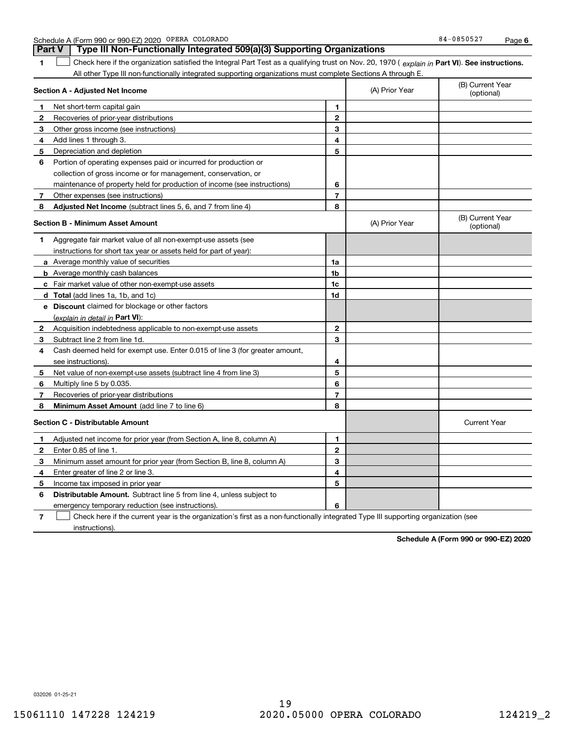## Part V | Type III Non-Functionally Integrated 509(a)(3) Supporting Organizations

**1** ☐ Check here if the organization satisfied the Integral Part Test as a qualifying trust on Nov. 20, 1970 ( *explain in* **Part VI**). **See instructions.** All other Type III non-functionally integrated supporting organizations must complete Sections A through E.

| Section A - Adjusted Net Income | | (A) Prior Year | (B) Current Year (optional) |
|---|---|---|---|
| **1** Net short-term capital gain | 1 | | |
| **2** Recoveries of prior-year distributions | 2 | | |
| **3** Other gross income (see instructions) | 3 | | |
| **4** Add lines 1 through 3. | 4 | | |
| **5** Depreciation and depletion | 5 | | |
| **6** Portion of operating expenses paid or incurred for production or collection of gross income or for management, conservation, or maintenance of property held for production of income (see instructions) | 6 | | |
| **7** Other expenses (see instructions) | 7 | | |
| **8** **Adjusted Net Income** (subtract lines 5, 6, and 7 from line 4) | 8 | | |

| Section B - Minimum Asset Amount | | (A) Prior Year | (B) Current Year (optional) |
|---|---|---|---|
| **1** Aggregate fair market value of all non-exempt-use assets (see instructions for short tax year or assets held for part of year): | | | |
| **a** Average monthly value of securities | 1a | | |
| **b** Average monthly cash balances | 1b | | |
| **c** Fair market value of other non-exempt-use assets | 1c | | |
| **d** **Total** (add lines 1a, 1b, and 1c) | 1d | | |
| **e** **Discount** claimed for blockage or other factors (*explain in detail in* **Part VI**): | | | |
| **2** Acquisition indebtedness applicable to non-exempt-use assets | 2 | | |
| **3** Subtract line 2 from line 1d. | 3 | | |
| **4** Cash deemed held for exempt use. Enter 0.015 of line 3 (for greater amount, see instructions). | 4 | | |
| **5** Net value of non-exempt-use assets (subtract line 4 from line 3) | 5 | | |
| **6** Multiply line 5 by 0.035. | 6 | | |
| **7** Recoveries of prior-year distributions | 7 | | |
| **8** **Minimum Asset Amount** (add line 7 to line 6) | 8 | | |

| Section C - Distributable Amount | | | Current Year |
|---|---|---|---|
| **1** Adjusted net income for prior year (from Section A, line 8, column A) | 1 | | |
| **2** Enter 0.85 of line 1. | 2 | | |
| **3** Minimum asset amount for prior year (from Section B, line 8, column A) | 3 | | |
| **4** Enter greater of line 2 or line 3. | 4 | | |
| **5** Income tax imposed in prior year | 5 | | |
| **6** **Distributable Amount.** Subtract line 5 from line 4, unless subject to emergency temporary reduction (see instructions). | 6 | | |

**7** ☐ Check here if the current year is the organization's first as a non-functionally integrated Type III supporting organization (see instructions).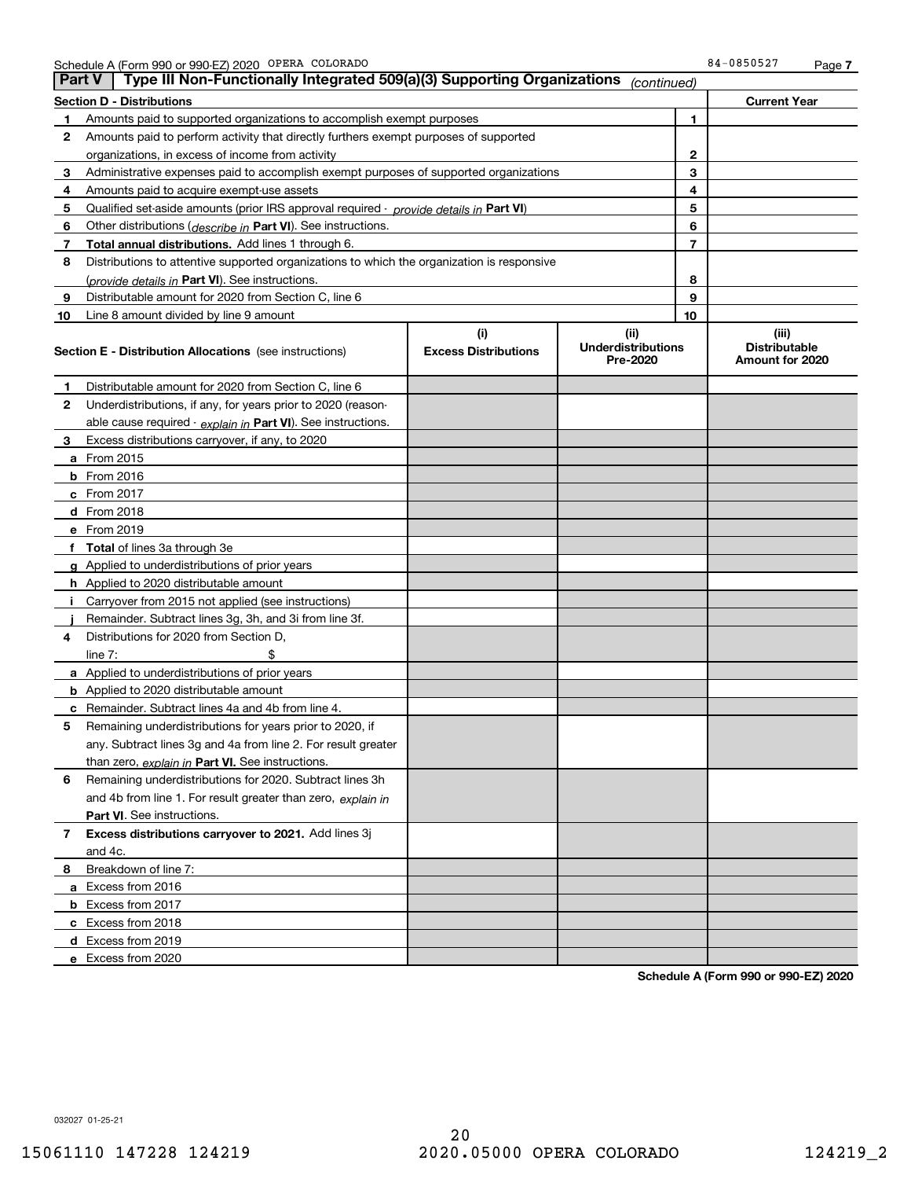Schedule A (Form 990 or 990-EZ) 2020 OPERA COLORADO 84-0850527 Page 7

**Part V** | **Type III Non-Functionally Integrated 509(a)(3) Supporting Organizations** *(continued)*

| **Section D - Distributions** | | | **Current Year** |
|---|---|---|---|
| 1 | Amounts paid to supported organizations to accomplish exempt purposes | 1 | |
| 2 | Amounts paid to perform activity that directly furthers exempt purposes of supported organizations, in excess of income from activity | 2 | |
| 3 | Administrative expenses paid to accomplish exempt purposes of supported organizations | 3 | |
| 4 | Amounts paid to acquire exempt-use assets | 4 | |
| 5 | Qualified set-aside amounts (prior IRS approval required - *provide details in* **Part VI**) | 5 | |
| 6 | Other distributions (*describe in* **Part VI**). See instructions. | 6 | |
| 7 | **Total annual distributions.** Add lines 1 through 6. | 7 | |
| 8 | Distributions to attentive supported organizations to which the organization is responsive (*provide details in* **Part VI**). See instructions. | 8 | |
| 9 | Distributable amount for 2020 from Section C, line 6 | 9 | |
| 10 | Line 8 amount divided by line 9 amount | 10 | |

| **Section E - Distribution Allocations** (see instructions) | **(i)** **Excess Distributions** | **(ii)** **Underdistributions Pre-2020** | **(iii)** **Distributable Amount for 2020** |
|---|---|---|---|
| **1** Distributable amount for 2020 from Section C, line 6 | | | |
| **2** Underdistributions, if any, for years prior to 2020 (reasonable cause required - *explain in* **Part VI**). See instructions. | | | |
| **3** Excess distributions carryover, if any, to 2020 | | | |
| **a** From 2015 | | | |
| **b** From 2016 | | | |
| **c** From 2017 | | | |
| **d** From 2018 | | | |
| **e** From 2019 | | | |
| **f** **Total** of lines 3a through 3e | | | |
| **g** Applied to underdistributions of prior years | | | |
| **h** Applied to 2020 distributable amount | | | |
| **i** Carryover from 2015 not applied (see instructions) | | | |
| **j** Remainder. Subtract lines 3g, 3h, and 3i from line 3f. | | | |
| **4** Distributions for 2020 from Section D, line 7: $ | | | |
| **a** Applied to underdistributions of prior years | | | |
| **b** Applied to 2020 distributable amount | | | |
| **c** Remainder. Subtract lines 4a and 4b from line 4. | | | |
| **5** Remaining underdistributions for years prior to 2020, if any. Subtract lines 3g and 4a from line 2. For result greater than zero, *explain in* **Part VI.** See instructions. | | | |
| **6** Remaining underdistributions for 2020. Subtract lines 3h and 4b from line 1. For result greater than zero, *explain in* **Part VI**. See instructions. | | | |
| **7** **Excess distributions carryover to 2021.** Add lines 3j and 4c. | | | |
| **8** Breakdown of line 7: | | | |
| **a** Excess from 2016 | | | |
| **b** Excess from 2017 | | | |
| **c** Excess from 2018 | | | |
| **d** Excess from 2019 | | | |
| **e** Excess from 2020 | | | |

**Schedule A (Form 990 or 990-EZ) 2020**

032027 01-25-21

15061110 147228 124219 2020.05000 OPERA COLORADO 124219_2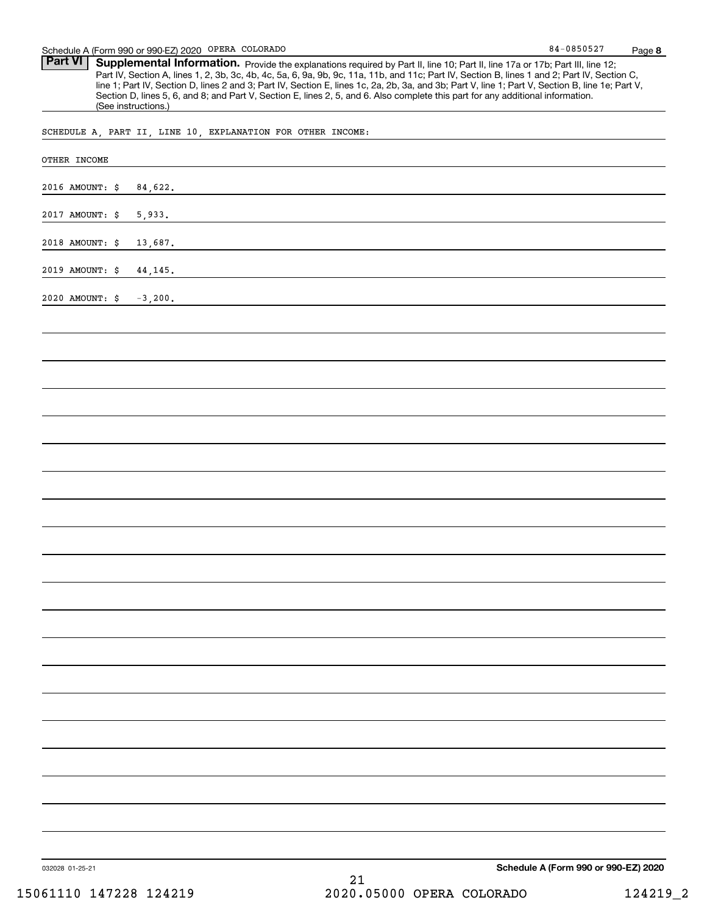## Part VI Supplemental Information.

Provide the explanations required by Part II, line 10; Part II, line 17a or 17b; Part III, line 12; Part IV, Section A, lines 1, 2, 3b, 3c, 4b, 4c, 5a, 6, 9a, 9b, 9c, 11a, 11b, and 11c; Part IV, Section B, lines 1 and 2; Part IV, Section C, line 1; Part IV, Section D, lines 2 and 3; Part IV, Section E, lines 1c, 2a, 2b, 3a, and 3b; Part V, line 1; Part V, Section B, line 1e; Part V, Section D, lines 5, 6, and 8; and Part V, Section E, lines 2, 5, and 6. Also complete this part for any additional information. (See instructions.)

SCHEDULE A, PART II, LINE 10, EXPLANATION FOR OTHER INCOME:

OTHER INCOME

2016 AMOUNT: $ 84,622.

2017 AMOUNT: $ 5,933.

2018 AMOUNT: $ 13,687.

2019 AMOUNT: $ 44,145.

2020 AMOUNT: $ -3,200.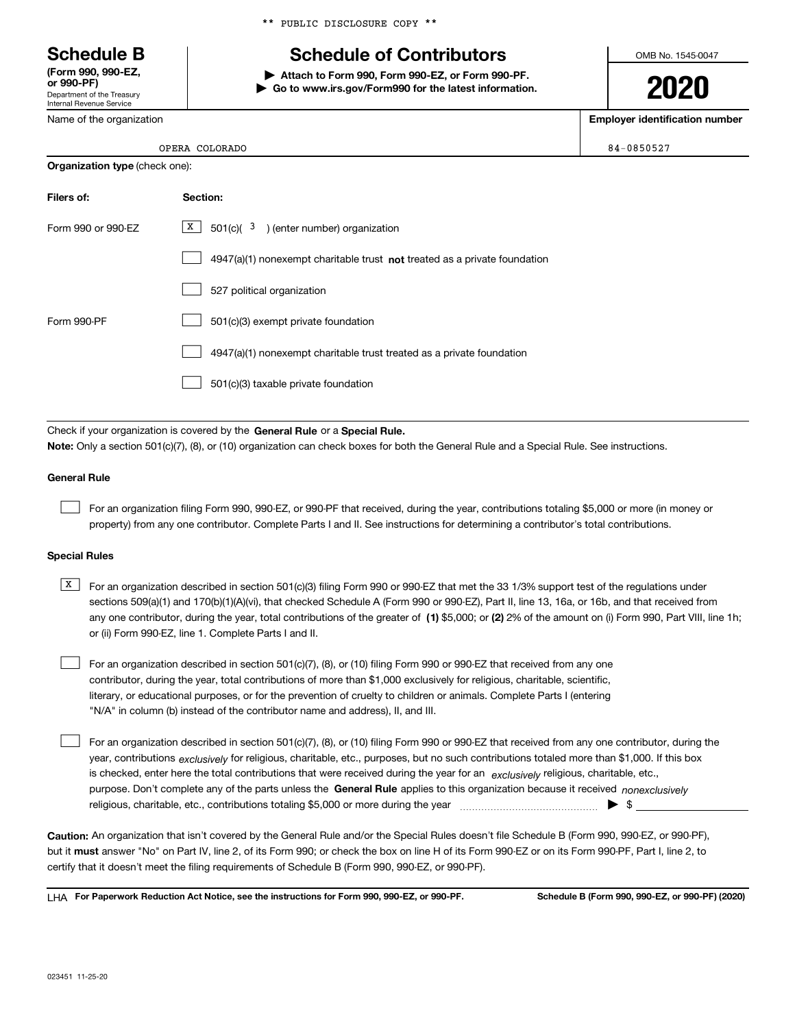** PUBLIC DISCLOSURE COPY **

# Schedule B

**(Form 990, 990-EZ, or 990-PF)**
Department of the Treasury
Internal Revenue Service

## Schedule of Contributors

**▶ Attach to Form 990, Form 990-EZ, or Form 990-PF.**
**▶ Go to www.irs.gov/Form990 for the latest information.**

OMB No. 1545-0047

**2020**

| Name of the organization | Employer identification number |
|---|---|
| OPERA COLORADO | 84-0850527 |

**Organization type** (check one):

| Filers of: | Section: |
|---|---|
| Form 990 or 990-EZ | [X] 501(c)( 3 ) (enter number) organization |
| | [ ] 4947(a)(1) nonexempt charitable trust **not** treated as a private foundation |
| | [ ] 527 political organization |
| Form 990-PF | [ ] 501(c)(3) exempt private foundation |
| | [ ] 4947(a)(1) nonexempt charitable trust treated as a private foundation |
| | [ ] 501(c)(3) taxable private foundation |

Check if your organization is covered by the **General Rule** or a **Special Rule.**

**Note:** Only a section 501(c)(7), (8), or (10) organization can check boxes for both the General Rule and a Special Rule. See instructions.

### General Rule

[ ] For an organization filing Form 990, 990-EZ, or 990-PF that received, during the year, contributions totaling $5,000 or more (in money or property) from any one contributor. Complete Parts I and II. See instructions for determining a contributor's total contributions.

### Special Rules

[X] For an organization described in section 501(c)(3) filing Form 990 or 990-EZ that met the 33 1/3% support test of the regulations under sections 509(a)(1) and 170(b)(1)(A)(vi), that checked Schedule A (Form 990 or 990-EZ), Part II, line 13, 16a, or 16b, and that received from any one contributor, during the year, total contributions of the greater of **(1)** $5,000; or **(2)** 2% of the amount on (i) Form 990, Part VIII, line 1h; or (ii) Form 990-EZ, line 1. Complete Parts I and II.

[ ] For an organization described in section 501(c)(7), (8), or (10) filing Form 990 or 990-EZ that received from any one contributor, during the year, total contributions of more than $1,000 exclusively for religious, charitable, scientific, literary, or educational purposes, or for the prevention of cruelty to children or animals. Complete Parts I (entering "N/A" in column (b) instead of the contributor name and address), II, and III.

[ ] For an organization described in section 501(c)(7), (8), or (10) filing Form 990 or 990-EZ that received from any one contributor, during the year, contributions *exclusively* for religious, charitable, etc., purposes, but no such contributions totaled more than $1,000. If this box is checked, enter here the total contributions that were received during the year for an *exclusively* religious, charitable, etc., purpose. Don't complete any of the parts unless the **General Rule** applies to this organization because it received *nonexclusively* religious, charitable, etc., contributions totaling $5,000 or more during the year ▶ $

**Caution:** An organization that isn't covered by the General Rule and/or the Special Rules doesn't file Schedule B (Form 990, 990-EZ, or 990-PF), but it **must** answer "No" on Part IV, line 2, of its Form 990; or check the box on line H of its Form 990-EZ or on its Form 990-PF, Part I, line 2, to certify that it doesn't meet the filing requirements of Schedule B (Form 990, 990-EZ, or 990-PF).

LHA **For Paperwork Reduction Act Notice, see the instructions for Form 990, 990-EZ, or 990-PF.** **Schedule B (Form 990, 990-EZ, or 990-PF) (2020)**

023451 11-25-20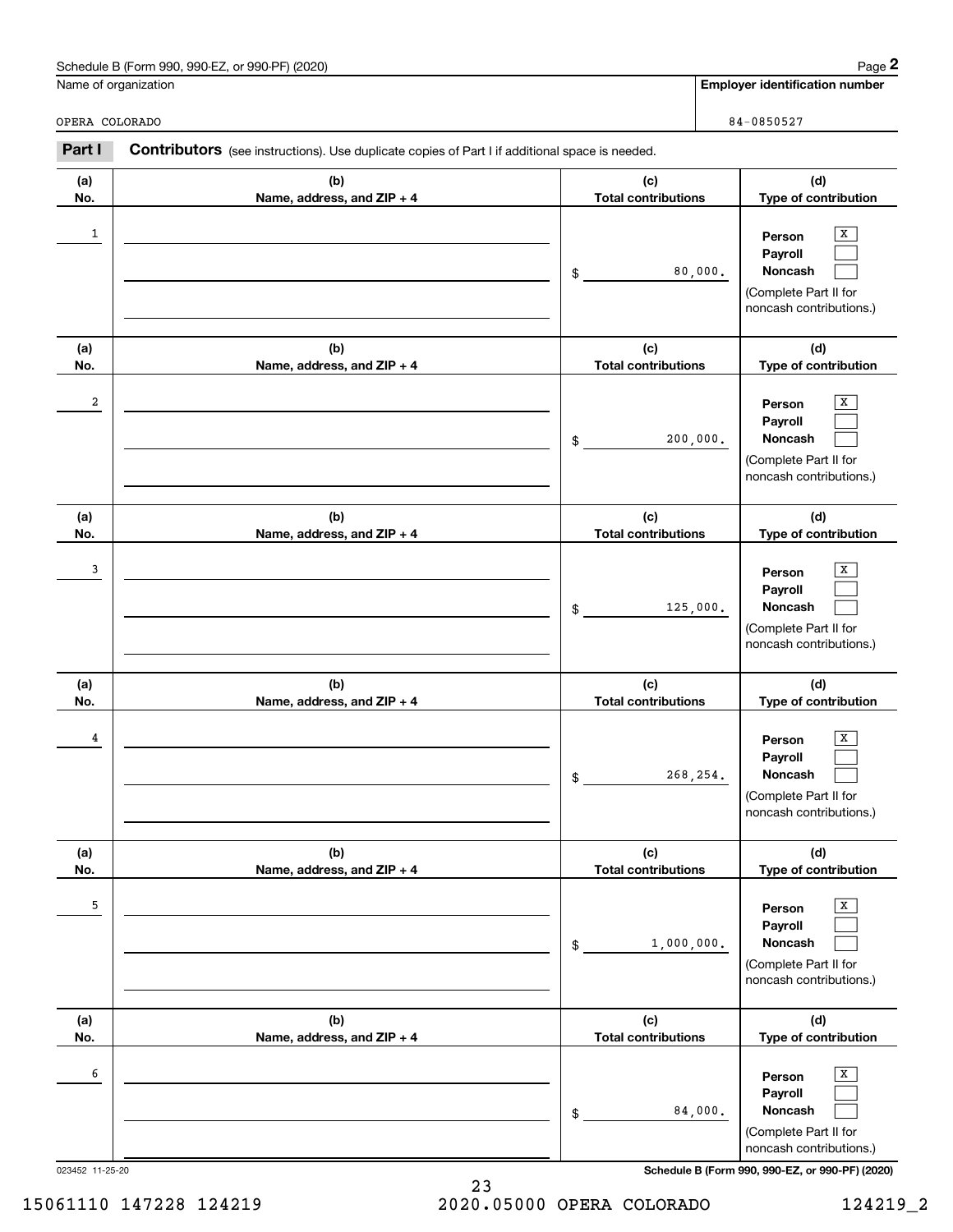Schedule B (Form 990, 990-EZ, or 990-PF) (2020)

Name of organization: OPERA COLORADO

**Employer identification number**: 84-0850527

**Part I** **Contributors** (see instructions). Use duplicate copies of Part I if additional space is needed.

| (a) No. | (b) Name, address, and ZIP + 4 | (c) Total contributions | (d) Type of contribution |
|---|---|---|---|
| 1 | | $ 80,000. | Person [X] Payroll [ ] Noncash [ ] (Complete Part II for noncash contributions.) |
| 2 | | $ 200,000. | Person [X] Payroll [ ] Noncash [ ] (Complete Part II for noncash contributions.) |
| 3 | | $ 125,000. | Person [X] Payroll [ ] Noncash [ ] (Complete Part II for noncash contributions.) |
| 4 | | $ 268,254. | Person [X] Payroll [ ] Noncash [ ] (Complete Part II for noncash contributions.) |
| 5 | | $ 1,000,000. | Person [X] Payroll [ ] Noncash [ ] (Complete Part II for noncash contributions.) |
| 6 | | $ 84,000. | Person [X] Payroll [ ] Noncash [ ] (Complete Part II for noncash contributions.) |

023452 11-25-20

15061110 147228 124219 2020.05000 OPERA COLORADO 124219_2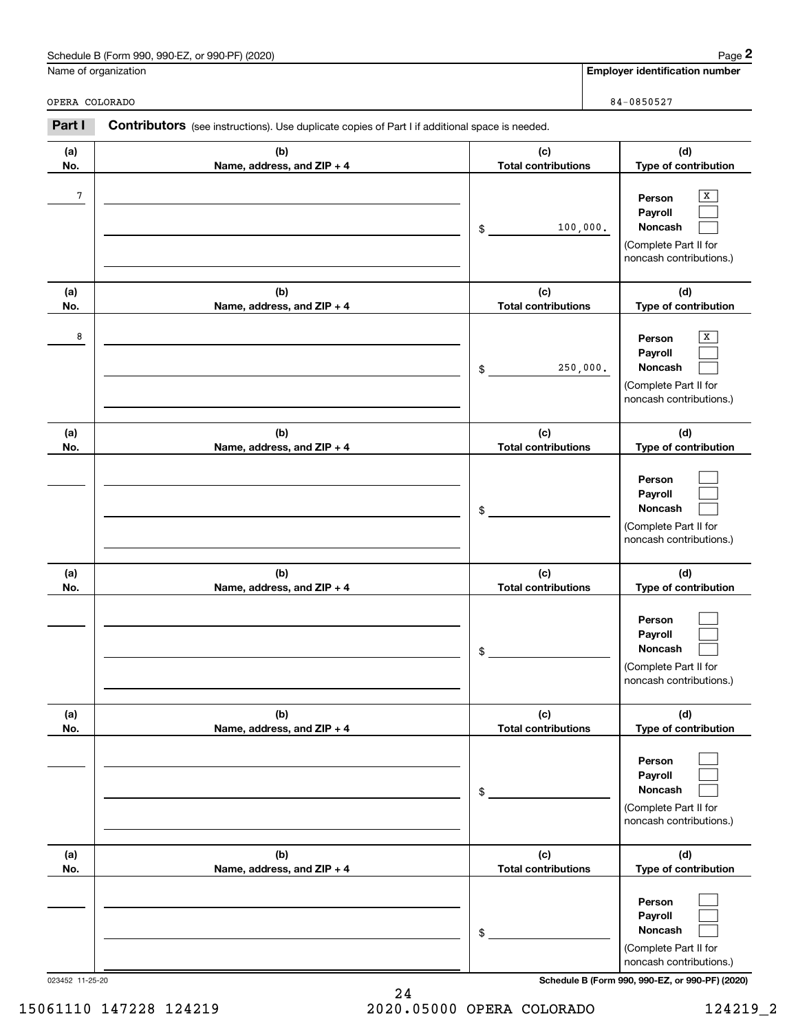Schedule B (Form 990, 990-EZ, or 990-PF) (2020) Page **2**

Name of organization: OPERA COLORADO

**Employer identification number**: 84-0850527

**Part I** **Contributors** (see instructions). Use duplicate copies of Part I if additional space is needed.

| (a) No. | (b) Name, address, and ZIP + 4 | (c) Total contributions | (d) Type of contribution |
|---|---|---|---|
| 7 | | $ 100,000. | Person [X] Payroll [ ] Noncash [ ] (Complete Part II for noncash contributions.) |
| 8 | | $ 250,000. | Person [X] Payroll [ ] Noncash [ ] (Complete Part II for noncash contributions.) |
| | | $ | Person [ ] Payroll [ ] Noncash [ ] (Complete Part II for noncash contributions.) |
| | | $ | Person [ ] Payroll [ ] Noncash [ ] (Complete Part II for noncash contributions.) |
| | | $ | Person [ ] Payroll [ ] Noncash [ ] (Complete Part II for noncash contributions.) |
| | | $ | Person [ ] Payroll [ ] Noncash [ ] (Complete Part II for noncash contributions.) |

023452 11-25-20 **Schedule B (Form 990, 990-EZ, or 990-PF) (2020)**

15061110 147228 124219 2020.05000 OPERA COLORADO 124219_2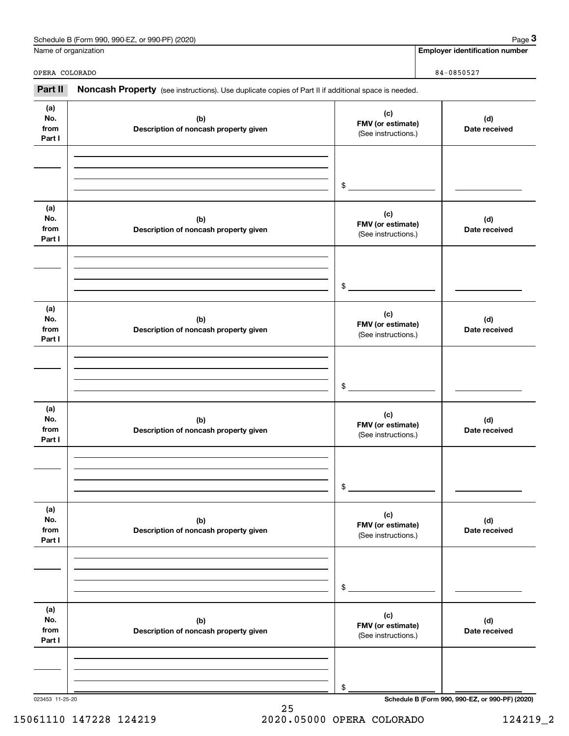Schedule B (Form 990, 990-EZ, or 990-PF) (2020) Page **3**

Name of organization: OPERA COLORADO

**Employer identification number**: 84-0850527

**Part II** **Noncash Property** (see instructions). Use duplicate copies of Part II if additional space is needed.

| (a) No. from Part I | (b) Description of noncash property given | (c) FMV (or estimate) (See instructions.) | (d) Date received |
|---|---|---|---|
| | | $ | |
| | | $ | |
| | | $ | |
| | | $ | |
| | | $ | |
| | | $ | |

023453 11-25-20 **Schedule B (Form 990, 990-EZ, or 990-PF) (2020)**

15061110 147228 124219 2020.05000 OPERA COLORADO 124219_2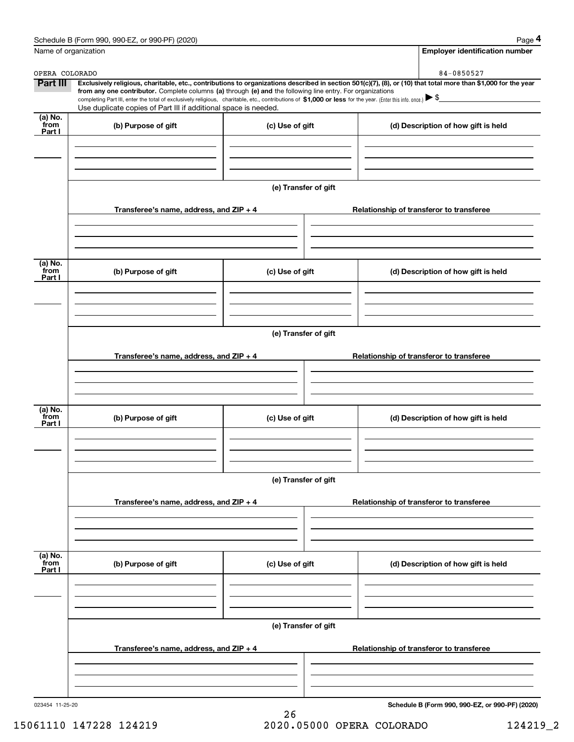Schedule B (Form 990, 990-EZ, or 990-PF) (2020) Page **4**

| Name of organization | Employer identification number |
| --- | --- |
| OPERA COLORADO | 84-0850527 |

**Part III** **Exclusively religious, charitable, etc., contributions to organizations described in section 501(c)(7), (8), or (10) that total more than $1,000 for the year from any one contributor.** Complete columns **(a)** through **(e) and** the following line entry. For organizations completing Part III, enter the total of exclusively religious, charitable, etc., contributions of **$1,000 or less** for the year. (Enter this info. once.) ▶ $

Use duplicate copies of Part III if additional space is needed.

| (a) No. from Part I | (b) Purpose of gift | (c) Use of gift | (d) Description of how gift is held |
| --- | --- | --- | --- |
| | | | |

(e) Transfer of gift

| Transferee's name, address, and ZIP + 4 | Relationship of transferor to transferee |
| --- | --- |
| | |

| (a) No. from Part I | (b) Purpose of gift | (c) Use of gift | (d) Description of how gift is held |
| --- | --- | --- | --- |
| | | | |

(e) Transfer of gift

| Transferee's name, address, and ZIP + 4 | Relationship of transferor to transferee |
| --- | --- |
| | |

| (a) No. from Part I | (b) Purpose of gift | (c) Use of gift | (d) Description of how gift is held |
| --- | --- | --- | --- |
| | | | |

(e) Transfer of gift

| Transferee's name, address, and ZIP + 4 | Relationship of transferor to transferee |
| --- | --- |
| | |

| (a) No. from Part I | (b) Purpose of gift | (c) Use of gift | (d) Description of how gift is held |
| --- | --- | --- | --- |
| | | | |

(e) Transfer of gift

| Transferee's name, address, and ZIP + 4 | Relationship of transferor to transferee |
| --- | --- |
| | |

023454 11-25-20 **Schedule B (Form 990, 990-EZ, or 990-PF) (2020)**

15061110 147228 124219 2020.05000 OPERA COLORADO 124219_2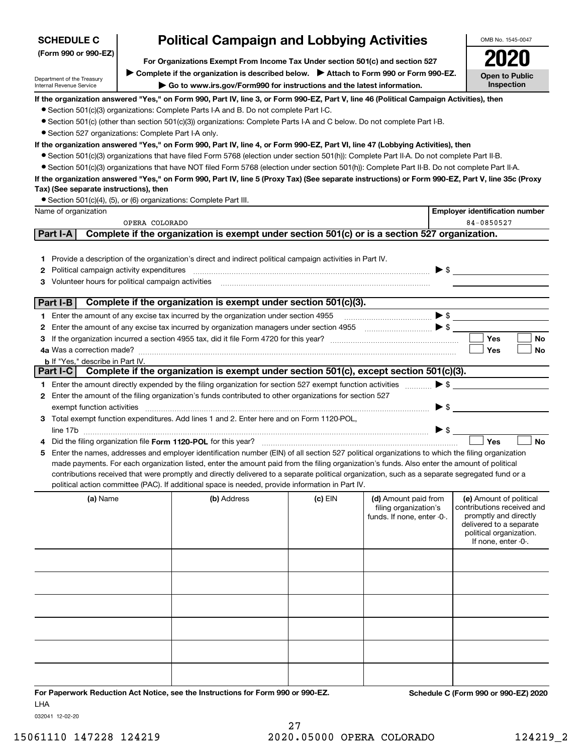**SCHEDULE C (Form 990 or 990-EZ)**

Department of the Treasury
Internal Revenue Service

# Political Campaign and Lobbying Activities

**For Organizations Exempt From Income Tax Under section 501(c) and section 527**

▶ **Complete if the organization is described below.** ▶ **Attach to Form 990 or Form 990-EZ.**

▶ **Go to www.irs.gov/Form990 for instructions and the latest information.**

OMB No. 1545-0047

**2020**

**Open to Public Inspection**

**If the organization answered "Yes," on Form 990, Part IV, line 3, or Form 990-EZ, Part V, line 46 (Political Campaign Activities), then**

- Section 501(c)(3) organizations: Complete Parts I-A and B. Do not complete Part I-C.
- Section 501(c) (other than section 501(c)(3)) organizations: Complete Parts I-A and C below. Do not complete Part I-B.
- Section 527 organizations: Complete Part I-A only.

**If the organization answered "Yes," on Form 990, Part IV, line 4, or Form 990-EZ, Part VI, line 47 (Lobbying Activities), then**

- Section 501(c)(3) organizations that have filed Form 5768 (election under section 501(h)): Complete Part II-A. Do not complete Part II-B.
- Section 501(c)(3) organizations that have NOT filed Form 5768 (election under section 501(h)): Complete Part II-B. Do not complete Part II-A.

**If the organization answered "Yes," on Form 990, Part IV, line 5 (Proxy Tax) (See separate instructions) or Form 990-EZ, Part V, line 35c (Proxy Tax) (See separate instructions), then**

- Section 501(c)(4), (5), or (6) organizations: Complete Part III.

| Name of organization | Employer identification number |
|---|---|
| OPERA COLORADO | 84-0850527 |

## Part I-A Complete if the organization is exempt under section 501(c) or is a section 527 organization.

1. Provide a description of the organization's direct and indirect political campaign activities in Part IV.
2. Political campaign activity expenditures ▶ $
3. Volunteer hours for political campaign activities

## Part I-B Complete if the organization is exempt under section 501(c)(3).

1. Enter the amount of any excise tax incurred by the organization under section 4955 ▶ $
2. Enter the amount of any excise tax incurred by organization managers under section 4955 ▶ $
3. If the organization incurred a section 4955 tax, did it file Form 4720 for this year? ☐ Yes ☐ No
4. a Was a correction made? ☐ Yes ☐ No
   b If "Yes," describe in Part IV.

## Part I-C Complete if the organization is exempt under section 501(c), except section 501(c)(3).

1. Enter the amount directly expended by the filing organization for section 527 exempt function activities ▶ $
2. Enter the amount of the filing organization's funds contributed to other organizations for section 527 exempt function activities ▶ $
3. Total exempt function expenditures. Add lines 1 and 2. Enter here and on Form 1120-POL, line 17b ▶ $
4. Did the filing organization file **Form 1120-POL** for this year? ☐ Yes ☐ No
5. Enter the names, addresses and employer identification number (EIN) of all section 527 political organizations to which the filing organization made payments. For each organization listed, enter the amount paid from the filing organization's funds. Also enter the amount of political contributions received that were promptly and directly delivered to a separate political organization, such as a separate segregated fund or a political action committee (PAC). If additional space is needed, provide information in Part IV.

| (a) Name | (b) Address | (c) EIN | (d) Amount paid from filing organization's funds. If none, enter -0-. | (e) Amount of political contributions received and promptly and directly delivered to a separate political organization. If none, enter -0-. |
|---|---|---|---|---|
| | | | | |
| | | | | |
| | | | | |
| | | | | |
| | | | | |
| | | | | |

**For Paperwork Reduction Act Notice, see the Instructions for Form 990 or 990-EZ.** **Schedule C (Form 990 or 990-EZ) 2020**

LHA

032041 12-02-20

15061110 147228 124219 2020.05000 OPERA COLORADO 124219_2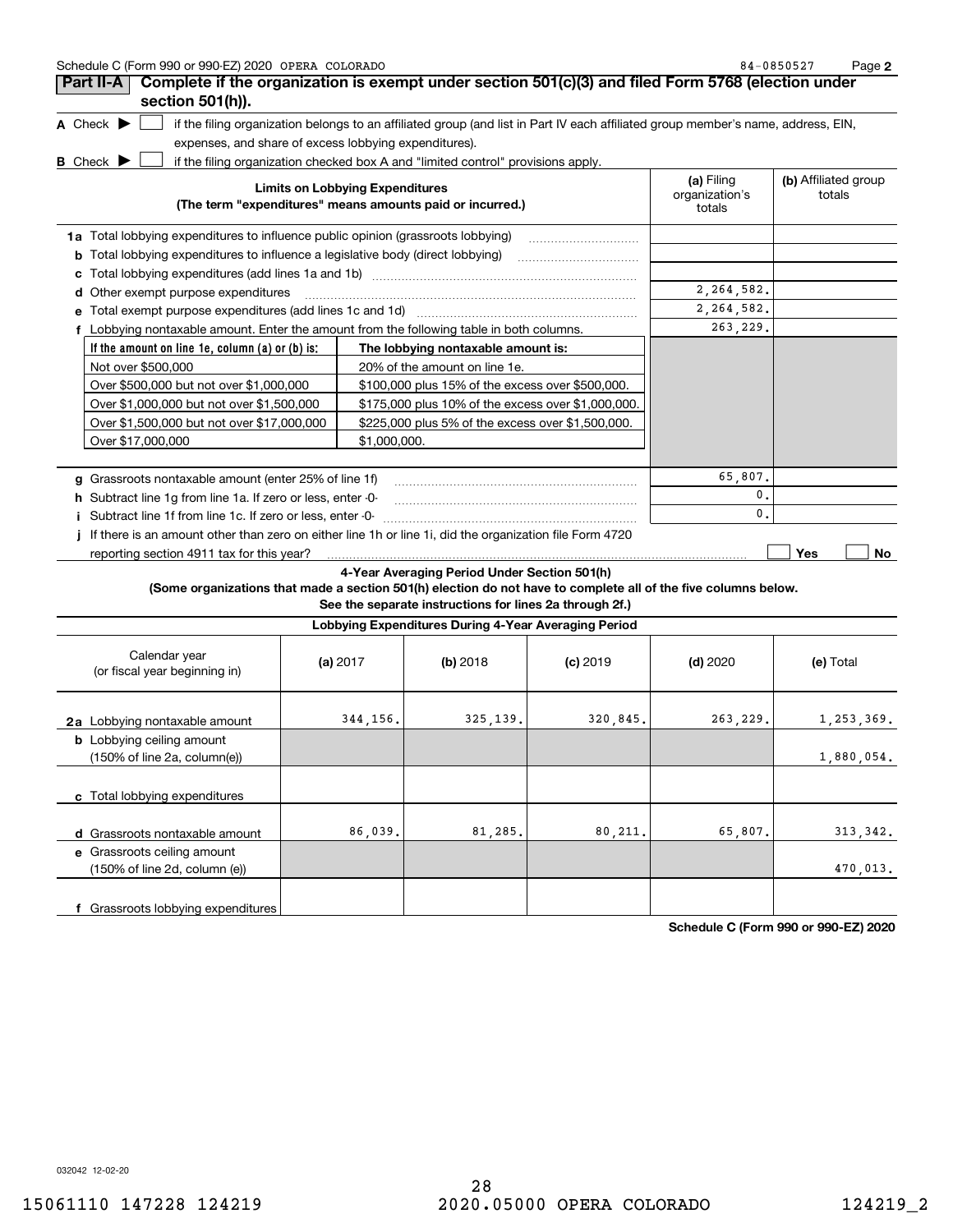Schedule C (Form 990 or 990-EZ) 2020 OPERA COLORADO 84-0850527 Page 2

**Part II-A** **Complete if the organization is exempt under section 501(c)(3) and filed Form 5768 (election under section 501(h)).**

**A** Check ▶ ☐ if the filing organization belongs to an affiliated group (and list in Part IV each affiliated group member's name, address, EIN, expenses, and share of excess lobbying expenditures).

**B** Check ▶ ☐ if the filing organization checked box A and "limited control" provisions apply.

| **Limits on Lobbying Expenditures** (The term "expenditures" means amounts paid or incurred.) | **(a)** Filing organization's totals | **(b)** Affiliated group totals |
|---|---|---|
| **1a** Total lobbying expenditures to influence public opinion (grassroots lobbying) | | |
| **b** Total lobbying expenditures to influence a legislative body (direct lobbying) | | |
| **c** Total lobbying expenditures (add lines 1a and 1b) | | |
| **d** Other exempt purpose expenditures | 2,264,582. | |
| **e** Total exempt purpose expenditures (add lines 1c and 1d) | 2,264,582. | |
| **f** Lobbying nontaxable amount. Enter the amount from the following table in both columns. | 263,229. | |

| If the amount on line 1e, column (a) or (b) is: | The lobbying nontaxable amount is: |
|---|---|
| Not over $500,000 | 20% of the amount on line 1e. |
| Over $500,000 but not over $1,000,000 | $100,000 plus 15% of the excess over $500,000. |
| Over $1,000,000 but not over $1,500,000 | $175,000 plus 10% of the excess over $1,000,000. |
| Over $1,500,000 but not over $17,000,000 | $225,000 plus 5% of the excess over $1,500,000. |
| Over $17,000,000 | $1,000,000. |

| | (a) | (b) |
|---|---|---|
| **g** Grassroots nontaxable amount (enter 25% of line 1f) | 65,807. | |
| **h** Subtract line 1g from line 1a. If zero or less, enter -0- | 0. | |
| **i** Subtract line 1f from line 1c. If zero or less, enter -0- | 0. | |
| **j** If there is an amount other than zero on either line 1h or line 1i, did the organization file Form 4720 reporting section 4911 tax for this year? | ☐ Yes | ☐ No |

**4-Year Averaging Period Under Section 501(h)**

**(Some organizations that made a section 501(h) election do not have to complete all of the five columns below. See the separate instructions for lines 2a through 2f.)**

**Lobbying Expenditures During 4-Year Averaging Period**

| Calendar year (or fiscal year beginning in) | **(a)** 2017 | **(b)** 2018 | **(c)** 2019 | **(d)** 2020 | **(e)** Total |
|---|---|---|---|---|---|
| **2a** Lobbying nontaxable amount | 344,156. | 325,139. | 320,845. | 263,229. | 1,253,369. |
| **b** Lobbying ceiling amount (150% of line 2a, column(e)) | | | | | 1,880,054. |
| **c** Total lobbying expenditures | | | | | |
| **d** Grassroots nontaxable amount | 86,039. | 81,285. | 80,211. | 65,807. | 313,342. |
| **e** Grassroots ceiling amount (150% of line 2d, column (e)) | | | | | 470,013. |
| **f** Grassroots lobbying expenditures | | | | | |

**Schedule C (Form 990 or 990-EZ) 2020**

032042 12-02-20

15061110 147228 124219 2020.05000 OPERA COLORADO 124219_2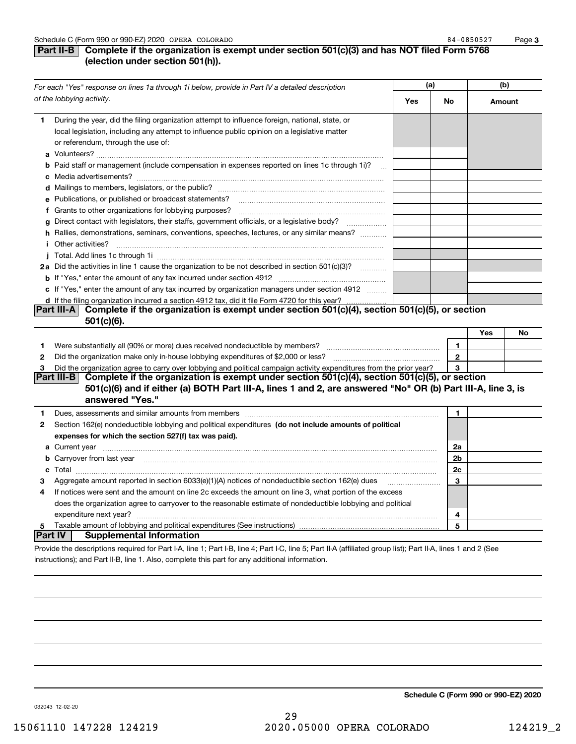## Part II-B Complete if the organization is exempt under section 501(c)(3) and has NOT filed Form 5768 (election under section 501(h)).

| *For each "Yes" response on lines 1a through 1i below, provide in Part IV a detailed description of the lobbying activity.* | (a) Yes | (a) No | (b) Amount |
|---|---|---|---|
| **1** During the year, did the filing organization attempt to influence foreign, national, state, or local legislation, including any attempt to influence public opinion on a legislative matter or referendum, through the use of: | | | |
| **a** Volunteers? | | | |
| **b** Paid staff or management (include compensation in expenses reported on lines 1c through 1i)? | | | |
| **c** Media advertisements? | | | |
| **d** Mailings to members, legislators, or the public? | | | |
| **e** Publications, or published or broadcast statements? | | | |
| **f** Grants to other organizations for lobbying purposes? | | | |
| **g** Direct contact with legislators, their staffs, government officials, or a legislative body? | | | |
| **h** Rallies, demonstrations, seminars, conventions, speeches, lectures, or any similar means? | | | |
| **i** Other activities? | | | |
| **j** Total. Add lines 1c through 1i | | | |
| **2a** Did the activities in line 1 cause the organization to be not described in section 501(c)(3)? | | | |
| **b** If "Yes," enter the amount of any tax incurred under section 4912 | | | |
| **c** If "Yes," enter the amount of any tax incurred by organization managers under section 4912 | | | |
| **d** If the filing organization incurred a section 4912 tax, did it file Form 4720 for this year? | | | |

## Part III-A Complete if the organization is exempt under section 501(c)(4), section 501(c)(5), or section 501(c)(6).

| | | | Yes | No |
|---|---|---|---|---|
| **1** | Were substantially all (90% or more) dues received nondeductible by members? | 1 | | |
| **2** | Did the organization make only in-house lobbying expenditures of $2,000 or less? | 2 | | |
| **3** | Did the organization agree to carry over lobbying and political campaign activity expenditures from the prior year? | 3 | | |

## Part III-B Complete if the organization is exempt under section 501(c)(4), section 501(c)(5), or section 501(c)(6) and if either (a) BOTH Part III-A, lines 1 and 2, are answered "No" OR (b) Part III-A, line 3, is answered "Yes."

| | | | |
|---|---|---|---|
| **1** | Dues, assessments and similar amounts from members | 1 | |
| **2** | Section 162(e) nondeductible lobbying and political expenditures **(do not include amounts of political expenses for which the section 527(f) tax was paid).** | | |
| **a** | Current year | 2a | |
| **b** | Carryover from last year | 2b | |
| **c** | Total | 2c | |
| **3** | Aggregate amount reported in section 6033(e)(1)(A) notices of nondeductible section 162(e) dues | 3 | |
| **4** | If notices were sent and the amount on line 2c exceeds the amount on line 3, what portion of the excess does the organization agree to carryover to the reasonable estimate of nondeductible lobbying and political expenditure next year? | 4 | |
| **5** | Taxable amount of lobbying and political expenditures (See instructions) | 5 | |

## Part IV Supplemental Information

Provide the descriptions required for Part I-A, line 1; Part I-B, line 4; Part I-C, line 5; Part II-A (affiliated group list); Part II-A, lines 1 and 2 (See instructions); and Part II-B, line 1. Also, complete this part for any additional information.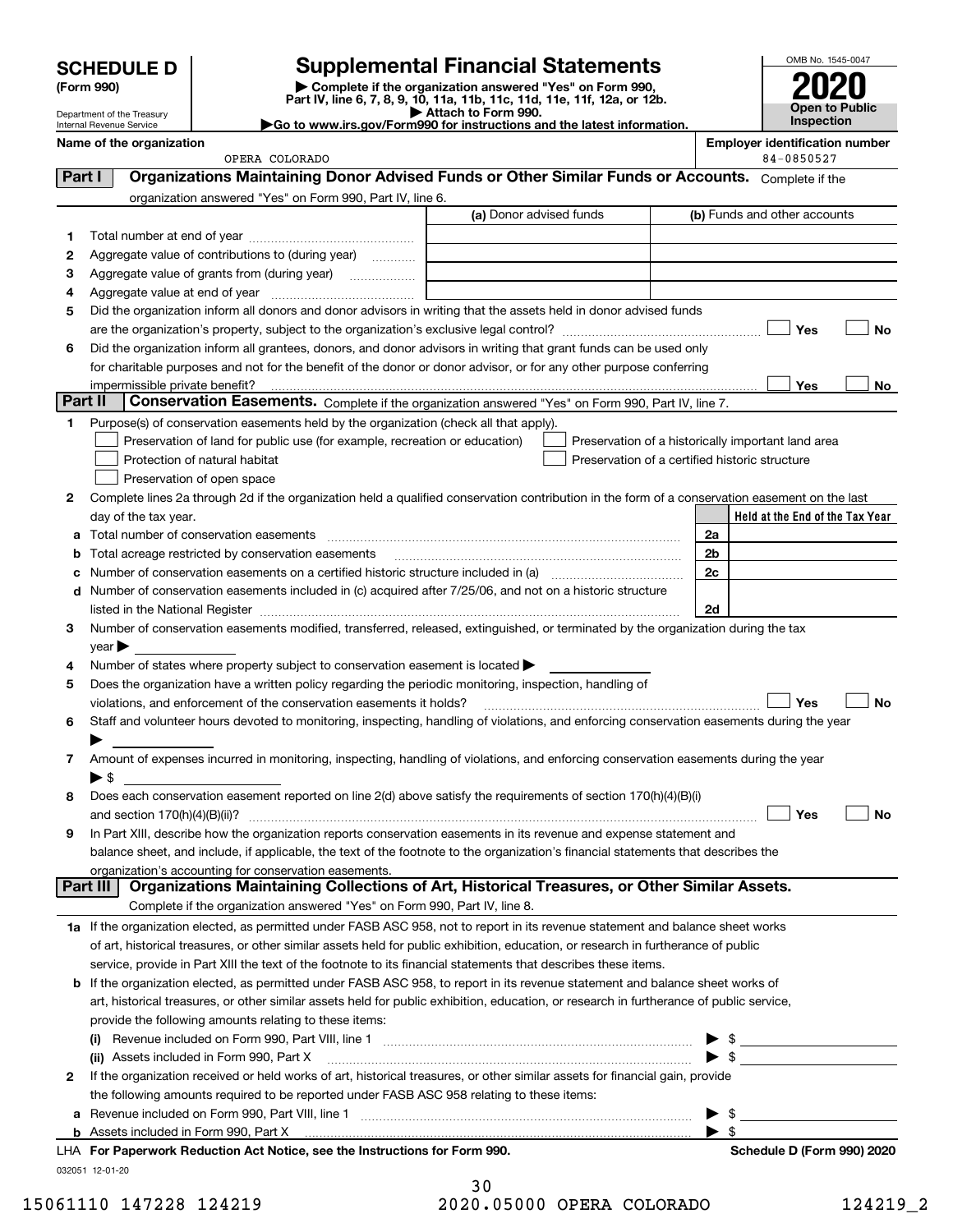**SCHEDULE D (Form 990)**

Department of the Treasury
Internal Revenue Service

# Supplemental Financial Statements

▶ Complete if the organization answered "Yes" on Form 990, Part IV, line 6, 7, 8, 9, 10, 11a, 11b, 11c, 11d, 11e, 11f, 12a, or 12b.
▶ Attach to Form 990.
▶Go to www.irs.gov/Form990 for instructions and the latest information.

OMB No. 1545-0047

**2020**

**Open to Public Inspection**

**Name of the organization**
OPERA COLORADO

**Employer identification number**
84-0850527

**Part I — Organizations Maintaining Donor Advised Funds or Other Similar Funds or Accounts.** Complete if the organization answered "Yes" on Form 990, Part IV, line 6.

| | | (a) Donor advised funds | (b) Funds and other accounts |
|---|---|---|---|
| 1 | Total number at end of year | | |
| 2 | Aggregate value of contributions to (during year) | | |
| 3 | Aggregate value of grants from (during year) | | |
| 4 | Aggregate value at end of year | | |

5 Did the organization inform all donors and donor advisors in writing that the assets held in donor advised funds are the organization's property, subject to the organization's exclusive legal control? ☐ Yes ☐ No

6 Did the organization inform all grantees, donors, and donor advisors in writing that grant funds can be used only for charitable purposes and not for the benefit of the donor or donor advisor, or for any other purpose conferring impermissible private benefit? ☐ Yes ☐ No

**Part II — Conservation Easements.** Complete if the organization answered "Yes" on Form 990, Part IV, line 7.

1 Purpose(s) of conservation easements held by the organization (check all that apply).
- ☐ Preservation of land for public use (for example, recreation or education)
- ☐ Protection of natural habitat
- ☐ Preservation of open space
- ☐ Preservation of a historically important land area
- ☐ Preservation of a certified historic structure

2 Complete lines 2a through 2d if the organization held a qualified conservation contribution in the form of a conservation easement on the last day of the tax year.

| | | | Held at the End of the Tax Year |
|---|---|---|---|
| a | Total number of conservation easements | 2a | |
| b | Total acreage restricted by conservation easements | 2b | |
| c | Number of conservation easements on a certified historic structure included in (a) | 2c | |
| d | Number of conservation easements included in (c) acquired after 7/25/06, and not on a historic structure listed in the National Register | 2d | |

3 Number of conservation easements modified, transferred, released, extinguished, or terminated by the organization during the tax year ▶

4 Number of states where property subject to conservation easement is located ▶

5 Does the organization have a written policy regarding the periodic monitoring, inspection, handling of violations, and enforcement of the conservation easements it holds? ☐ Yes ☐ No

6 Staff and volunteer hours devoted to monitoring, inspecting, handling of violations, and enforcing conservation easements during the year ▶

7 Amount of expenses incurred in monitoring, inspecting, handling of violations, and enforcing conservation easements during the year ▶ $

8 Does each conservation easement reported on line 2(d) above satisfy the requirements of section 170(h)(4)(B)(i) and section 170(h)(4)(B)(ii)? ☐ Yes ☐ No

9 In Part XIII, describe how the organization reports conservation easements in its revenue and expense statement and balance sheet, and include, if applicable, the text of the footnote to the organization's financial statements that describes the organization's accounting for conservation easements.

**Part III — Organizations Maintaining Collections of Art, Historical Treasures, or Other Similar Assets.** Complete if the organization answered "Yes" on Form 990, Part IV, line 8.

1a If the organization elected, as permitted under FASB ASC 958, not to report in its revenue statement and balance sheet works of art, historical treasures, or other similar assets held for public exhibition, education, or research in furtherance of public service, provide in Part XIII the text of the footnote to its financial statements that describes these items.

b If the organization elected, as permitted under FASB ASC 958, to report in its revenue statement and balance sheet works of art, historical treasures, or other similar assets held for public exhibition, education, or research in furtherance of public service, provide the following amounts relating to these items:

(i) Revenue included on Form 990, Part VIII, line 1 ▶ $

(ii) Assets included in Form 990, Part X ▶ $

2 If the organization received or held works of art, historical treasures, or other similar assets for financial gain, provide the following amounts required to be reported under FASB ASC 958 relating to these items:

a Revenue included on Form 990, Part VIII, line 1 ▶ $

b Assets included in Form 990, Part X ▶ $

LHA **For Paperwork Reduction Act Notice, see the Instructions for Form 990.** **Schedule D (Form 990) 2020**

032051 12-01-20

15061110 147228 124219 2020.05000 OPERA COLORADO 124219_2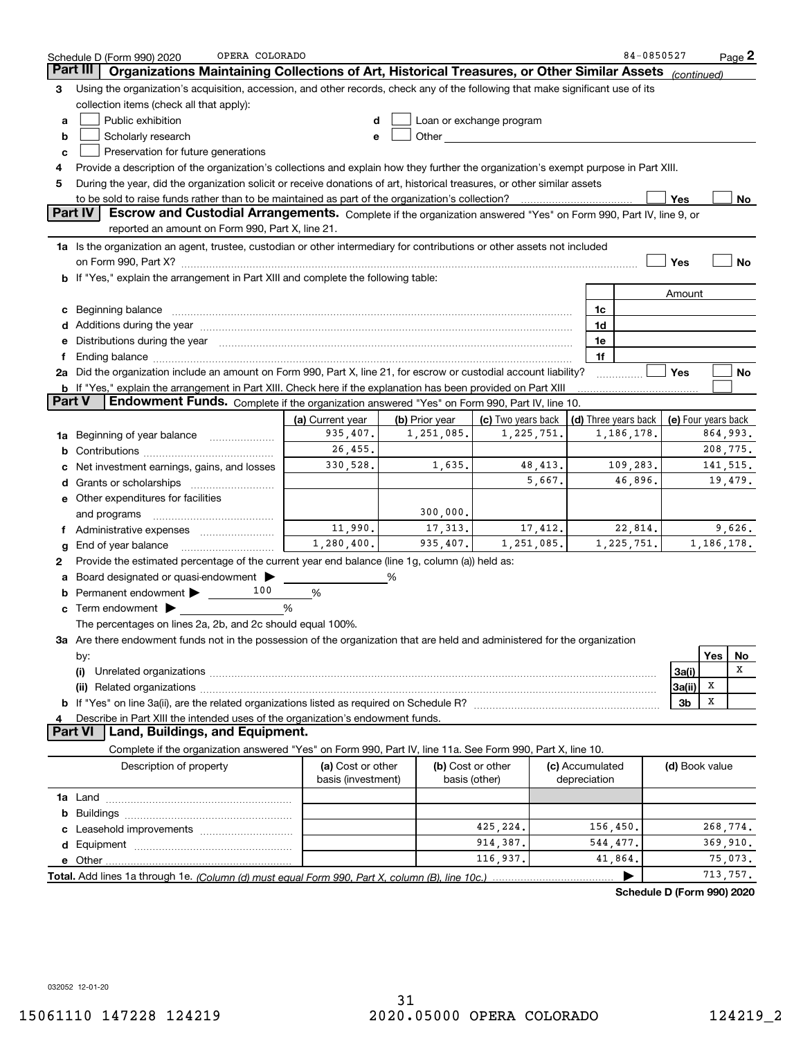Schedule D (Form 990) 2020 OPERA COLORADO 84-0850527

## Part III Organizations Maintaining Collections of Art, Historical Treasures, or Other Similar Assets *(continued)*

**3** Using the organization's acquisition, accession, and other records, check any of the following that make significant use of its collection items (check all that apply):

- **a** ☐ Public exhibition
- **b** ☐ Scholarly research
- **c** ☐ Preservation for future generations
- **d** ☐ Loan or exchange program
- **e** ☐ Other

**4** Provide a description of the organization's collections and explain how they further the organization's exempt purpose in Part XIII.

**5** During the year, did the organization solicit or receive donations of art, historical treasures, or other similar assets to be sold to raise funds rather than to be maintained as part of the organization's collection? ☐ Yes ☐ No

## Part IV Escrow and Custodial Arrangements.

Complete if the organization answered "Yes" on Form 990, Part IV, line 9, or reported an amount on Form 990, Part X, line 21.

**1a** Is the organization an agent, trustee, custodian or other intermediary for contributions or other assets not included on Form 990, Part X? ☐ Yes ☐ No

**b** If "Yes," explain the arrangement in Part XIII and complete the following table:

| | | Amount |
|---|---|---|
| **c** Beginning balance | 1c | |
| **d** Additions during the year | 1d | |
| **e** Distributions during the year | 1e | |
| **f** Ending balance | 1f | |

**2a** Did the organization include an amount on Form 990, Part X, line 21, for escrow or custodial account liability? ☐ Yes ☐ No

**b** If "Yes," explain the arrangement in Part XIII. Check here if the explanation has been provided on Part XIII ☐

## Part V Endowment Funds.

Complete if the organization answered "Yes" on Form 990, Part IV, line 10.

| | (a) Current year | (b) Prior year | (c) Two years back | (d) Three years back | (e) Four years back |
|---|---|---|---|---|---|
| **1a** Beginning of year balance | 935,407. | 1,251,085. | 1,225,751. | 1,186,178. | 864,993. |
| **b** Contributions | 26,455. | | | | 208,775. |
| **c** Net investment earnings, gains, and losses | 330,528. | 1,635. | 48,413. | 109,283. | 141,515. |
| **d** Grants or scholarships | | | 5,667. | 46,896. | 19,479. |
| **e** Other expenditures for facilities and programs | | 300,000. | | | |
| **f** Administrative expenses | 11,990. | 17,313. | 17,412. | 22,814. | 9,626. |
| **g** End of year balance | 1,280,400. | 935,407. | 1,251,085. | 1,225,751. | 1,186,178. |

**2** Provide the estimated percentage of the current year end balance (line 1g, column (a)) held as:

- **a** Board designated or quasi-endowment ▶ %
- **b** Permanent endowment ▶ 100 %
- **c** Term endowment ▶ %

The percentages on lines 2a, 2b, and 2c should equal 100%.

**3a** Are there endowment funds not in the possession of the organization that are held and administered for the organization by:

| | | Yes | No |
|---|---|---|---|
| **(i)** Unrelated organizations | 3a(i) | | X |
| **(ii)** Related organizations | 3a(ii) | X | |
| **b** If "Yes" on line 3a(ii), are the related organizations listed as required on Schedule R? | 3b | X | |

**4** Describe in Part XIII the intended uses of the organization's endowment funds.

## Part VI Land, Buildings, and Equipment.

Complete if the organization answered "Yes" on Form 990, Part IV, line 11a. See Form 990, Part X, line 10.

| Description of property | (a) Cost or other basis (investment) | (b) Cost or other basis (other) | (c) Accumulated depreciation | (d) Book value |
|---|---|---|---|---|
| **1a** Land | | | | |
| **b** Buildings | | | | |
| **c** Leasehold improvements | | 425,224. | 156,450. | 268,774. |
| **d** Equipment | | 914,387. | 544,477. | 369,910. |
| **e** Other | | 116,937. | 41,864. | 75,073. |
| **Total.** Add lines 1a through 1e. *(Column (d) must equal Form 990, Part X, column (B), line 10c.)* ▶ | | | | 713,757. |

**Schedule D (Form 990) 2020**

032052 12-01-20

15061110 147228 124219 2020.05000 OPERA COLORADO 124219_2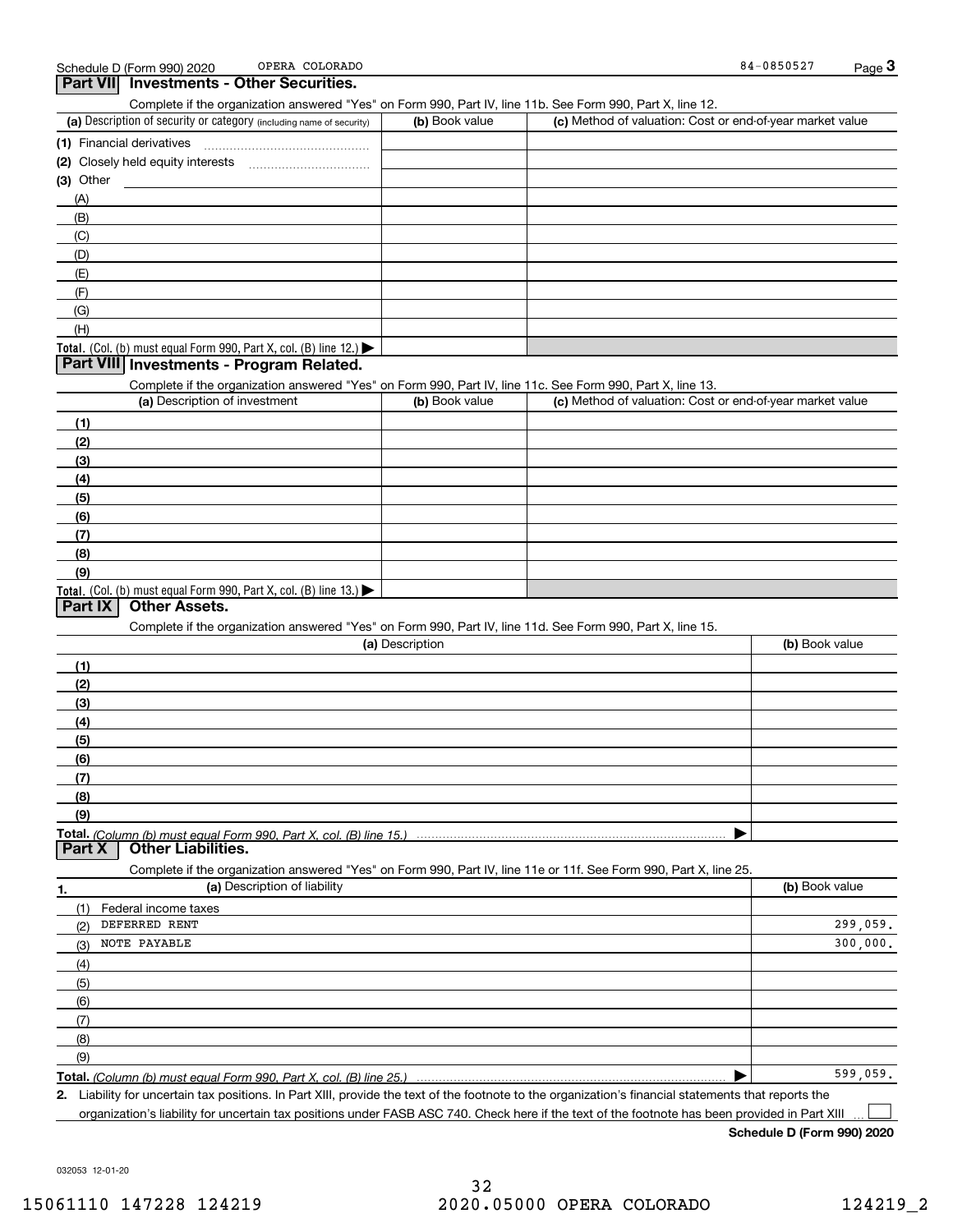Schedule D (Form 990) 2020 OPERA COLORADO 84-0850527 Page 3

## Part VII Investments - Other Securities.

Complete if the organization answered "Yes" on Form 990, Part IV, line 11b. See Form 990, Part X, line 12.

| (a) Description of security or category (including name of security) | (b) Book value | (c) Method of valuation: Cost or end-of-year market value |
|---|---|---|
| (1) Financial derivatives | | |
| (2) Closely held equity interests | | |
| (3) Other | | |
| (A) | | |
| (B) | | |
| (C) | | |
| (D) | | |
| (E) | | |
| (F) | | |
| (G) | | |
| (H) | | |
| **Total.** (Col. (b) must equal Form 990, Part X, col. (B) line 12.) | | |

## Part VIII Investments - Program Related.

Complete if the organization answered "Yes" on Form 990, Part IV, line 11c. See Form 990, Part X, line 13.

| (a) Description of investment | (b) Book value | (c) Method of valuation: Cost or end-of-year market value |
|---|---|---|
| (1) | | |
| (2) | | |
| (3) | | |
| (4) | | |
| (5) | | |
| (6) | | |
| (7) | | |
| (8) | | |
| (9) | | |
| **Total.** (Col. (b) must equal Form 990, Part X, col. (B) line 13.) | | |

## Part IX Other Assets.

Complete if the organization answered "Yes" on Form 990, Part IV, line 11d. See Form 990, Part X, line 15.

| (a) Description | (b) Book value |
|---|---|
| (1) | |
| (2) | |
| (3) | |
| (4) | |
| (5) | |
| (6) | |
| (7) | |
| (8) | |
| (9) | |
| **Total.** *(Column (b) must equal Form 990, Part X, col. (B) line 15.)* | |

## Part X Other Liabilities.

Complete if the organization answered "Yes" on Form 990, Part IV, line 11e or 11f. See Form 990, Part X, line 25.

| 1. (a) Description of liability | (b) Book value |
|---|---|
| (1) Federal income taxes | |
| (2) DEFERRED RENT | 299,059. |
| (3) NOTE PAYABLE | 300,000. |
| (4) | |
| (5) | |
| (6) | |
| (7) | |
| (8) | |
| (9) | |
| **Total.** *(Column (b) must equal Form 990, Part X, col. (B) line 25.)* | 599,059. |

2. Liability for uncertain tax positions. In Part XIII, provide the text of the footnote to the organization's financial statements that reports the organization's liability for uncertain tax positions under FASB ASC 740. Check here if the text of the footnote has been provided in Part XIII ☐

**Schedule D (Form 990) 2020**

032053 12-01-20

15061110 147228 124219 2020.05000 OPERA COLORADO 124219_2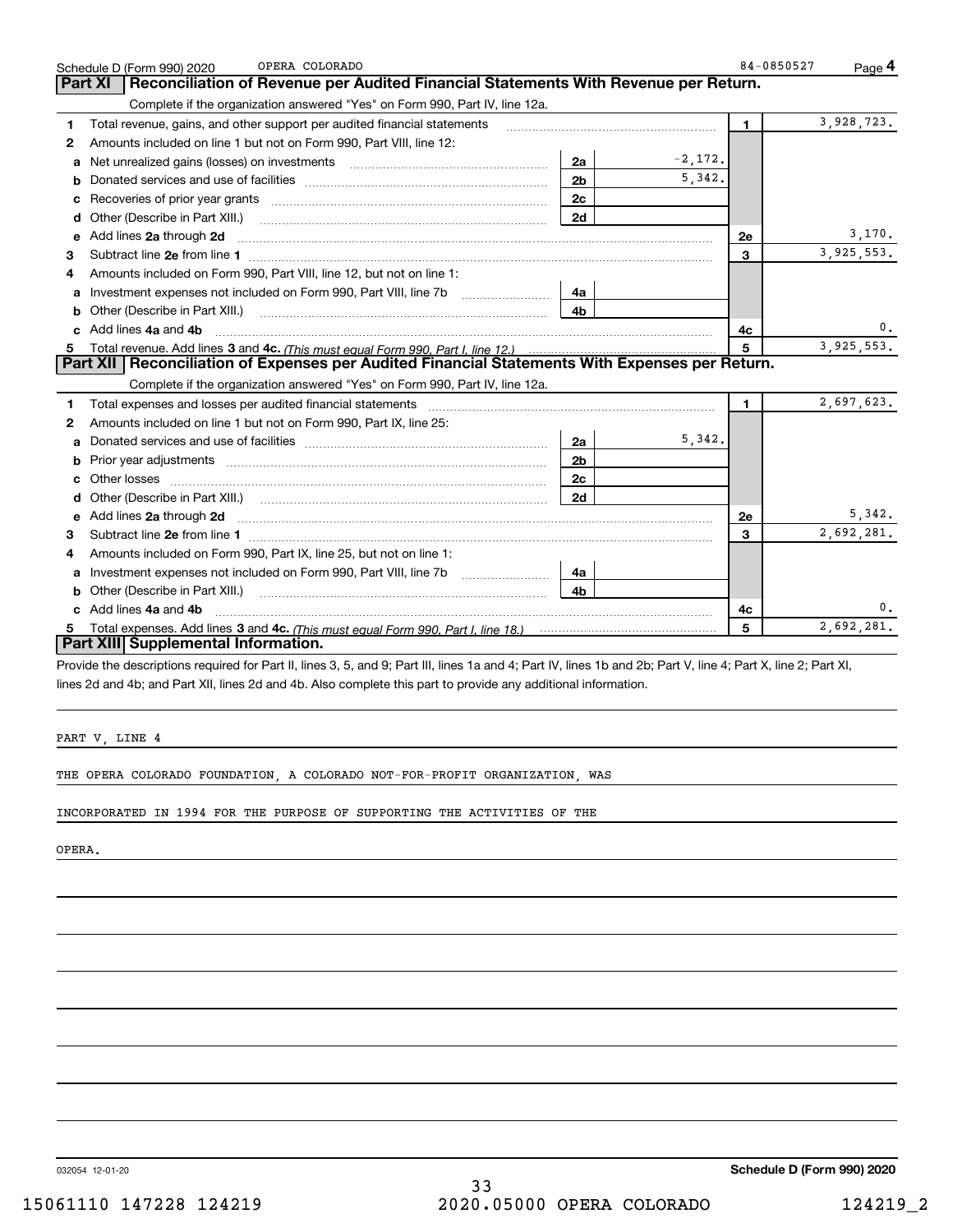Schedule D (Form 990) 2020 OPERA COLORADO 84-0850527 Page 4

## Part XI Reconciliation of Revenue per Audited Financial Statements With Revenue per Return.

Complete if the organization answered "Yes" on Form 990, Part IV, line 12a.

| | | | | | |
|---|---|---|---|---|---|
| 1 | Total revenue, gains, and other support per audited financial statements | | | 1 | 3,928,723. |
| 2 | Amounts included on line 1 but not on Form 990, Part VIII, line 12: | | | | |
| a | Net unrealized gains (losses) on investments | 2a | -2,172. | | |
| b | Donated services and use of facilities | 2b | 5,342. | | |
| c | Recoveries of prior year grants | 2c | | | |
| d | Other (Describe in Part XIII.) | 2d | | | |
| e | Add lines 2a through 2d | | | 2e | 3,170. |
| 3 | Subtract line 2e from line 1 | | | 3 | 3,925,553. |
| 4 | Amounts included on Form 990, Part VIII, line 12, but not on line 1: | | | | |
| a | Investment expenses not included on Form 990, Part VIII, line 7b | 4a | | | |
| b | Other (Describe in Part XIII.) | 4b | | | |
| c | Add lines 4a and 4b | | | 4c | 0. |
| 5 | Total revenue. Add lines 3 and 4c. *(This must equal Form 990, Part I, line 12.)* | | | 5 | 3,925,553. |

## Part XII Reconciliation of Expenses per Audited Financial Statements With Expenses per Return.

Complete if the organization answered "Yes" on Form 990, Part IV, line 12a.

| | | | | | |
|---|---|---|---|---|---|
| 1 | Total expenses and losses per audited financial statements | | | 1 | 2,697,623. |
| 2 | Amounts included on line 1 but not on Form 990, Part IX, line 25: | | | | |
| a | Donated services and use of facilities | 2a | 5,342. | | |
| b | Prior year adjustments | 2b | | | |
| c | Other losses | 2c | | | |
| d | Other (Describe in Part XIII.) | 2d | | | |
| e | Add lines 2a through 2d | | | 2e | 5,342. |
| 3 | Subtract line 2e from line 1 | | | 3 | 2,692,281. |
| 4 | Amounts included on Form 990, Part IX, line 25, but not on line 1: | | | | |
| a | Investment expenses not included on Form 990, Part VIII, line 7b | 4a | | | |
| b | Other (Describe in Part XIII.) | 4b | | | |
| c | Add lines 4a and 4b | | | 4c | 0. |
| 5 | Total expenses. Add lines 3 and 4c. *(This must equal Form 990, Part I, line 18.)* | | | 5 | 2,692,281. |

## Part XIII Supplemental Information.

Provide the descriptions required for Part II, lines 3, 5, and 9; Part III, lines 1a and 4; Part IV, lines 1b and 2b; Part V, line 4; Part X, line 2; Part XI, lines 2d and 4b; and Part XII, lines 2d and 4b. Also complete this part to provide any additional information.

PART V, LINE 4

THE OPERA COLORADO FOUNDATION, A COLORADO NOT-FOR-PROFIT ORGANIZATION, WAS INCORPORATED IN 1994 FOR THE PURPOSE OF SUPPORTING THE ACTIVITIES OF THE OPERA.

032054 12-01-20 Schedule D (Form 990) 2020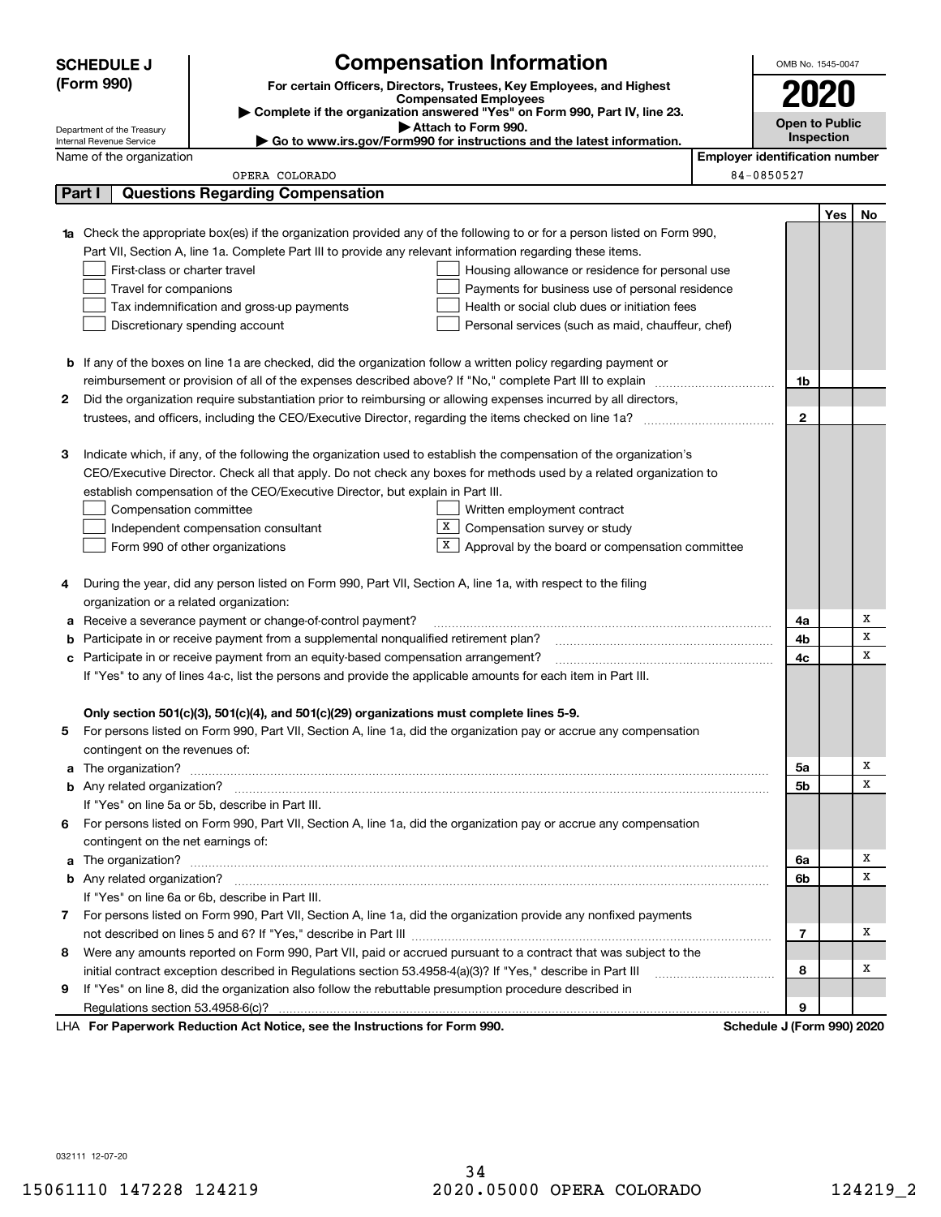**SCHEDULE J (Form 990)**

Department of the Treasury
Internal Revenue Service

# Compensation Information

**For certain Officers, Directors, Trustees, Key Employees, and Highest Compensated Employees**

▶ **Complete if the organization answered "Yes" on Form 990, Part IV, line 23.**

▶ **Attach to Form 990.**

▶ **Go to www.irs.gov/Form990 for instructions and the latest information.**

OMB No. 1545-0047

**2020**

**Open to Public Inspection**

Name of the organization: OPERA COLORADO

**Employer identification number:** 84-0850527

## Part I Questions Regarding Compensation

| | | | Yes | No |
|---|---|---|---|---|
| **1a** | Check the appropriate box(es) if the organization provided any of the following to or for a person listed on Form 990, Part VII, Section A, line 1a. Complete Part III to provide any relevant information regarding these items.<br>☐ First-class or charter travel ☐ Housing allowance or residence for personal use<br>☐ Travel for companions ☐ Payments for business use of personal residence<br>☐ Tax indemnification and gross-up payments ☐ Health or social club dues or initiation fees<br>☐ Discretionary spending account ☐ Personal services (such as maid, chauffeur, chef) | | | |
| **b** | If any of the boxes on line 1a are checked, did the organization follow a written policy regarding payment or reimbursement or provision of all of the expenses described above? If "No," complete Part III to explain | 1b | | |
| **2** | Did the organization require substantiation prior to reimbursing or allowing expenses incurred by all directors, trustees, and officers, including the CEO/Executive Director, regarding the items checked on line 1a? | 2 | | |
| **3** | Indicate which, if any, of the following the organization used to establish the compensation of the organization's CEO/Executive Director. Check all that apply. Do not check any boxes for methods used by a related organization to establish compensation of the CEO/Executive Director, but explain in Part III.<br>☐ Compensation committee ☐ Written employment contract<br>☐ Independent compensation consultant ☒ Compensation survey or study<br>☐ Form 990 of other organizations ☒ Approval by the board or compensation committee | | | |
| **4** | During the year, did any person listed on Form 990, Part VII, Section A, line 1a, with respect to the filing organization or a related organization: | | | |
| **a** | Receive a severance payment or change-of-control payment? | 4a | | X |
| **b** | Participate in or receive payment from a supplemental nonqualified retirement plan? | 4b | | X |
| **c** | Participate in or receive payment from an equity-based compensation arrangement? | 4c | | X |
| | If "Yes" to any of lines 4a-c, list the persons and provide the applicable amounts for each item in Part III. | | | |
| | **Only section 501(c)(3), 501(c)(4), and 501(c)(29) organizations must complete lines 5-9.** | | | |
| **5** | For persons listed on Form 990, Part VII, Section A, line 1a, did the organization pay or accrue any compensation contingent on the revenues of: | | | |
| **a** | The organization? | 5a | | X |
| **b** | Any related organization? | 5b | | X |
| | If "Yes" on line 5a or 5b, describe in Part III. | | | |
| **6** | For persons listed on Form 990, Part VII, Section A, line 1a, did the organization pay or accrue any compensation contingent on the net earnings of: | | | |
| **a** | The organization? | 6a | | X |
| **b** | Any related organization? | 6b | | X |
| | If "Yes" on line 6a or 6b, describe in Part III. | | | |
| **7** | For persons listed on Form 990, Part VII, Section A, line 1a, did the organization provide any nonfixed payments not described on lines 5 and 6? If "Yes," describe in Part III | 7 | | X |
| **8** | Were any amounts reported on Form 990, Part VII, paid or accrued pursuant to a contract that was subject to the initial contract exception described in Regulations section 53.4958-4(a)(3)? If "Yes," describe in Part III | 8 | | X |
| **9** | If "Yes" on line 8, did the organization also follow the rebuttable presumption procedure described in Regulations section 53.4958-6(c)? | 9 | | |

LHA **For Paperwork Reduction Act Notice, see the Instructions for Form 990.** **Schedule J (Form 990) 2020**

032111 12-07-20

15061110 147228 124219 2020.05000 OPERA COLORADO 124219_2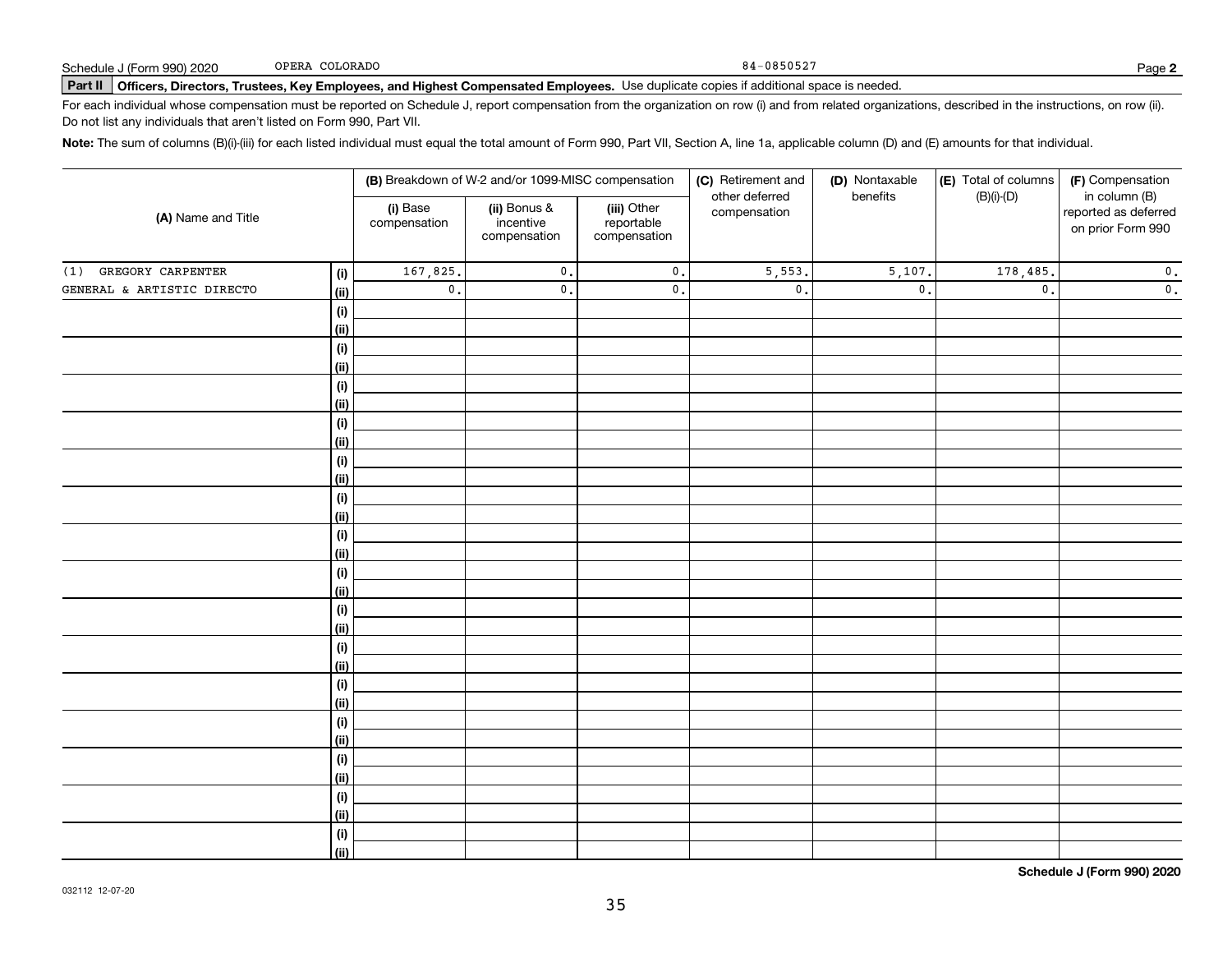Schedule J (Form 990) 2020 OPERA COLORADO 84-0850527 Page **2**

**Part II** **Officers, Directors, Trustees, Key Employees, and Highest Compensated Employees.** Use duplicate copies if additional space is needed.

For each individual whose compensation must be reported on Schedule J, report compensation from the organization on row (i) and from related organizations, described in the instructions, on row (ii). Do not list any individuals that aren't listed on Form 990, Part VII.

**Note:** The sum of columns (B)(i)-(iii) for each listed individual must equal the total amount of Form 990, Part VII, Section A, line 1a, applicable column (D) and (E) amounts for that individual.

| (A) Name and Title | | (B) Breakdown of W-2 and/or 1099-MISC compensation | | | (C) Retirement and other deferred compensation | (D) Nontaxable benefits | (E) Total of columns (B)(i)-(D) | (F) Compensation in column (B) reported as deferred on prior Form 990 |
|---|---|---|---|---|---|---|---|---|
| | | (i) Base compensation | (ii) Bonus & incentive compensation | (iii) Other reportable compensation | | | | |
| (1) GREGORY CARPENTER | (i) | 167,825. | 0. | 0. | 5,553. | 5,107. | 178,485. | 0. |
| GENERAL & ARTISTIC DIRECTO | (ii) | 0. | 0. | 0. | 0. | 0. | 0. | 0. |
| | (i) | | | | | | | |
| | (ii) | | | | | | | |
| | (i) | | | | | | | |
| | (ii) | | | | | | | |
| | (i) | | | | | | | |
| | (ii) | | | | | | | |
| | (i) | | | | | | | |
| | (ii) | | | | | | | |
| | (i) | | | | | | | |
| | (ii) | | | | | | | |
| | (i) | | | | | | | |
| | (ii) | | | | | | | |
| | (i) | | | | | | | |
| | (ii) | | | | | | | |
| | (i) | | | | | | | |
| | (ii) | | | | | | | |
| | (i) | | | | | | | |
| | (ii) | | | | | | | |
| | (i) | | | | | | | |
| | (ii) | | | | | | | |
| | (i) | | | | | | | |
| | (ii) | | | | | | | |
| | (i) | | | | | | | |
| | (ii) | | | | | | | |
| | (i) | | | | | | | |
| | (ii) | | | | | | | |
| | (i) | | | | | | | |
| | (ii) | | | | | | | |
| | (i) | | | | | | | |
| | (ii) | | | | | | | |

**Schedule J (Form 990) 2020**

032112 12-07-20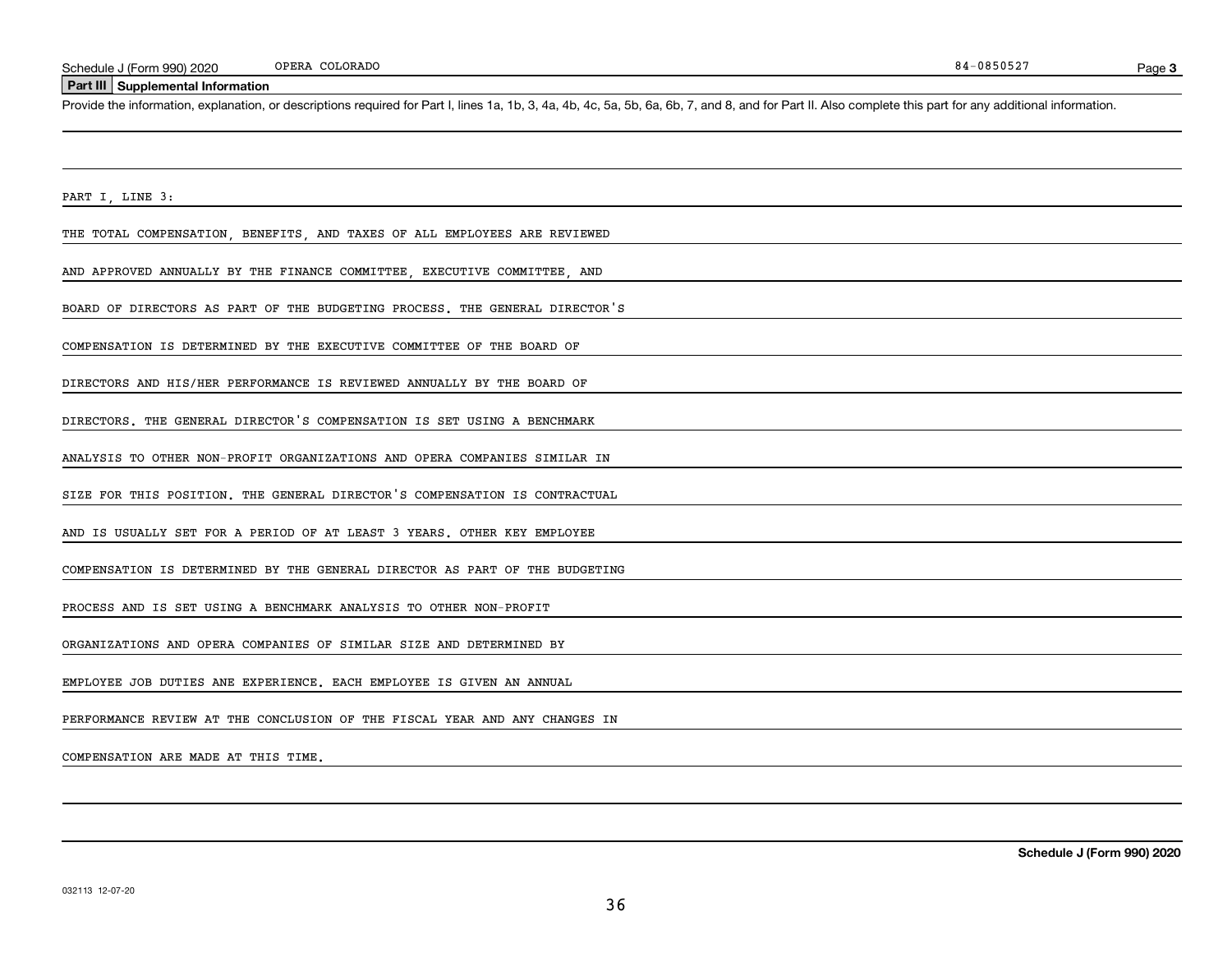Schedule J (Form 990) 2020 OPERA COLORADO 84-0850527 Page **3**

## Part III Supplemental Information

Provide the information, explanation, or descriptions required for Part I, lines 1a, 1b, 3, 4a, 4b, 4c, 5a, 5b, 6a, 6b, 7, and 8, and for Part II. Also complete this part for any additional information.

PART I, LINE 3:

THE TOTAL COMPENSATION, BENEFITS, AND TAXES OF ALL EMPLOYEES ARE REVIEWED AND APPROVED ANNUALLY BY THE FINANCE COMMITTEE, EXECUTIVE COMMITTEE, AND BOARD OF DIRECTORS AS PART OF THE BUDGETING PROCESS. THE GENERAL DIRECTOR'S COMPENSATION IS DETERMINED BY THE EXECUTIVE COMMITTEE OF THE BOARD OF DIRECTORS AND HIS/HER PERFORMANCE IS REVIEWED ANNUALLY BY THE BOARD OF DIRECTORS. THE GENERAL DIRECTOR'S COMPENSATION IS SET USING A BENCHMARK ANALYSIS TO OTHER NON-PROFIT ORGANIZATIONS AND OPERA COMPANIES SIMILAR IN SIZE FOR THIS POSITION. THE GENERAL DIRECTOR'S COMPENSATION IS CONTRACTUAL AND IS USUALLY SET FOR A PERIOD OF AT LEAST 3 YEARS. OTHER KEY EMPLOYEE COMPENSATION IS DETERMINED BY THE GENERAL DIRECTOR AS PART OF THE BUDGETING PROCESS AND IS SET USING A BENCHMARK ANALYSIS TO OTHER NON-PROFIT ORGANIZATIONS AND OPERA COMPANIES OF SIMILAR SIZE AND DETERMINED BY EMPLOYEE JOB DUTIES ANE EXPERIENCE. EACH EMPLOYEE IS GIVEN AN ANNUAL PERFORMANCE REVIEW AT THE CONCLUSION OF THE FISCAL YEAR AND ANY CHANGES IN COMPENSATION ARE MADE AT THIS TIME.

**Schedule J (Form 990) 2020**

032113 12-07-20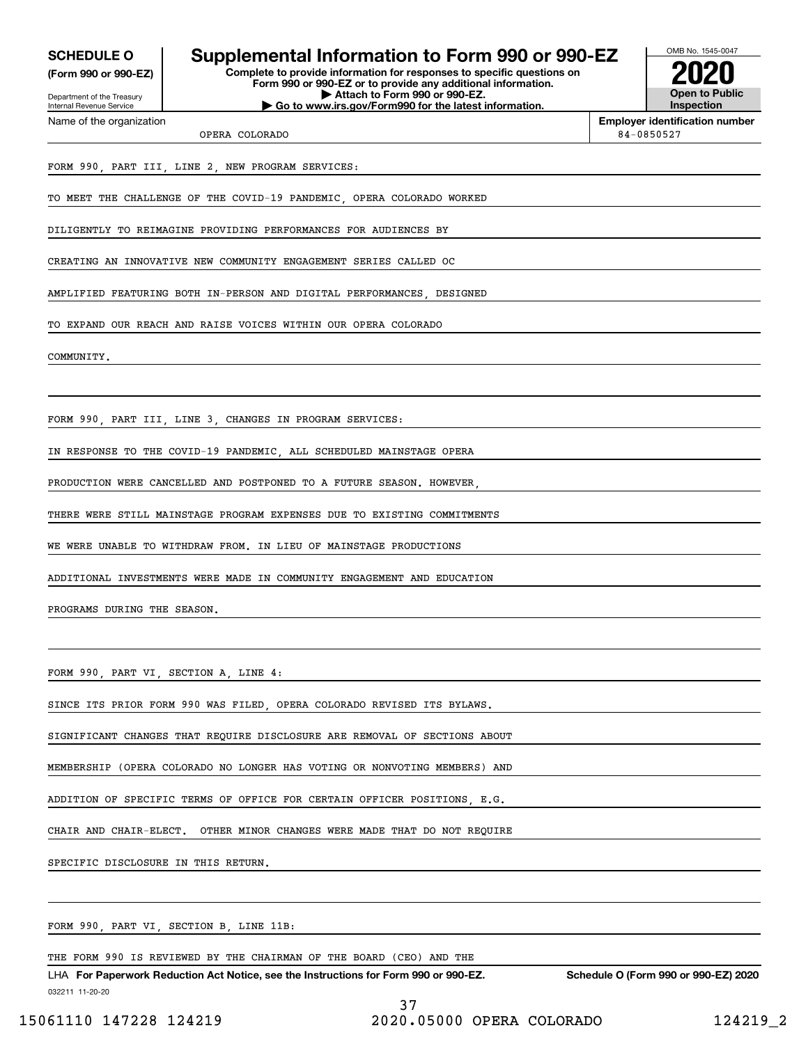**SCHEDULE O**
**(Form 990 or 990-EZ)**

Department of the Treasury
Internal Revenue Service

# Supplemental Information to Form 990 or 990-EZ

**Complete to provide information for responses to specific questions on Form 990 or 990-EZ or to provide any additional information.**
**▶ Attach to Form 990 or 990-EZ.**
**▶ Go to www.irs.gov/Form990 for the latest information.**

OMB No. 1545-0047

**2020**

**Open to Public Inspection**

Name of the organization: OPERA COLORADO

**Employer identification number:** 84-0850527

FORM 990, PART III, LINE 2, NEW PROGRAM SERVICES:

TO MEET THE CHALLENGE OF THE COVID-19 PANDEMIC, OPERA COLORADO WORKED DILIGENTLY TO REIMAGINE PROVIDING PERFORMANCES FOR AUDIENCES BY CREATING AN INNOVATIVE NEW COMMUNITY ENGAGEMENT SERIES CALLED OC AMPLIFIED FEATURING BOTH IN-PERSON AND DIGITAL PERFORMANCES, DESIGNED TO EXPAND OUR REACH AND RAISE VOICES WITHIN OUR OPERA COLORADO COMMUNITY.

FORM 990, PART III, LINE 3, CHANGES IN PROGRAM SERVICES:

IN RESPONSE TO THE COVID-19 PANDEMIC, ALL SCHEDULED MAINSTAGE OPERA PRODUCTION WERE CANCELLED AND POSTPONED TO A FUTURE SEASON. HOWEVER, THERE WERE STILL MAINSTAGE PROGRAM EXPENSES DUE TO EXISTING COMMITMENTS WE WERE UNABLE TO WITHDRAW FROM. IN LIEU OF MAINSTAGE PRODUCTIONS ADDITIONAL INVESTMENTS WERE MADE IN COMMUNITY ENGAGEMENT AND EDUCATION PROGRAMS DURING THE SEASON.

FORM 990, PART VI, SECTION A, LINE 4:

SINCE ITS PRIOR FORM 990 WAS FILED, OPERA COLORADO REVISED ITS BYLAWS. SIGNIFICANT CHANGES THAT REQUIRE DISCLOSURE ARE REMOVAL OF SECTIONS ABOUT MEMBERSHIP (OPERA COLORADO NO LONGER HAS VOTING OR NONVOTING MEMBERS) AND ADDITION OF SPECIFIC TERMS OF OFFICE FOR CERTAIN OFFICER POSITIONS, E.G. CHAIR AND CHAIR-ELECT. OTHER MINOR CHANGES WERE MADE THAT DO NOT REQUIRE SPECIFIC DISCLOSURE IN THIS RETURN.

FORM 990, PART VI, SECTION B, LINE 11B:

THE FORM 990 IS REVIEWED BY THE CHAIRMAN OF THE BOARD (CEO) AND THE

LHA **For Paperwork Reduction Act Notice, see the Instructions for Form 990 or 990-EZ.** **Schedule O (Form 990 or 990-EZ) 2020**

032211 11-20-20

15061110 147228 124219 2020.05000 OPERA COLORADO 124219_2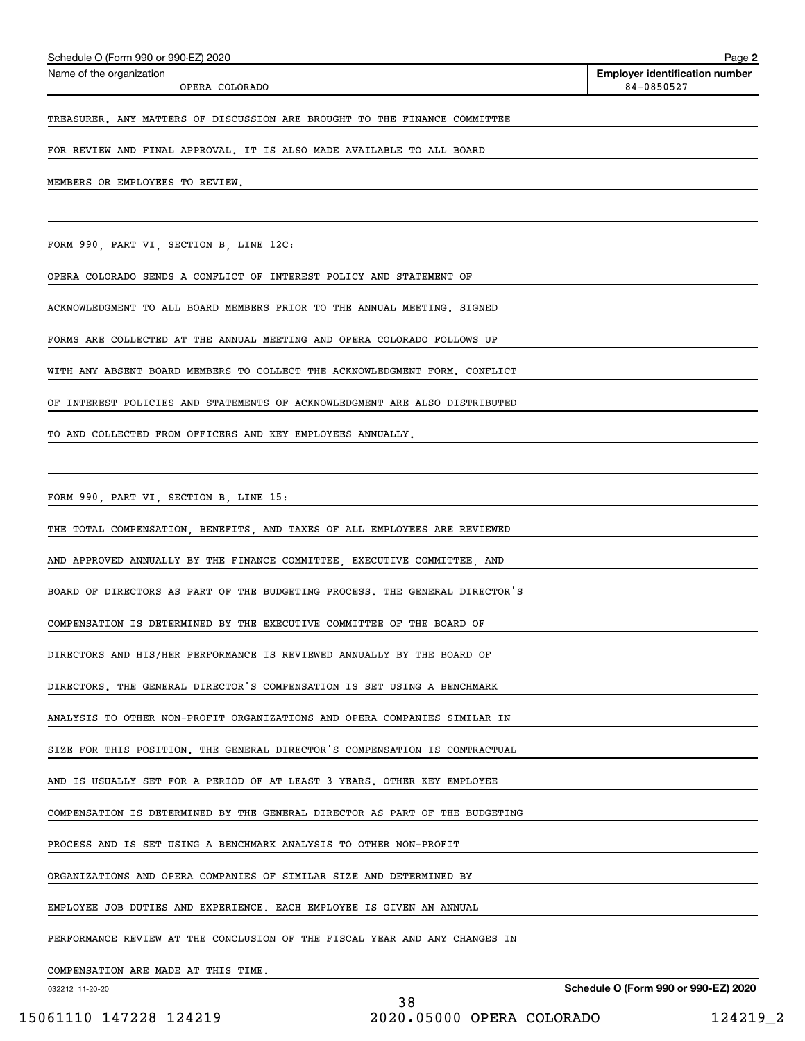Schedule O (Form 990 or 990-EZ) 2020

Name of the organization: OPERA COLORADO

Employer identification number: 84-0850527

TREASURER. ANY MATTERS OF DISCUSSION ARE BROUGHT TO THE FINANCE COMMITTEE FOR REVIEW AND FINAL APPROVAL. IT IS ALSO MADE AVAILABLE TO ALL BOARD MEMBERS OR EMPLOYEES TO REVIEW.

FORM 990, PART VI, SECTION B, LINE 12C:

OPERA COLORADO SENDS A CONFLICT OF INTEREST POLICY AND STATEMENT OF ACKNOWLEDGMENT TO ALL BOARD MEMBERS PRIOR TO THE ANNUAL MEETING. SIGNED FORMS ARE COLLECTED AT THE ANNUAL MEETING AND OPERA COLORADO FOLLOWS UP WITH ANY ABSENT BOARD MEMBERS TO COLLECT THE ACKNOWLEDGMENT FORM. CONFLICT OF INTEREST POLICIES AND STATEMENTS OF ACKNOWLEDGMENT ARE ALSO DISTRIBUTED TO AND COLLECTED FROM OFFICERS AND KEY EMPLOYEES ANNUALLY.

FORM 990, PART VI, SECTION B, LINE 15:

THE TOTAL COMPENSATION, BENEFITS, AND TAXES OF ALL EMPLOYEES ARE REVIEWED AND APPROVED ANNUALLY BY THE FINANCE COMMITTEE, EXECUTIVE COMMITTEE, AND BOARD OF DIRECTORS AS PART OF THE BUDGETING PROCESS. THE GENERAL DIRECTOR'S COMPENSATION IS DETERMINED BY THE EXECUTIVE COMMITTEE OF THE BOARD OF DIRECTORS AND HIS/HER PERFORMANCE IS REVIEWED ANNUALLY BY THE BOARD OF DIRECTORS. THE GENERAL DIRECTOR'S COMPENSATION IS SET USING A BENCHMARK ANALYSIS TO OTHER NON-PROFIT ORGANIZATIONS AND OPERA COMPANIES SIMILAR IN SIZE FOR THIS POSITION. THE GENERAL DIRECTOR'S COMPENSATION IS CONTRACTUAL AND IS USUALLY SET FOR A PERIOD OF AT LEAST 3 YEARS. OTHER KEY EMPLOYEE COMPENSATION IS DETERMINED BY THE GENERAL DIRECTOR AS PART OF THE BUDGETING PROCESS AND IS SET USING A BENCHMARK ANALYSIS TO OTHER NON-PROFIT ORGANIZATIONS AND OPERA COMPANIES OF SIMILAR SIZE AND DETERMINED BY EMPLOYEE JOB DUTIES AND EXPERIENCE. EACH EMPLOYEE IS GIVEN AN ANNUAL PERFORMANCE REVIEW AT THE CONCLUSION OF THE FISCAL YEAR AND ANY CHANGES IN COMPENSATION ARE MADE AT THIS TIME.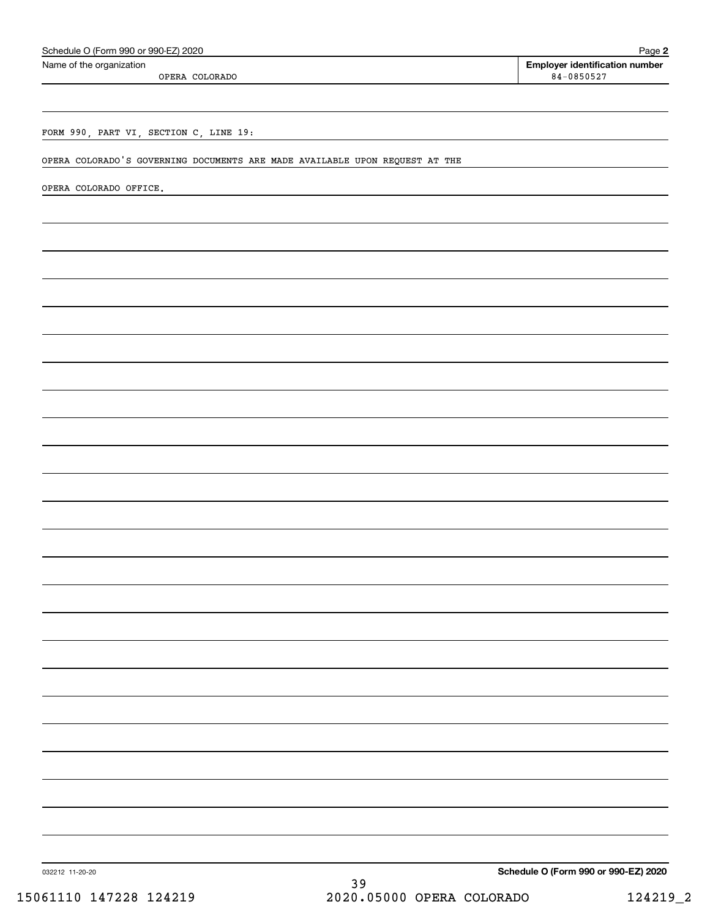Schedule O (Form 990 or 990-EZ) 2020 Page **2**

Name of the organization: OPERA COLORADO

**Employer identification number**: 84-0850527

FORM 990, PART VI, SECTION C, LINE 19:

OPERA COLORADO'S GOVERNING DOCUMENTS ARE MADE AVAILABLE UPON REQUEST AT THE OPERA COLORADO OFFICE.

032212 11-20-20

**Schedule O (Form 990 or 990-EZ) 2020**

15061110 147228 124219 2020.05000 OPERA COLORADO 124219_2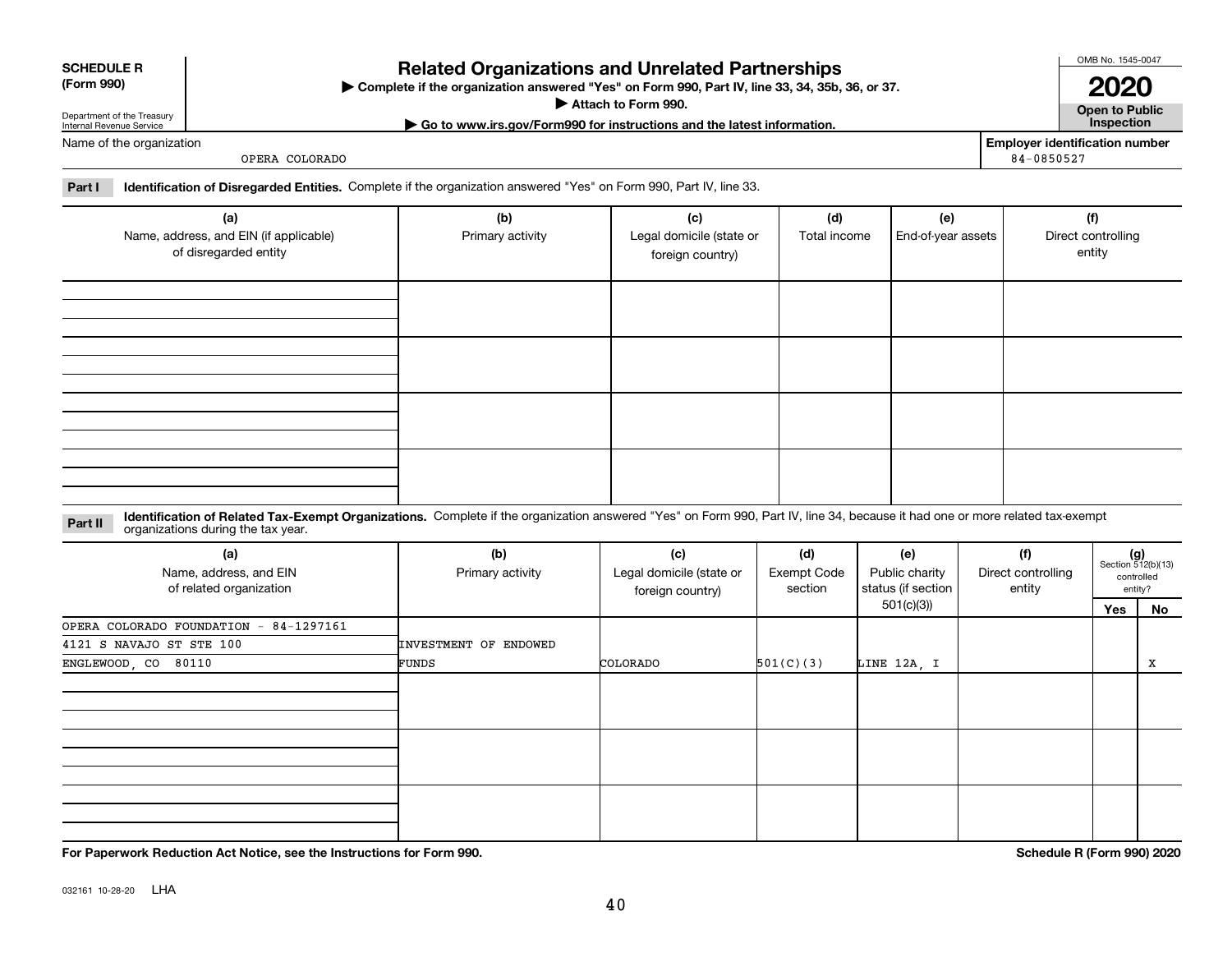**SCHEDULE R (Form 990)**

Department of the Treasury
Internal Revenue Service

# Related Organizations and Unrelated Partnerships

▶ Complete if the organization answered "Yes" on Form 990, Part IV, line 33, 34, 35b, 36, or 37.
▶ Attach to Form 990.
▶ Go to www.irs.gov/Form990 for instructions and the latest information.

OMB No. 1545-0047
**2020**
**Open to Public Inspection**

Name of the organization: OPERA COLORADO

Employer identification number: 84-0850527

**Part I** **Identification of Disregarded Entities.** Complete if the organization answered "Yes" on Form 990, Part IV, line 33.

| (a) Name, address, and EIN (if applicable) of disregarded entity | (b) Primary activity | (c) Legal domicile (state or foreign country) | (d) Total income | (e) End-of-year assets | (f) Direct controlling entity |
|---|---|---|---|---|---|
| | | | | | |
| | | | | | |
| | | | | | |
| | | | | | |

**Part II** **Identification of Related Tax-Exempt Organizations.** Complete if the organization answered "Yes" on Form 990, Part IV, line 34, because it had one or more related tax-exempt organizations during the tax year.

| (a) Name, address, and EIN of related organization | (b) Primary activity | (c) Legal domicile (state or foreign country) | (d) Exempt Code section | (e) Public charity status (if section 501(c)(3)) | (f) Direct controlling entity | (g) Section 512(b)(13) controlled entity? Yes | No |
|---|---|---|---|---|---|---|---|
| OPERA COLORADO FOUNDATION - 84-1297161<br>4121 S NAVAJO ST STE 100<br>ENGLEWOOD, CO 80110 | INVESTMENT OF ENDOWED FUNDS | COLORADO | 501(C)(3) | LINE 12A, I | | | X |
| | | | | | | | |
| | | | | | | | |
| | | | | | | | |

**For Paperwork Reduction Act Notice, see the Instructions for Form 990.** **Schedule R (Form 990) 2020**

032161 10-28-20 LHA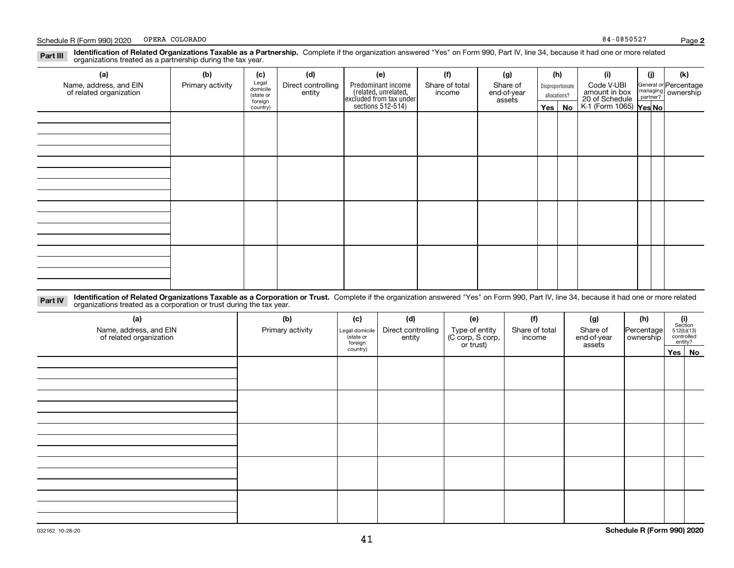Schedule R (Form 990) 2020 OPERA COLORADO 84-0850527 Page **2**

**Part III** **Identification of Related Organizations Taxable as a Partnership.** Complete if the organization answered "Yes" on Form 990, Part IV, line 34, because it had one or more related organizations treated as a partnership during the tax year.

| (a) Name, address, and EIN of related organization | (b) Primary activity | (c) Legal domicile (state or foreign country) | (d) Direct controlling entity | (e) Predominant income (related, unrelated, excluded from tax under sections 512-514) | (f) Share of total income | (g) Share of end-of-year assets | (h) Disproportionate allocations? Yes | (h) No | (i) Code V-UBI amount in box 20 of Schedule K-1 (Form 1065) | (j) General or managing partner? Yes | (j) No | (k) Percentage ownership |
|---|---|---|---|---|---|---|---|---|---|---|---|---|
| | | | | | | | | | | | | |
| | | | | | | | | | | | | |
| | | | | | | | | | | | | |
| | | | | | | | | | | | | |

**Part IV** **Identification of Related Organizations Taxable as a Corporation or Trust.** Complete if the organization answered "Yes" on Form 990, Part IV, line 34, because it had one or more related organizations treated as a corporation or trust during the tax year.

| (a) Name, address, and EIN of related organization | (b) Primary activity | (c) Legal domicile (state or foreign country) | (d) Direct controlling entity | (e) Type of entity (C corp, S corp, or trust) | (f) Share of total income | (g) Share of end-of-year assets | (h) Percentage ownership | (i) Section 512(b)(13) controlled entity? Yes | (i) No |
|---|---|---|---|---|---|---|---|---|---|
| | | | | | | | | | |
| | | | | | | | | | |
| | | | | | | | | | |
| | | | | | | | | | |
| | | | | | | | | | |

032162 10-28-20 **Schedule R (Form 990) 2020**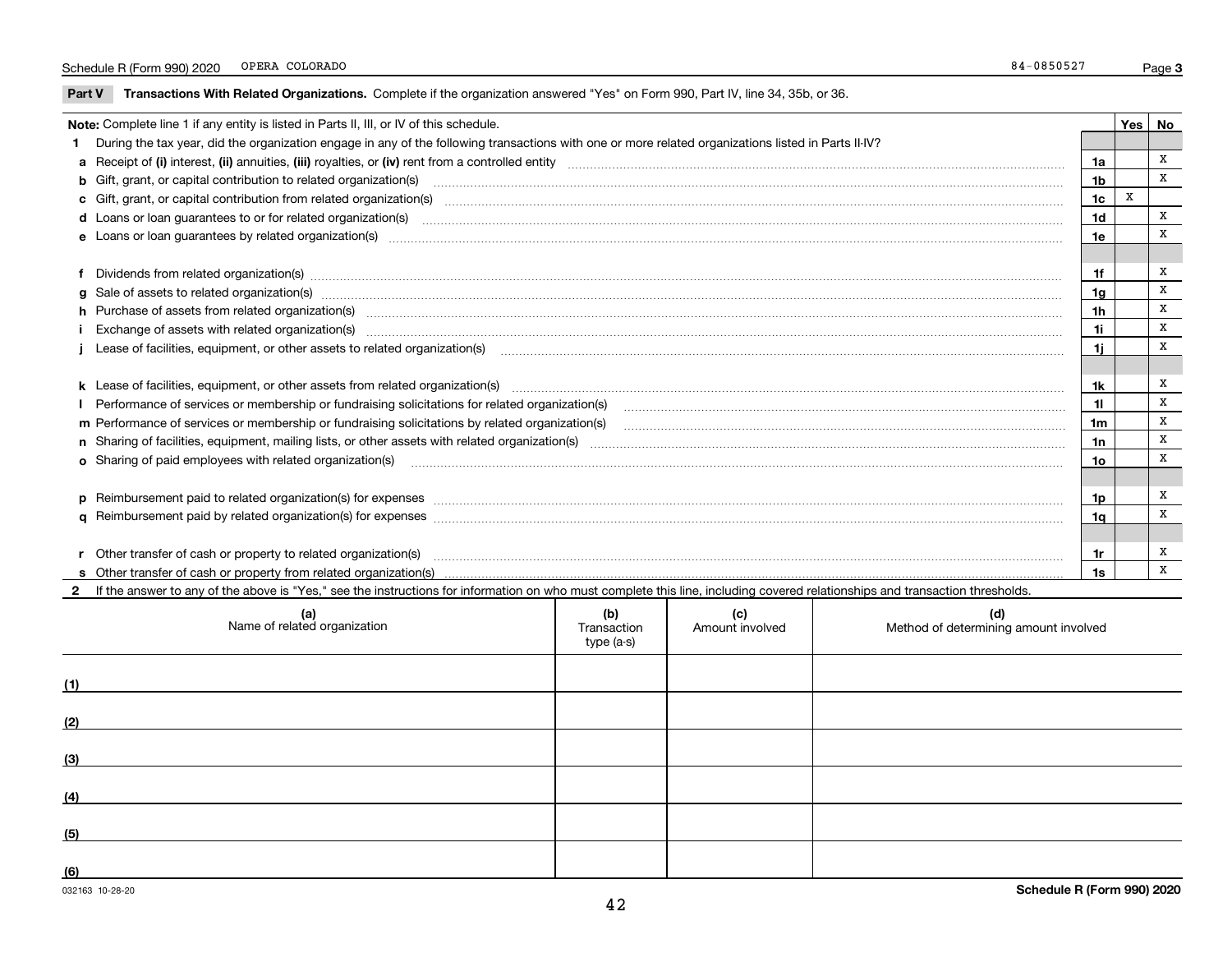Schedule R (Form 990) 2020 OPERA COLORADO 84-0850527 Page 3

## Part V Transactions With Related Organizations. Complete if the organization answered "Yes" on Form 990, Part IV, line 34, 35b, or 36.

| | | | Yes | No |
|---|---|---|---|---|
| **Note:** Complete line 1 if any entity is listed in Parts II, III, or IV of this schedule. | | | | |
| **1** | During the tax year, did the organization engage in any of the following transactions with one or more related organizations listed in Parts II-IV? | | | |
| **a** | Receipt of **(i)** interest, **(ii)** annuities, **(iii)** royalties, or **(iv)** rent from a controlled entity | **1a** | | X |
| **b** | Gift, grant, or capital contribution to related organization(s) | **1b** | | X |
| **c** | Gift, grant, or capital contribution from related organization(s) | **1c** | X | |
| **d** | Loans or loan guarantees to or for related organization(s) | **1d** | | X |
| **e** | Loans or loan guarantees by related organization(s) | **1e** | | X |
| **f** | Dividends from related organization(s) | **1f** | | X |
| **g** | Sale of assets to related organization(s) | **1g** | | X |
| **h** | Purchase of assets from related organization(s) | **1h** | | X |
| **i** | Exchange of assets with related organization(s) | **1i** | | X |
| **j** | Lease of facilities, equipment, or other assets to related organization(s) | **1j** | | X |
| **k** | Lease of facilities, equipment, or other assets from related organization(s) | **1k** | | X |
| **l** | Performance of services or membership or fundraising solicitations for related organization(s) | **1l** | | X |
| **m** | Performance of services or membership or fundraising solicitations by related organization(s) | **1m** | | X |
| **n** | Sharing of facilities, equipment, mailing lists, or other assets with related organization(s) | **1n** | | X |
| **o** | Sharing of paid employees with related organization(s) | **1o** | | X |
| **p** | Reimbursement paid to related organization(s) for expenses | **1p** | | X |
| **q** | Reimbursement paid by related organization(s) for expenses | **1q** | | X |
| **r** | Other transfer of cash or property to related organization(s) | **1r** | | X |
| **s** | Other transfer of cash or property from related organization(s) | **1s** | | X |

**2** If the answer to any of the above is "Yes," see the instructions for information on who must complete this line, including covered relationships and transaction thresholds.

| | (a) Name of related organization | (b) Transaction type (a-s) | (c) Amount involved | (d) Method of determining amount involved |
|---|---|---|---|---|
| (1) | | | | |
| (2) | | | | |
| (3) | | | | |
| (4) | | | | |
| (5) | | | | |
| (6) | | | | |

032163 10-28-20 **Schedule R (Form 990) 2020**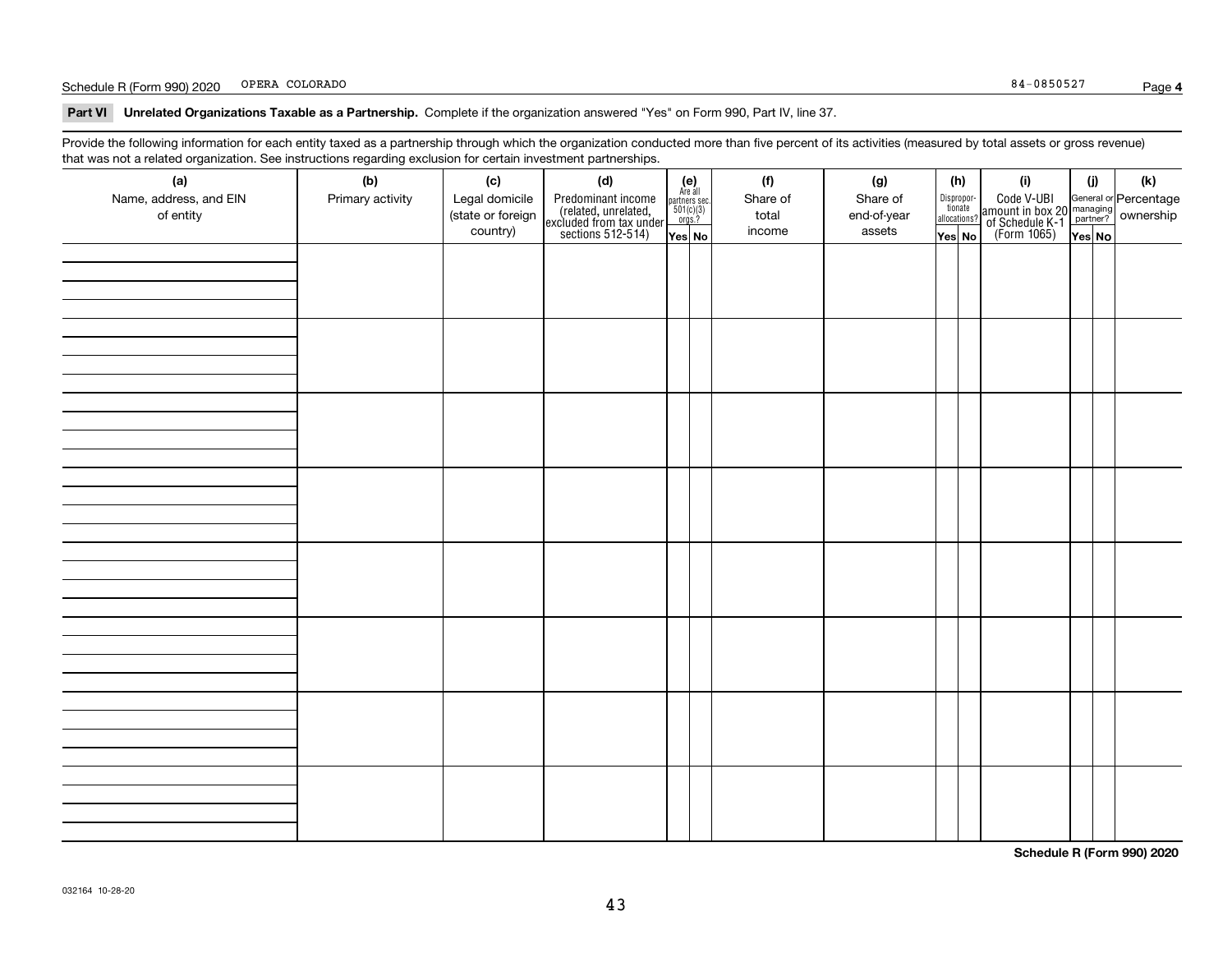Schedule R (Form 990) 2020 OPERA COLORADO 84-0850527 Page **4**

**Part VI Unrelated Organizations Taxable as a Partnership.** Complete if the organization answered "Yes" on Form 990, Part IV, line 37.

Provide the following information for each entity taxed as a partnership through which the organization conducted more than five percent of its activities (measured by total assets or gross revenue) that was not a related organization. See instructions regarding exclusion for certain investment partnerships.

| (a) Name, address, and EIN of entity | (b) Primary activity | (c) Legal domicile (state or foreign country) | (d) Predominant income (related, unrelated, excluded from tax under sections 512-514) | (e) Are all partners sec. 501(c)(3) orgs.? Yes | No | (f) Share of total income | (g) Share of end-of-year assets | (h) Disproportionate allocations? Yes | No | (i) Code V-UBI amount in box 20 of Schedule K-1 (Form 1065) | (j) General or managing partner? Yes | No | (k) Percentage ownership |
|---|---|---|---|---|---|---|---|---|---|---|---|---|---|
| | | | | | | | | | | | | | |
| | | | | | | | | | | | | | |
| | | | | | | | | | | | | | |
| | | | | | | | | | | | | | |
| | | | | | | | | | | | | | |
| | | | | | | | | | | | | | |
| | | | | | | | | | | | | | |
| | | | | | | | | | | | | | |

**Schedule R (Form 990) 2020**

032164 10-28-20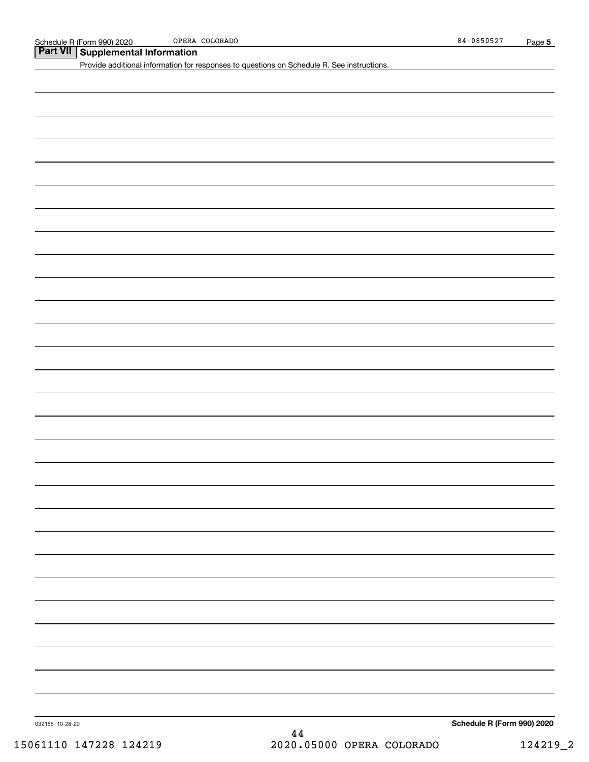## Part VII Supplemental Information

Provide additional information for responses to questions on Schedule R. See instructions.